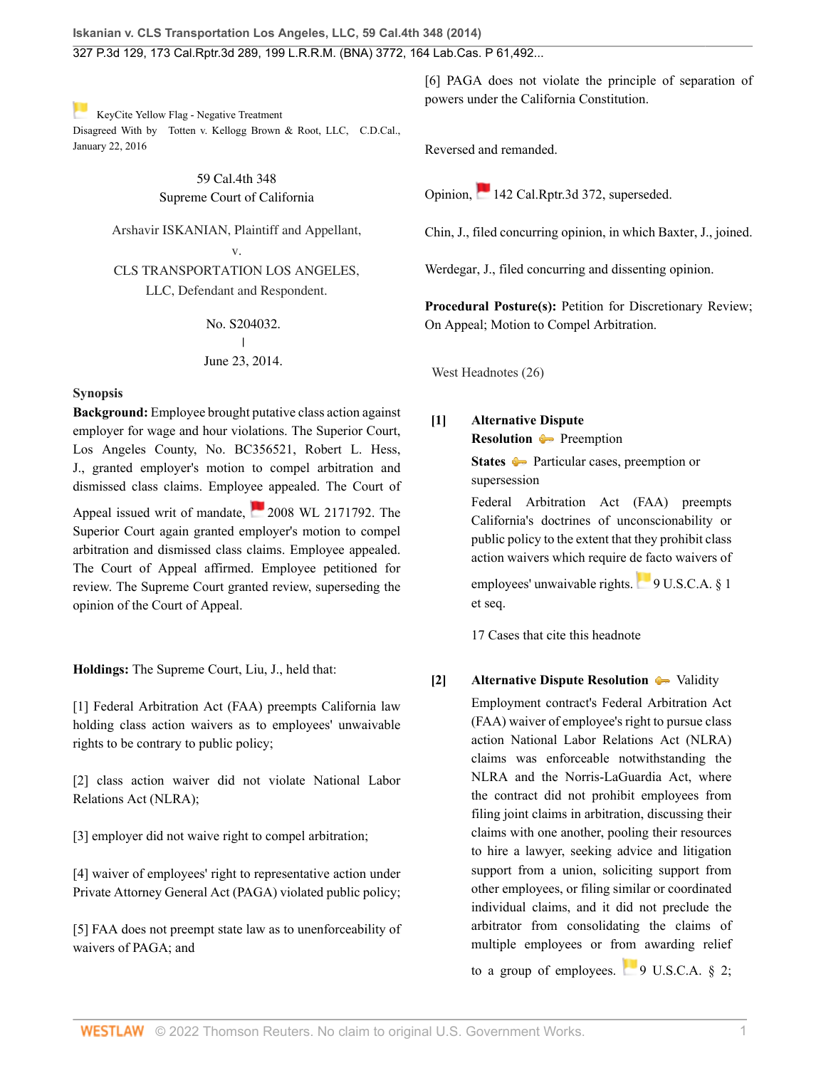KeyCite Yellow Flag - Negative Treatment
Disagreed With by Totten v. Kellogg Brown & Root, LLC, C.D.Cal., January 22, 2016

59 Cal.4th 348
Supreme Court of California

Arshavir ISKANIAN, Plaintiff and Appellant,
v.
CLS TRANSPORTATION LOS ANGELES, LLC, Defendant and Respondent.

No. S204032.
|
June 23, 2014.

**Synopsis**

**Background:** Employee brought putative class action against employer for wage and hour violations. The Superior Court, Los Angeles County, No. BC356521, Robert L. Hess, J., granted employer's motion to compel arbitration and dismissed class claims. Employee appealed. The Court of Appeal issued writ of mandate, 2008 WL 2171792. The Superior Court again granted employer's motion to compel arbitration and dismissed class claims. Employee appealed. The Court of Appeal affirmed. Employee petitioned for review. The Supreme Court granted review, superseding the opinion of the Court of Appeal.

**Holdings:** The Supreme Court, Liu, J., held that:

[1] Federal Arbitration Act (FAA) preempts California law holding class action waivers as to employees' unwaivable rights to be contrary to public policy;

[2] class action waiver did not violate National Labor Relations Act (NLRA);

[3] employer did not waive right to compel arbitration;

[4] waiver of employees' right to representative action under Private Attorney General Act (PAGA) violated public policy;

[5] FAA does not preempt state law as to unenforceability of waivers of PAGA; and

[6] PAGA does not violate the principle of separation of powers under the California Constitution.

Reversed and remanded.

Opinion, 142 Cal.Rptr.3d 372, superseded.

Chin, J., filed concurring opinion, in which Baxter, J., joined.

Werdegar, J., filed concurring and dissenting opinion.

**Procedural Posture(s):** Petition for Discretionary Review; On Appeal; Motion to Compel Arbitration.

West Headnotes (26)

**[1]** **Alternative Dispute Resolution** Preemption
**States** Particular cases, preemption or supersession

Federal Arbitration Act (FAA) preempts California's doctrines of unconscionability or public policy to the extent that they prohibit class action waivers which require de facto waivers of employees' unwaivable rights. 9 U.S.C.A. § 1 et seq.

17 Cases that cite this headnote

**[2]** **Alternative Dispute Resolution** Validity

Employment contract's Federal Arbitration Act (FAA) waiver of employee's right to pursue class action National Labor Relations Act (NLRA) claims was enforceable notwithstanding the NLRA and the Norris-LaGuardia Act, where the contract did not prohibit employees from filing joint claims in arbitration, discussing their claims with one another, pooling their resources to hire a lawyer, seeking advice and litigation support from a union, soliciting support from other employees, or filing similar or coordinated individual claims, and it did not preclude the arbitrator from consolidating the claims of multiple employees or from awarding relief to a group of employees. 9 U.S.C.A. § 2;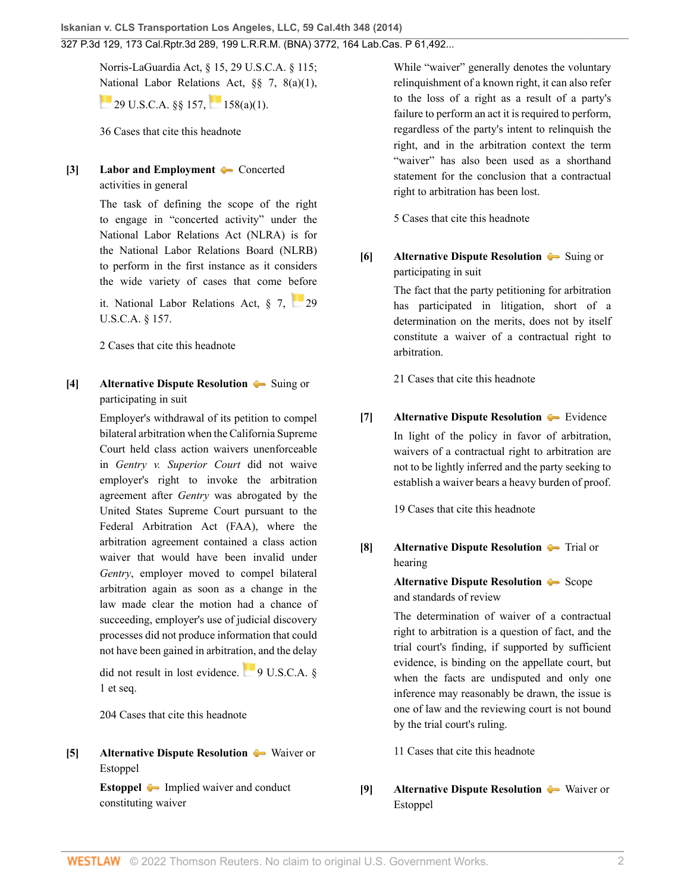Norris-LaGuardia Act, § 15, 29 U.S.C.A. § 115; National Labor Relations Act, §§ 7, 8(a)(1), 29 U.S.C.A. §§ 157, 158(a)(1).

36 Cases that cite this headnote

**[3]** **Labor and Employment** Concerted activities in general

The task of defining the scope of the right to engage in "concerted activity" under the National Labor Relations Act (NLRA) is for the National Labor Relations Board (NLRB) to perform in the first instance as it considers the wide variety of cases that come before it. National Labor Relations Act, § 7, 29 U.S.C.A. § 157.

2 Cases that cite this headnote

**[4]** **Alternative Dispute Resolution** Suing or participating in suit

Employer's withdrawal of its petition to compel bilateral arbitration when the California Supreme Court held class action waivers unenforceable in *Gentry v. Superior Court* did not waive employer's right to invoke the arbitration agreement after *Gentry* was abrogated by the United States Supreme Court pursuant to the Federal Arbitration Act (FAA), where the arbitration agreement contained a class action waiver that would have been invalid under *Gentry*, employer moved to compel bilateral arbitration again as soon as a change in the law made clear the motion had a chance of succeeding, employer's use of judicial discovery processes did not produce information that could not have been gained in arbitration, and the delay did not result in lost evidence. 9 U.S.C.A. § 1 et seq.

204 Cases that cite this headnote

**[5]** **Alternative Dispute Resolution** Waiver or Estoppel

**Estoppel** Implied waiver and conduct constituting waiver

While "waiver" generally denotes the voluntary relinquishment of a known right, it can also refer to the loss of a right as a result of a party's failure to perform an act it is required to perform, regardless of the party's intent to relinquish the right, and in the arbitration context the term "waiver" has also been used as a shorthand statement for the conclusion that a contractual right to arbitration has been lost.

5 Cases that cite this headnote

**[6]** **Alternative Dispute Resolution** Suing or participating in suit

The fact that the party petitioning for arbitration has participated in litigation, short of a determination on the merits, does not by itself constitute a waiver of a contractual right to arbitration.

21 Cases that cite this headnote

**[7]** **Alternative Dispute Resolution** Evidence

In light of the policy in favor of arbitration, waivers of a contractual right to arbitration are not to be lightly inferred and the party seeking to establish a waiver bears a heavy burden of proof.

19 Cases that cite this headnote

**[8]** **Alternative Dispute Resolution** Trial or hearing

**Alternative Dispute Resolution** Scope and standards of review

The determination of waiver of a contractual right to arbitration is a question of fact, and the trial court's finding, if supported by sufficient evidence, is binding on the appellate court, but when the facts are undisputed and only one inference may reasonably be drawn, the issue is one of law and the reviewing court is not bound by the trial court's ruling.

11 Cases that cite this headnote

**[9]** **Alternative Dispute Resolution** Waiver or Estoppel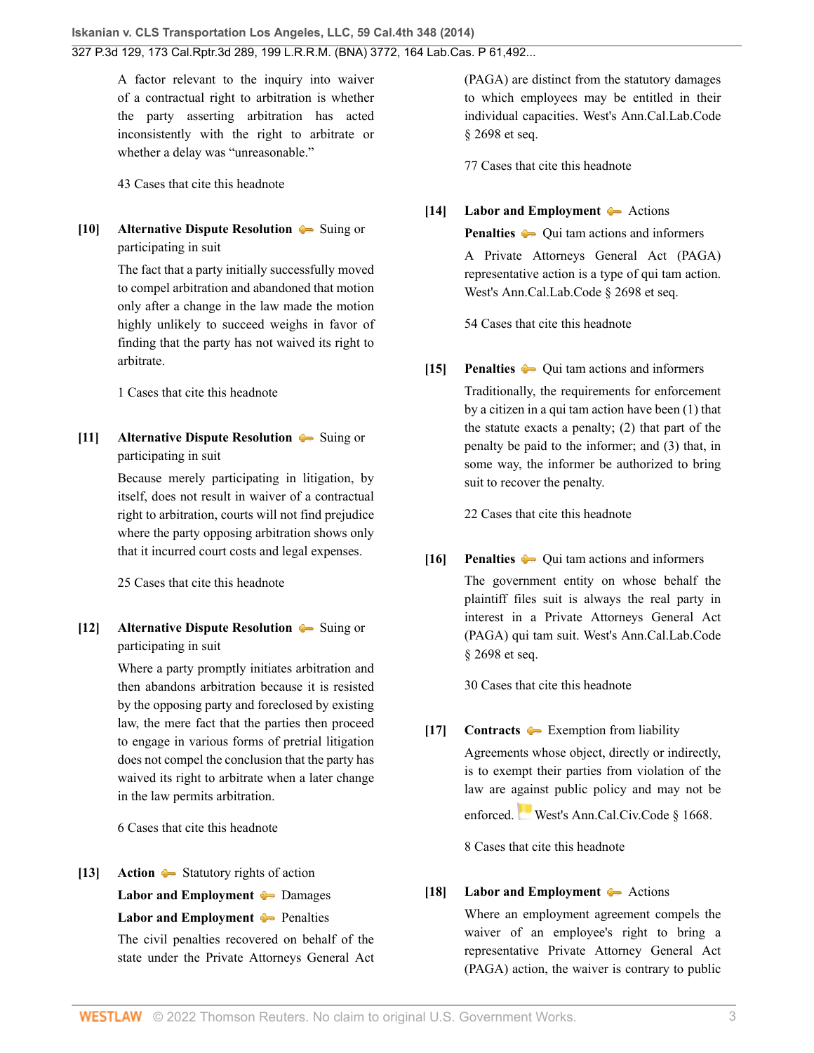A factor relevant to the inquiry into waiver of a contractual right to arbitration is whether the party asserting arbitration has acted inconsistently with the right to arbitrate or whether a delay was "unreasonable."

43 Cases that cite this headnote

**[10]** **Alternative Dispute Resolution** Suing or participating in suit

The fact that a party initially successfully moved to compel arbitration and abandoned that motion only after a change in the law made the motion highly unlikely to succeed weighs in favor of finding that the party has not waived its right to arbitrate.

1 Cases that cite this headnote

**[11]** **Alternative Dispute Resolution** Suing or participating in suit

Because merely participating in litigation, by itself, does not result in waiver of a contractual right to arbitration, courts will not find prejudice where the party opposing arbitration shows only that it incurred court costs and legal expenses.

25 Cases that cite this headnote

**[12]** **Alternative Dispute Resolution** Suing or participating in suit

Where a party promptly initiates arbitration and then abandons arbitration because it is resisted by the opposing party and foreclosed by existing law, the mere fact that the parties then proceed to engage in various forms of pretrial litigation does not compel the conclusion that the party has waived its right to arbitrate when a later change in the law permits arbitration.

6 Cases that cite this headnote

**[13]** **Action** Statutory rights of action
**Labor and Employment** Damages
**Labor and Employment** Penalties

The civil penalties recovered on behalf of the state under the Private Attorneys General Act (PAGA) are distinct from the statutory damages to which employees may be entitled in their individual capacities. West's Ann.Cal.Lab.Code § 2698 et seq.

77 Cases that cite this headnote

**[14]** **Labor and Employment** Actions
**Penalties** Qui tam actions and informers

A Private Attorneys General Act (PAGA) representative action is a type of qui tam action. West's Ann.Cal.Lab.Code § 2698 et seq.

54 Cases that cite this headnote

**[15]** **Penalties** Qui tam actions and informers

Traditionally, the requirements for enforcement by a citizen in a qui tam action have been (1) that the statute exacts a penalty; (2) that part of the penalty be paid to the informer; and (3) that, in some way, the informer be authorized to bring suit to recover the penalty.

22 Cases that cite this headnote

**[16]** **Penalties** Qui tam actions and informers

The government entity on whose behalf the plaintiff files suit is always the real party in interest in a Private Attorneys General Act (PAGA) qui tam suit. West's Ann.Cal.Lab.Code § 2698 et seq.

30 Cases that cite this headnote

**[17]** **Contracts** Exemption from liability

Agreements whose object, directly or indirectly, is to exempt their parties from violation of the law are against public policy and may not be enforced. West's Ann.Cal.Civ.Code § 1668.

8 Cases that cite this headnote

**[18]** **Labor and Employment** Actions

Where an employment agreement compels the waiver of an employee's right to bring a representative Private Attorney General Act (PAGA) action, the waiver is contrary to public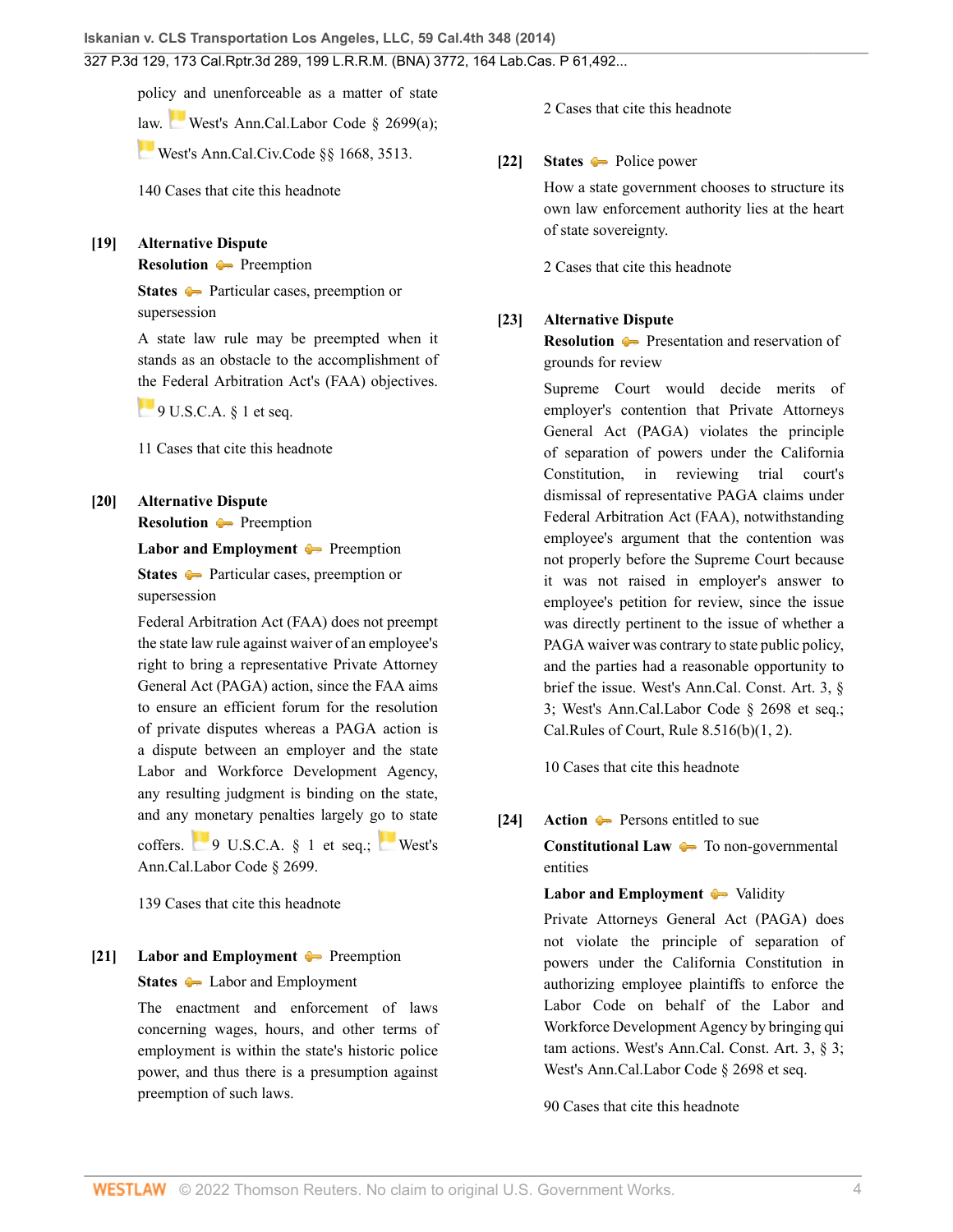policy and unenforceable as a matter of state law. West's Ann.Cal.Labor Code § 2699(a); West's Ann.Cal.Civ.Code §§ 1668, 3513.

140 Cases that cite this headnote

**[19]** **Alternative Dispute Resolution** Preemption

**States** Particular cases, preemption or supersession

A state law rule may be preempted when it stands as an obstacle to the accomplishment of the Federal Arbitration Act's (FAA) objectives. 9 U.S.C.A. § 1 et seq.

11 Cases that cite this headnote

**[20]** **Alternative Dispute Resolution** Preemption

**Labor and Employment** Preemption

**States** Particular cases, preemption or supersession

Federal Arbitration Act (FAA) does not preempt the state law rule against waiver of an employee's right to bring a representative Private Attorney General Act (PAGA) action, since the FAA aims to ensure an efficient forum for the resolution of private disputes whereas a PAGA action is a dispute between an employer and the state Labor and Workforce Development Agency, any resulting judgment is binding on the state, and any monetary penalties largely go to state coffers. 9 U.S.C.A. § 1 et seq.; West's Ann.Cal.Labor Code § 2699.

139 Cases that cite this headnote

**[21]** **Labor and Employment** Preemption

**States** Labor and Employment

The enactment and enforcement of laws concerning wages, hours, and other terms of employment is within the state's historic police power, and thus there is a presumption against preemption of such laws.

2 Cases that cite this headnote

**[22]** **States** Police power

How a state government chooses to structure its own law enforcement authority lies at the heart of state sovereignty.

2 Cases that cite this headnote

**[23]** **Alternative Dispute Resolution** Presentation and reservation of grounds for review

Supreme Court would decide merits of employer's contention that Private Attorneys General Act (PAGA) violates the principle of separation of powers under the California Constitution, in reviewing trial court's dismissal of representative PAGA claims under Federal Arbitration Act (FAA), notwithstanding employee's argument that the contention was not properly before the Supreme Court because it was not raised in employer's answer to employee's petition for review, since the issue was directly pertinent to the issue of whether a PAGA waiver was contrary to state public policy, and the parties had a reasonable opportunity to brief the issue. West's Ann.Cal. Const. Art. 3, § 3; West's Ann.Cal.Labor Code § 2698 et seq.; Cal.Rules of Court, Rule 8.516(b)(1, 2).

10 Cases that cite this headnote

**[24]** **Action** Persons entitled to sue

**Constitutional Law** To non-governmental entities

**Labor and Employment** Validity

Private Attorneys General Act (PAGA) does not violate the principle of separation of powers under the California Constitution in authorizing employee plaintiffs to enforce the Labor Code on behalf of the Labor and Workforce Development Agency by bringing qui tam actions. West's Ann.Cal. Const. Art. 3, § 3; West's Ann.Cal.Labor Code § 2698 et seq.

90 Cases that cite this headnote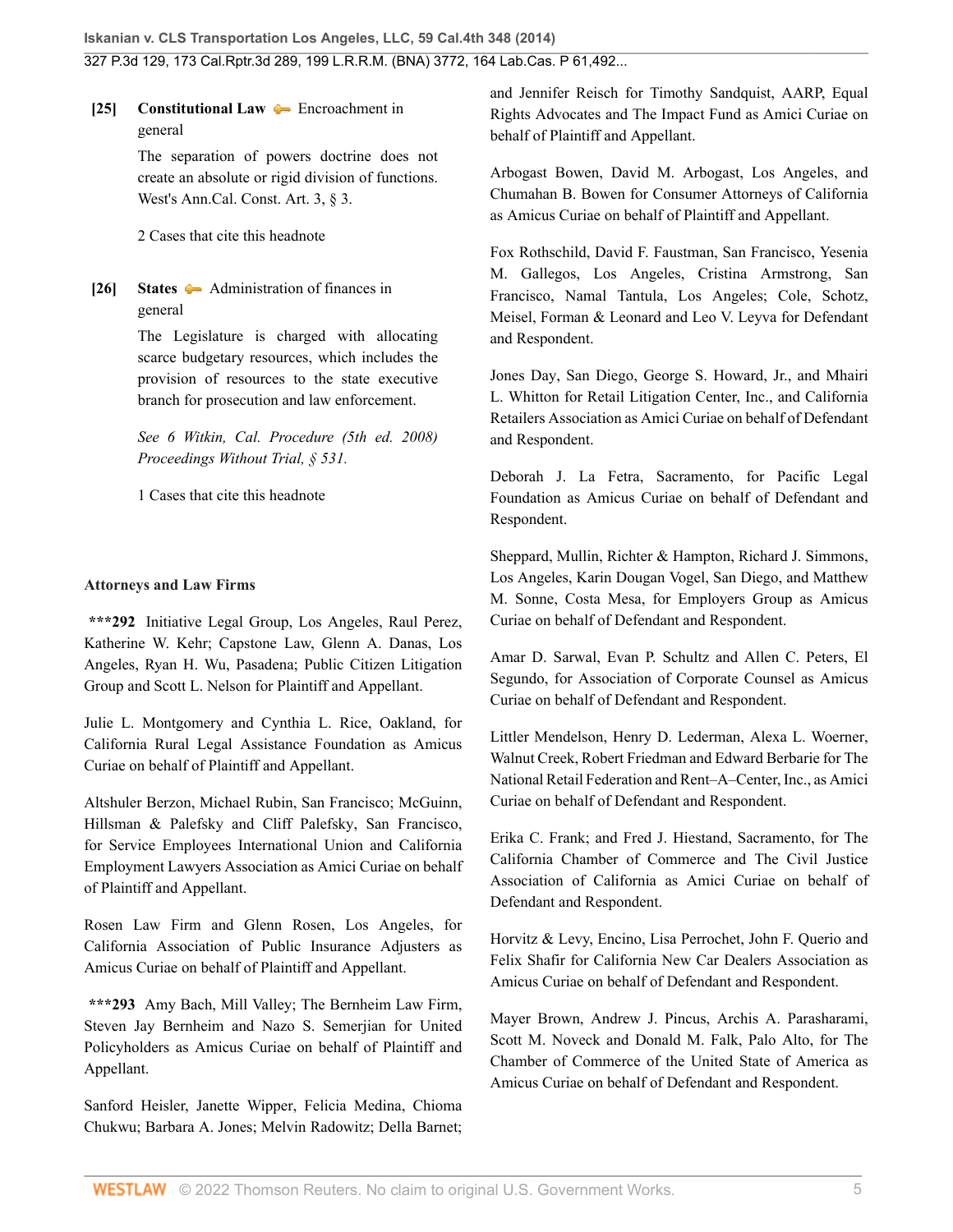**[25]** **Constitutional Law** Encroachment in general

The separation of powers doctrine does not create an absolute or rigid division of functions. West's Ann.Cal. Const. Art. 3, § 3.

2 Cases that cite this headnote

**[26]** **States** Administration of finances in general

The Legislature is charged with allocating scarce budgetary resources, which includes the provision of resources to the state executive branch for prosecution and law enforcement.

*See 6 Witkin, Cal. Procedure (5th ed. 2008) Proceedings Without Trial, § 531.*

1 Cases that cite this headnote

**Attorneys and Law Firms**

**\*\*\*292** Initiative Legal Group, Los Angeles, Raul Perez, Katherine W. Kehr; Capstone Law, Glenn A. Danas, Los Angeles, Ryan H. Wu, Pasadena; Public Citizen Litigation Group and Scott L. Nelson for Plaintiff and Appellant.

Julie L. Montgomery and Cynthia L. Rice, Oakland, for California Rural Legal Assistance Foundation as Amicus Curiae on behalf of Plaintiff and Appellant.

Altshuler Berzon, Michael Rubin, San Francisco; McGuinn, Hillsman & Palefsky and Cliff Palefsky, San Francisco, for Service Employees International Union and California Employment Lawyers Association as Amici Curiae on behalf of Plaintiff and Appellant.

Rosen Law Firm and Glenn Rosen, Los Angeles, for California Association of Public Insurance Adjusters as Amicus Curiae on behalf of Plaintiff and Appellant.

**\*\*\*293** Amy Bach, Mill Valley; The Bernheim Law Firm, Steven Jay Bernheim and Nazo S. Semerjian for United Policyholders as Amicus Curiae on behalf of Plaintiff and Appellant.

Sanford Heisler, Janette Wipper, Felicia Medina, Chioma Chukwu; Barbara A. Jones; Melvin Radowitz; Della Barnet; and Jennifer Reisch for Timothy Sandquist, AARP, Equal Rights Advocates and The Impact Fund as Amici Curiae on behalf of Plaintiff and Appellant.

Arbogast Bowen, David M. Arbogast, Los Angeles, and Chumahan B. Bowen for Consumer Attorneys of California as Amicus Curiae on behalf of Plaintiff and Appellant.

Fox Rothschild, David F. Faustman, San Francisco, Yesenia M. Gallegos, Los Angeles, Cristina Armstrong, San Francisco, Namal Tantula, Los Angeles; Cole, Schotz, Meisel, Forman & Leonard and Leo V. Leyva for Defendant and Respondent.

Jones Day, San Diego, George S. Howard, Jr., and Mhairi L. Whitton for Retail Litigation Center, Inc., and California Retailers Association as Amici Curiae on behalf of Defendant and Respondent.

Deborah J. La Fetra, Sacramento, for Pacific Legal Foundation as Amicus Curiae on behalf of Defendant and Respondent.

Sheppard, Mullin, Richter & Hampton, Richard J. Simmons, Los Angeles, Karin Dougan Vogel, San Diego, and Matthew M. Sonne, Costa Mesa, for Employers Group as Amicus Curiae on behalf of Defendant and Respondent.

Amar D. Sarwal, Evan P. Schultz and Allen C. Peters, El Segundo, for Association of Corporate Counsel as Amicus Curiae on behalf of Defendant and Respondent.

Littler Mendelson, Henry D. Lederman, Alexa L. Woerner, Walnut Creek, Robert Friedman and Edward Berbarie for The National Retail Federation and Rent–A–Center, Inc., as Amici Curiae on behalf of Defendant and Respondent.

Erika C. Frank; and Fred J. Hiestand, Sacramento, for The California Chamber of Commerce and The Civil Justice Association of California as Amici Curiae on behalf of Defendant and Respondent.

Horvitz & Levy, Encino, Lisa Perrochet, John F. Querio and Felix Shafir for California New Car Dealers Association as Amicus Curiae on behalf of Defendant and Respondent.

Mayer Brown, Andrew J. Pincus, Archis A. Parasharami, Scott M. Noveck and Donald M. Falk, Palo Alto, for The Chamber of Commerce of the United State of America as Amicus Curiae on behalf of Defendant and Respondent.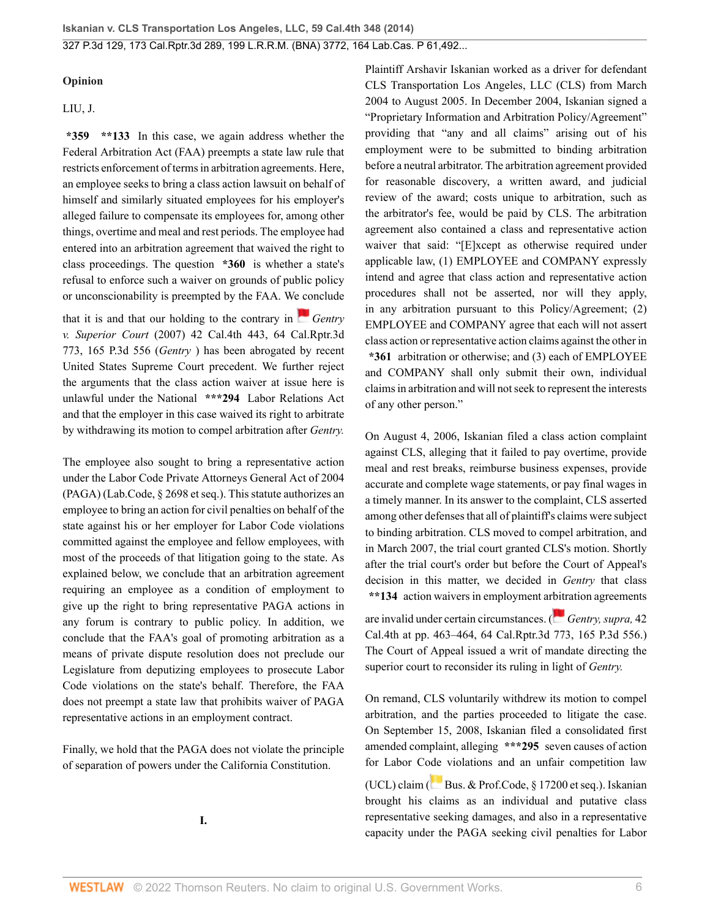## Opinion

LIU, J.

**\*359** **\*\*133** In this case, we again address whether the Federal Arbitration Act (FAA) preempts a state law rule that restricts enforcement of terms in arbitration agreements. Here, an employee seeks to bring a class action lawsuit on behalf of himself and similarly situated employees for his employer's alleged failure to compensate its employees for, among other things, overtime and meal and rest periods. The employee had entered into an arbitration agreement that waived the right to class proceedings. The question **\*360** is whether a state's refusal to enforce such a waiver on grounds of public policy or unconscionability is preempted by the FAA. We conclude that it is and that our holding to the contrary in *Gentry v. Superior Court* (2007) 42 Cal.4th 443, 64 Cal.Rptr.3d 773, 165 P.3d 556 (*Gentry* ) has been abrogated by recent United States Supreme Court precedent. We further reject the arguments that the class action waiver at issue here is unlawful under the National **\*\*\*294** Labor Relations Act and that the employer in this case waived its right to arbitrate by withdrawing its motion to compel arbitration after *Gentry.*

The employee also sought to bring a representative action under the Labor Code Private Attorneys General Act of 2004 (PAGA) (Lab.Code, § 2698 et seq.). This statute authorizes an employee to bring an action for civil penalties on behalf of the state against his or her employer for Labor Code violations committed against the employee and fellow employees, with most of the proceeds of that litigation going to the state. As explained below, we conclude that an arbitration agreement requiring an employee as a condition of employment to give up the right to bring representative PAGA actions in any forum is contrary to public policy. In addition, we conclude that the FAA's goal of promoting arbitration as a means of private dispute resolution does not preclude our Legislature from deputizing employees to prosecute Labor Code violations on the state's behalf. Therefore, the FAA does not preempt a state law that prohibits waiver of PAGA representative actions in an employment contract.

Finally, we hold that the PAGA does not violate the principle of separation of powers under the California Constitution.

### I.

Plaintiff Arshavir Iskanian worked as a driver for defendant CLS Transportation Los Angeles, LLC (CLS) from March 2004 to August 2005. In December 2004, Iskanian signed a "Proprietary Information and Arbitration Policy/Agreement" providing that "any and all claims" arising out of his employment were to be submitted to binding arbitration before a neutral arbitrator. The arbitration agreement provided for reasonable discovery, a written award, and judicial review of the award; costs unique to arbitration, such as the arbitrator's fee, would be paid by CLS. The arbitration agreement also contained a class and representative action waiver that said: "[E]xcept as otherwise required under applicable law, (1) EMPLOYEE and COMPANY expressly intend and agree that class action and representative action procedures shall not be asserted, nor will they apply, in any arbitration pursuant to this Policy/Agreement; (2) EMPLOYEE and COMPANY agree that each will not assert class action or representative action claims against the other in **\*361** arbitration or otherwise; and (3) each of EMPLOYEE and COMPANY shall only submit their own, individual claims in arbitration and will not seek to represent the interests of any other person."

On August 4, 2006, Iskanian filed a class action complaint against CLS, alleging that it failed to pay overtime, provide meal and rest breaks, reimburse business expenses, provide accurate and complete wage statements, or pay final wages in a timely manner. In its answer to the complaint, CLS asserted among other defenses that all of plaintiff's claims were subject to binding arbitration. CLS moved to compel arbitration, and in March 2007, the trial court granted CLS's motion. Shortly after the trial court's order but before the Court of Appeal's decision in this matter, we decided in *Gentry* that class **\*\*134** action waivers in employment arbitration agreements are invalid under certain circumstances. (*Gentry, supra,* 42 Cal.4th at pp. 463–464, 64 Cal.Rptr.3d 773, 165 P.3d 556.) The Court of Appeal issued a writ of mandate directing the superior court to reconsider its ruling in light of *Gentry.*

On remand, CLS voluntarily withdrew its motion to compel arbitration, and the parties proceeded to litigate the case. On September 15, 2008, Iskanian filed a consolidated first amended complaint, alleging **\*\*\*295** seven causes of action for Labor Code violations and an unfair competition law (UCL) claim (Bus. & Prof.Code, § 17200 et seq.). Iskanian brought his claims as an individual and putative class representative seeking damages, and also in a representative capacity under the PAGA seeking civil penalties for Labor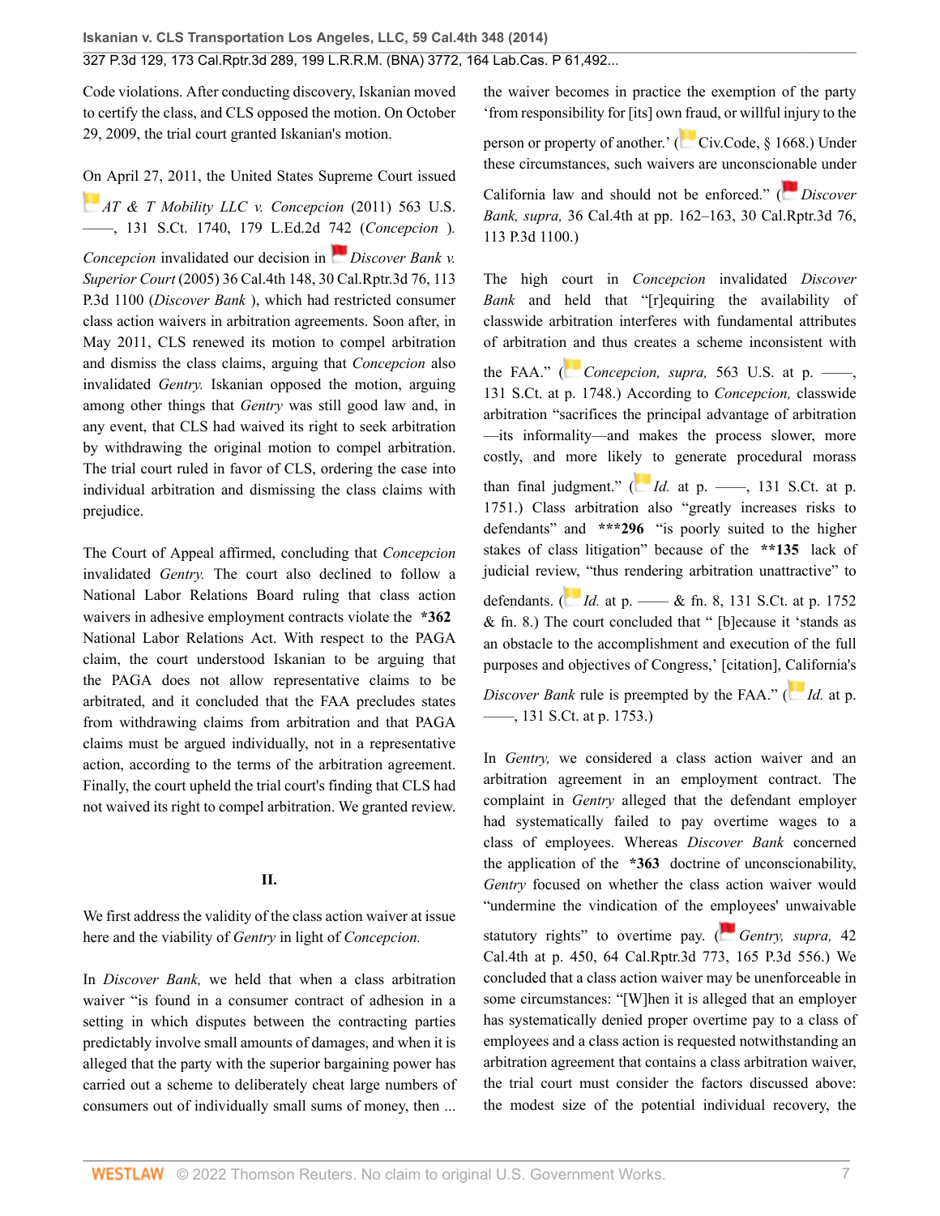Code violations. After conducting discovery, Iskanian moved to certify the class, and CLS opposed the motion. On October 29, 2009, the trial court granted Iskanian's motion.

On April 27, 2011, the United States Supreme Court issued *AT & T Mobility LLC v. Concepcion* (2011) 563 U.S. ––––, 131 S.Ct. 1740, 179 L.Ed.2d 742 (*Concepcion* ). *Concepcion* invalidated our decision in *Discover Bank v. Superior Court* (2005) 36 Cal.4th 148, 30 Cal.Rptr.3d 76, 113 P.3d 1100 (*Discover Bank* ), which had restricted consumer class action waivers in arbitration agreements. Soon after, in May 2011, CLS renewed its motion to compel arbitration and dismiss the class claims, arguing that *Concepcion* also invalidated *Gentry.* Iskanian opposed the motion, arguing among other things that *Gentry* was still good law and, in any event, that CLS had waived its right to seek arbitration by withdrawing the original motion to compel arbitration. The trial court ruled in favor of CLS, ordering the case into individual arbitration and dismissing the class claims with prejudice.

The Court of Appeal affirmed, concluding that *Concepcion* invalidated *Gentry.* The court also declined to follow a National Labor Relations Board ruling that class action waivers in adhesive employment contracts violate the **\*362** National Labor Relations Act. With respect to the PAGA claim, the court understood Iskanian to be arguing that the PAGA does not allow representative claims to be arbitrated, and it concluded that the FAA precludes states from withdrawing claims from arbitration and that PAGA claims must be argued individually, not in a representative action, according to the terms of the arbitration agreement. Finally, the court upheld the trial court's finding that CLS had not waived its right to compel arbitration. We granted review.

## II.

We first address the validity of the class action waiver at issue here and the viability of *Gentry* in light of *Concepcion.*

In *Discover Bank,* we held that when a class arbitration waiver "is found in a consumer contract of adhesion in a setting in which disputes between the contracting parties predictably involve small amounts of damages, and when it is alleged that the party with the superior bargaining power has carried out a scheme to deliberately cheat large numbers of consumers out of individually small sums of money, then ... the waiver becomes in practice the exemption of the party 'from responsibility for [its] own fraud, or willful injury to the person or property of another.' (Civ.Code, § 1668.) Under these circumstances, such waivers are unconscionable under California law and should not be enforced." (*Discover Bank, supra,* 36 Cal.4th at pp. 162–163, 30 Cal.Rptr.3d 76, 113 P.3d 1100.)

The high court in *Concepcion* invalidated *Discover Bank* and held that "[r]equiring the availability of classwide arbitration interferes with fundamental attributes of arbitration and thus creates a scheme inconsistent with the FAA." (*Concepcion, supra,* 563 U.S. at p. ––––, 131 S.Ct. at p. 1748.) According to *Concepcion,* classwide arbitration "sacrifices the principal advantage of arbitration—its informality—and makes the process slower, more costly, and more likely to generate procedural morass than final judgment." (*Id.* at p. ––––, 131 S.Ct. at p. 1751.) Class arbitration also "greatly increases risks to defendants" and **\*\*\*296** "is poorly suited to the higher stakes of class litigation" because of the **\*\*135** lack of judicial review, "thus rendering arbitration unattractive" to defendants. (*Id.* at p. –––– & fn. 8, 131 S.Ct. at p. 1752 & fn. 8.) The court concluded that " [b]ecause it 'stands as an obstacle to the accomplishment and execution of the full purposes and objectives of Congress,' [citation], California's *Discover Bank* rule is preempted by the FAA." (*Id.* at p. ––––, 131 S.Ct. at p. 1753.)

In *Gentry,* we considered a class action waiver and an arbitration agreement in an employment contract. The complaint in *Gentry* alleged that the defendant employer had systematically failed to pay overtime wages to a class of employees. Whereas *Discover Bank* concerned the application of the **\*363** doctrine of unconscionability, *Gentry* focused on whether the class action waiver would "undermine the vindication of the employees' unwaivable statutory rights" to overtime pay. (*Gentry, supra,* 42 Cal.4th at p. 450, 64 Cal.Rptr.3d 773, 165 P.3d 556.) We concluded that a class action waiver may be unenforceable in some circumstances: "[W]hen it is alleged that an employer has systematically denied proper overtime pay to a class of employees and a class action is requested notwithstanding an arbitration agreement that contains a class arbitration waiver, the trial court must consider the factors discussed above: the modest size of the potential individual recovery, the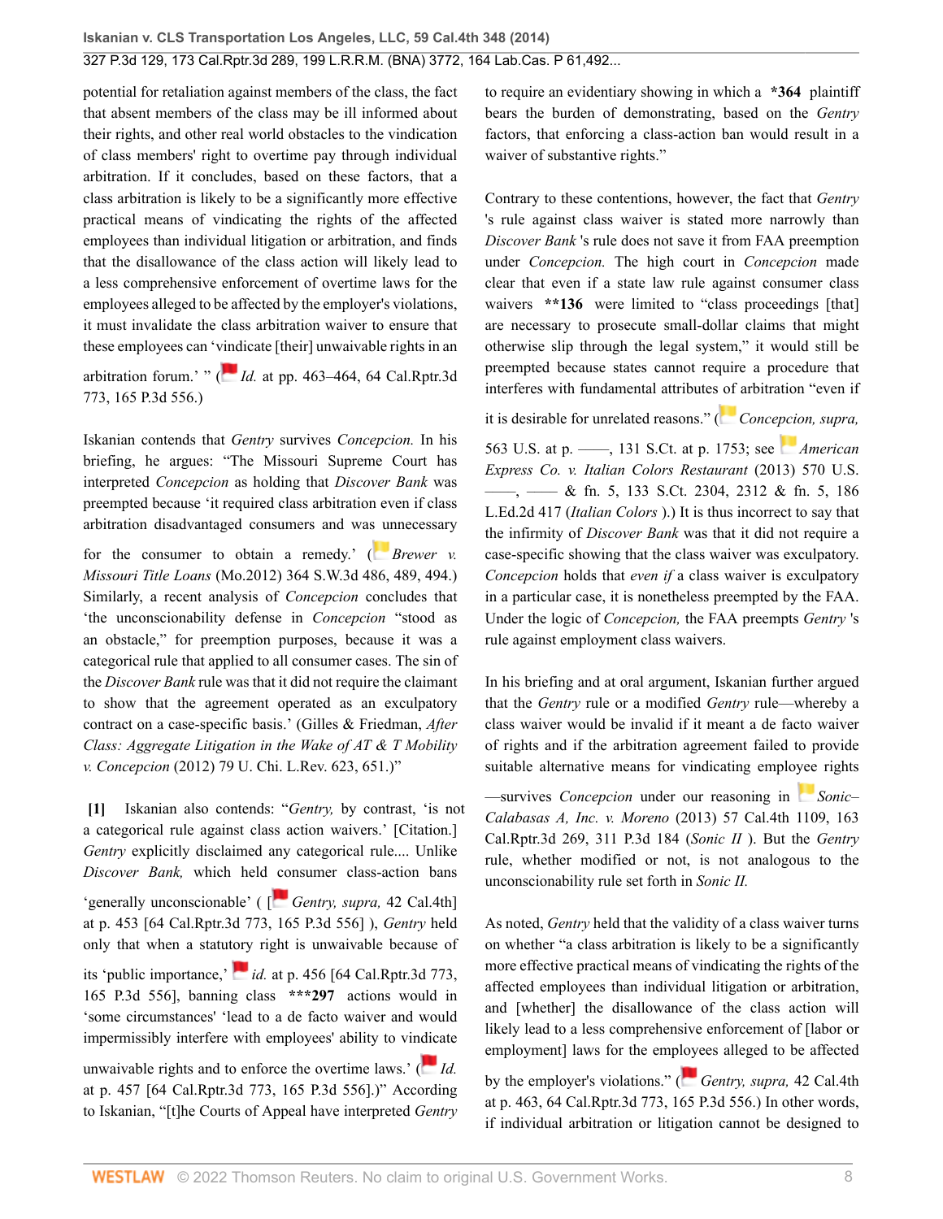potential for retaliation against members of the class, the fact that absent members of the class may be ill informed about their rights, and other real world obstacles to the vindication of class members' right to overtime pay through individual arbitration. If it concludes, based on these factors, that a class arbitration is likely to be a significantly more effective practical means of vindicating the rights of the affected employees than individual litigation or arbitration, and finds that the disallowance of the class action will likely lead to a less comprehensive enforcement of overtime laws for the employees alleged to be affected by the employer's violations, it must invalidate the class arbitration waiver to ensure that these employees can 'vindicate [their] unwaivable rights in an arbitration forum.' " (*Id.* at pp. 463–464, 64 Cal.Rptr.3d 773, 165 P.3d 556.)

Iskanian contends that *Gentry* survives *Concepcion.* In his briefing, he argues: "The Missouri Supreme Court has interpreted *Concepcion* as holding that *Discover Bank* was preempted because 'it required class arbitration even if class arbitration disadvantaged consumers and was unnecessary for the consumer to obtain a remedy.' (*Brewer v. Missouri Title Loans* (Mo.2012) 364 S.W.3d 486, 489, 494.) Similarly, a recent analysis of *Concepcion* concludes that 'the unconscionability defense in *Concepcion* "stood as an obstacle," for preemption purposes, because it was a categorical rule that applied to all consumer cases. The sin of the *Discover Bank* rule was that it did not require the claimant to show that the agreement operated as an exculpatory contract on a case-specific basis.' (Gilles & Friedman, *After Class: Aggregate Litigation in the Wake of AT & T Mobility v. Concepcion* (2012) 79 U. Chi. L.Rev. 623, 651.)"

**[1]** Iskanian also contends: "*Gentry,* by contrast, 'is not a categorical rule against class action waivers.' [Citation.] *Gentry* explicitly disclaimed any categorical rule.... Unlike *Discover Bank,* which held consumer class-action bans 'generally unconscionable' ( [*Gentry, supra,* 42 Cal.4th] at p. 453 [64 Cal.Rptr.3d 773, 165 P.3d 556] ), *Gentry* held only that when a statutory right is unwaivable because of its 'public importance,' *id.* at p. 456 [64 Cal.Rptr.3d 773, 165 P.3d 556], banning class **\*\*\*297** actions would in 'some circumstances' 'lead to a de facto waiver and would impermissibly interfere with employees' ability to vindicate unwaivable rights and to enforce the overtime laws.' (*Id.* at p. 457 [64 Cal.Rptr.3d 773, 165 P.3d 556].)" According to Iskanian, "[t]he Courts of Appeal have interpreted *Gentry* to require an evidentiary showing in which a **\*364** plaintiff bears the burden of demonstrating, based on the *Gentry* factors, that enforcing a class-action ban would result in a waiver of substantive rights."

Contrary to these contentions, however, the fact that *Gentry* 's rule against class waiver is stated more narrowly than *Discover Bank* 's rule does not save it from FAA preemption under *Concepcion.* The high court in *Concepcion* made clear that even if a state law rule against consumer class waivers **\*\*136** were limited to "class proceedings [that] are necessary to prosecute small-dollar claims that might otherwise slip through the legal system," it would still be preempted because states cannot require a procedure that interferes with fundamental attributes of arbitration "even if it is desirable for unrelated reasons." (*Concepcion, supra,* 563 U.S. at p. ––––, 131 S.Ct. at p. 1753; see *American Express Co. v. Italian Colors Restaurant* (2013) 570 U.S. ––––, –––– & fn. 5, 133 S.Ct. 2304, 2312 & fn. 5, 186 L.Ed.2d 417 (*Italian Colors* ).) It is thus incorrect to say that the infirmity of *Discover Bank* was that it did not require a case-specific showing that the class waiver was exculpatory. *Concepcion* holds that *even if* a class waiver is exculpatory in a particular case, it is nonetheless preempted by the FAA. Under the logic of *Concepcion,* the FAA preempts *Gentry* 's rule against employment class waivers.

In his briefing and at oral argument, Iskanian further argued that the *Gentry* rule or a modified *Gentry* rule—whereby a class waiver would be invalid if it meant a de facto waiver of rights and if the arbitration agreement failed to provide suitable alternative means for vindicating employee rights—survives *Concepcion* under our reasoning in *Sonic–Calabasas A, Inc. v. Moreno* (2013) 57 Cal.4th 1109, 163 Cal.Rptr.3d 269, 311 P.3d 184 (*Sonic II* ). But the *Gentry* rule, whether modified or not, is not analogous to the unconscionability rule set forth in *Sonic II.*

As noted, *Gentry* held that the validity of a class waiver turns on whether "a class arbitration is likely to be a significantly more effective practical means of vindicating the rights of the affected employees than individual litigation or arbitration, and [whether] the disallowance of the class action will likely lead to a less comprehensive enforcement of [labor or employment] laws for the employees alleged to be affected by the employer's violations." (*Gentry, supra,* 42 Cal.4th at p. 463, 64 Cal.Rptr.3d 773, 165 P.3d 556.) In other words, if individual arbitration or litigation cannot be designed to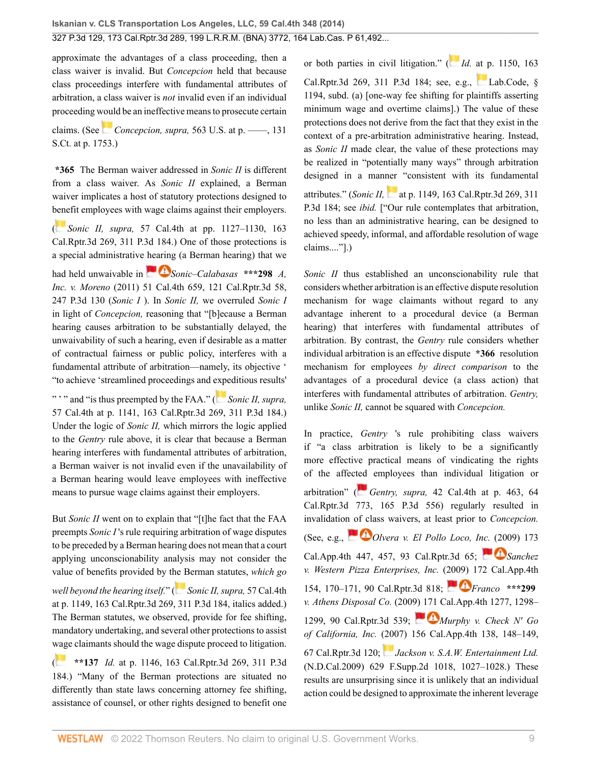approximate the advantages of a class proceeding, then a class waiver is invalid. But *Concepcion* held that because class proceedings interfere with fundamental attributes of arbitration, a class waiver is *not* invalid even if an individual proceeding would be an ineffective means to prosecute certain claims. (See *Concepcion, supra,* 563 U.S. at p. ––––, 131 S.Ct. at p. 1753.)

**\*365** The Berman waiver addressed in *Sonic II* is different from a class waiver. As *Sonic II* explained, a Berman waiver implicates a host of statutory protections designed to benefit employees with wage claims against their employers. (*Sonic II, supra,* 57 Cal.4th at pp. 1127–1130, 163 Cal.Rptr.3d 269, 311 P.3d 184.) One of those protections is a special administrative hearing (a Berman hearing) that we had held unwaivable in *Sonic–Calabasas* **\*\*\*298** *A, Inc. v. Moreno* (2011) 51 Cal.4th 659, 121 Cal.Rptr.3d 58, 247 P.3d 130 (*Sonic I* ). In *Sonic II,* we overruled *Sonic I* in light of *Concepcion,* reasoning that "[b]ecause a Berman hearing causes arbitration to be substantially delayed, the unwaivability of such a hearing, even if desirable as a matter of contractual fairness or public policy, interferes with a fundamental attribute of arbitration—namely, its objective ' "to achieve 'streamlined proceedings and expeditious results' " ' " and "is thus preempted by the FAA." (*Sonic II, supra,* 57 Cal.4th at p. 1141, 163 Cal.Rptr.3d 269, 311 P.3d 184.) Under the logic of *Sonic II,* which mirrors the logic applied to the *Gentry* rule above, it is clear that because a Berman hearing interferes with fundamental attributes of arbitration, a Berman waiver is not invalid even if the unavailability of a Berman hearing would leave employees with ineffective means to pursue wage claims against their employers.

But *Sonic II* went on to explain that "[t]he fact that the FAA preempts *Sonic I* 's rule requiring arbitration of wage disputes to be preceded by a Berman hearing does not mean that a court applying unconscionability analysis may not consider the value of benefits provided by the Berman statutes, *which go well beyond the hearing itself.*" (*Sonic II, supra,* 57 Cal.4th at p. 1149, 163 Cal.Rptr.3d 269, 311 P.3d 184, italics added.) The Berman statutes, we observed, provide for fee shifting, mandatory undertaking, and several other protections to assist wage claimants should the wage dispute proceed to litigation. ( **\*\*137** *Id.* at p. 1146, 163 Cal.Rptr.3d 269, 311 P.3d 184.) "Many of the Berman protections are situated no differently than state laws concerning attorney fee shifting, assistance of counsel, or other rights designed to benefit one or both parties in civil litigation." (*Id.* at p. 1150, 163 Cal.Rptr.3d 269, 311 P.3d 184; see, e.g., Lab.Code, § 1194, subd. (a) [one-way fee shifting for plaintiffs asserting minimum wage and overtime claims].) The value of these protections does not derive from the fact that they exist in the context of a pre-arbitration administrative hearing. Instead, as *Sonic II* made clear, the value of these protections may be realized in "potentially many ways" through arbitration designed in a manner "consistent with its fundamental attributes." (*Sonic II,* at p. 1149, 163 Cal.Rptr.3d 269, 311 P.3d 184; see *ibid.* ["Our rule contemplates that arbitration, no less than an administrative hearing, can be designed to achieved speedy, informal, and affordable resolution of wage claims...."].)

*Sonic II* thus established an unconscionability rule that considers whether arbitration is an effective dispute resolution mechanism for wage claimants without regard to any advantage inherent to a procedural device (a Berman hearing) that interferes with fundamental attributes of arbitration. By contrast, the *Gentry* rule considers whether individual arbitration is an effective dispute **\*366** resolution mechanism for employees *by direct comparison* to the advantages of a procedural device (a class action) that interferes with fundamental attributes of arbitration. *Gentry,* unlike *Sonic II,* cannot be squared with *Concepcion.*

In practice, *Gentry* 's rule prohibiting class waivers if "a class arbitration is likely to be a significantly more effective practical means of vindicating the rights of the affected employees than individual litigation or arbitration" (*Gentry, supra,* 42 Cal.4th at p. 463, 64 Cal.Rptr.3d 773, 165 P.3d 556) regularly resulted in invalidation of class waivers, at least prior to *Concepcion.* (See, e.g., *Olvera v. El Pollo Loco, Inc.* (2009) 173 Cal.App.4th 447, 457, 93 Cal.Rptr.3d 65; *Sanchez v. Western Pizza Enterprises, Inc.* (2009) 172 Cal.App.4th 154, 170–171, 90 Cal.Rptr.3d 818; *Franco* **\*\*\*299** *v. Athens Disposal Co.* (2009) 171 Cal.App.4th 1277, 1298–1299, 90 Cal.Rptr.3d 539; *Murphy v. Check N' Go of California, Inc.* (2007) 156 Cal.App.4th 138, 148–149, 67 Cal.Rptr.3d 120; *Jackson v. S.A.W. Entertainment Ltd.* (N.D.Cal.2009) 629 F.Supp.2d 1018, 1027–1028.) These results are unsurprising since it is unlikely that an individual action could be designed to approximate the inherent leverage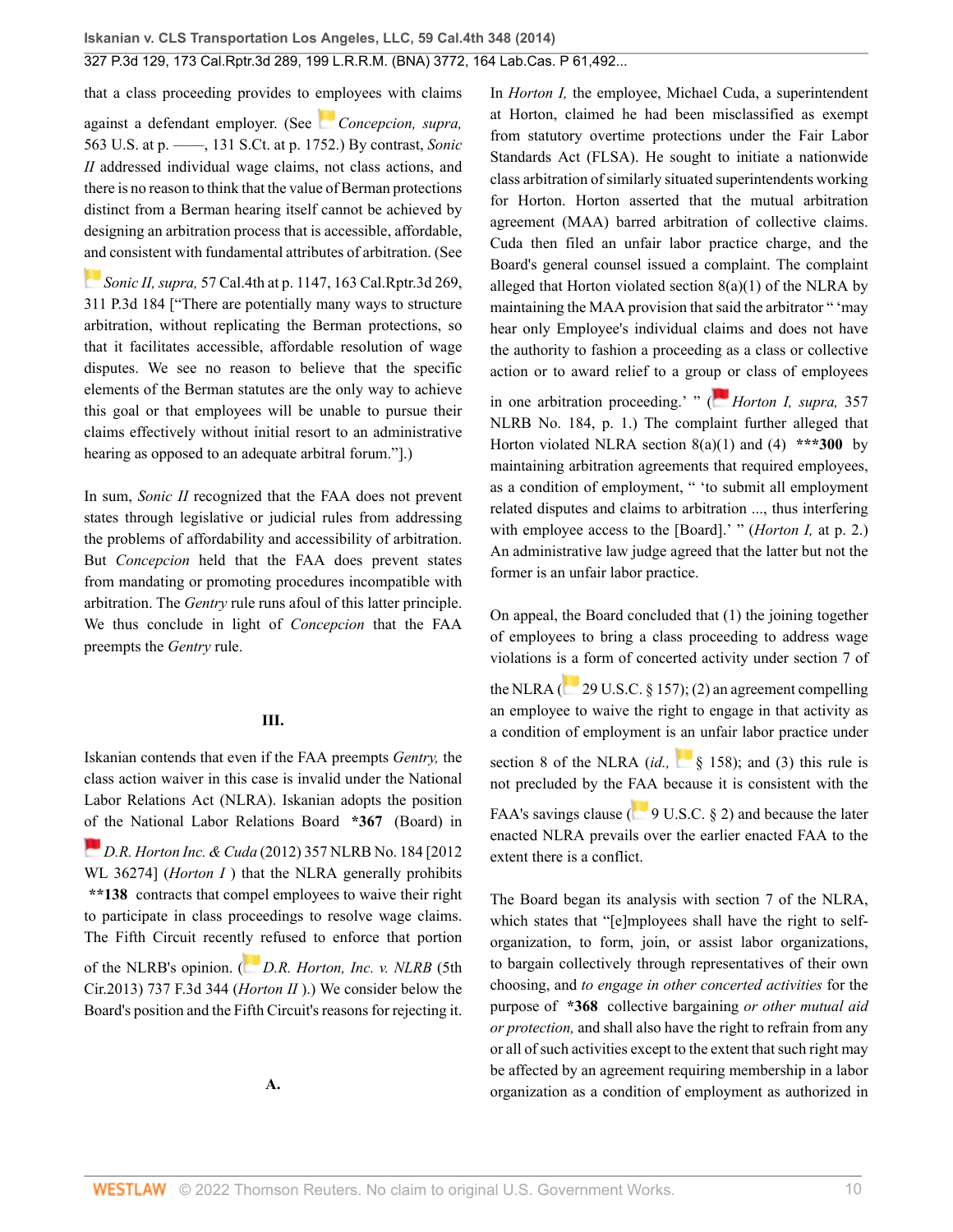that a class proceeding provides to employees with claims against a defendant employer. (See *Concepcion, supra,* 563 U.S. at p. ––––, 131 S.Ct. at p. 1752.) By contrast, *Sonic II* addressed individual wage claims, not class actions, and there is no reason to think that the value of Berman protections distinct from a Berman hearing itself cannot be achieved by designing an arbitration process that is accessible, affordable, and consistent with fundamental attributes of arbitration. (See *Sonic II, supra,* 57 Cal.4th at p. 1147, 163 Cal.Rptr.3d 269, 311 P.3d 184 ["There are potentially many ways to structure arbitration, without replicating the Berman protections, so that it facilitates accessible, affordable resolution of wage disputes. We see no reason to believe that the specific elements of the Berman statutes are the only way to achieve this goal or that employees will be unable to pursue their claims effectively without initial resort to an administrative hearing as opposed to an adequate arbitral forum."].)

In sum, *Sonic II* recognized that the FAA does not prevent states through legislative or judicial rules from addressing the problems of affordability and accessibility of arbitration. But *Concepcion* held that the FAA does prevent states from mandating or promoting procedures incompatible with arbitration. The *Gentry* rule runs afoul of this latter principle. We thus conclude in light of *Concepcion* that the FAA preempts the *Gentry* rule.

## III.

Iskanian contends that even if the FAA preempts *Gentry,* the class action waiver in this case is invalid under the National Labor Relations Act (NLRA). Iskanian adopts the position of the National Labor Relations Board **\*367** (Board) in *D.R. Horton Inc. & Cuda* (2012) 357 NLRB No. 184 [2012 WL 36274] (*Horton I* ) that the NLRA generally prohibits **\*\*138** contracts that compel employees to waive their right to participate in class proceedings to resolve wage claims. The Fifth Circuit recently refused to enforce that portion of the NLRB's opinion. (*D.R. Horton, Inc. v. NLRB* (5th Cir.2013) 737 F.3d 344 (*Horton II* ).) We consider below the Board's position and the Fifth Circuit's reasons for rejecting it.

### A.

In *Horton I,* the employee, Michael Cuda, a superintendent at Horton, claimed he had been misclassified as exempt from statutory overtime protections under the Fair Labor Standards Act (FLSA). He sought to initiate a nationwide class arbitration of similarly situated superintendents working for Horton. Horton asserted that the mutual arbitration agreement (MAA) barred arbitration of collective claims. Cuda then filed an unfair labor practice charge, and the Board's general counsel issued a complaint. The complaint alleged that Horton violated section 8(a)(1) of the NLRA by maintaining the MAA provision that said the arbitrator " 'may hear only Employee's individual claims and does not have the authority to fashion a proceeding as a class or collective action or to award relief to a group or class of employees in one arbitration proceeding.' " (*Horton I, supra,* 357 NLRB No. 184, p. 1.) The complaint further alleged that Horton violated NLRA section 8(a)(1) and (4) **\*\*\*300** by maintaining arbitration agreements that required employees, as a condition of employment, " 'to submit all employment related disputes and claims to arbitration ..., thus interfering with employee access to the [Board].' " (*Horton I,* at p. 2.) An administrative law judge agreed that the latter but not the former is an unfair labor practice.

On appeal, the Board concluded that (1) the joining together of employees to bring a class proceeding to address wage violations is a form of concerted activity under section 7 of the NLRA (29 U.S.C. § 157); (2) an agreement compelling an employee to waive the right to engage in that activity as a condition of employment is an unfair labor practice under section 8 of the NLRA (*id.,* § 158); and (3) this rule is not precluded by the FAA because it is consistent with the FAA's savings clause (9 U.S.C. § 2) and because the later enacted NLRA prevails over the earlier enacted FAA to the extent there is a conflict.

The Board began its analysis with section 7 of the NLRA, which states that "[e]mployees shall have the right to self-organization, to form, join, or assist labor organizations, to bargain collectively through representatives of their own choosing, and *to engage in other concerted activities* for the purpose of **\*368** collective bargaining *or other mutual aid or protection,* and shall also have the right to refrain from any or all of such activities except to the extent that such right may be affected by an agreement requiring membership in a labor organization as a condition of employment as authorized in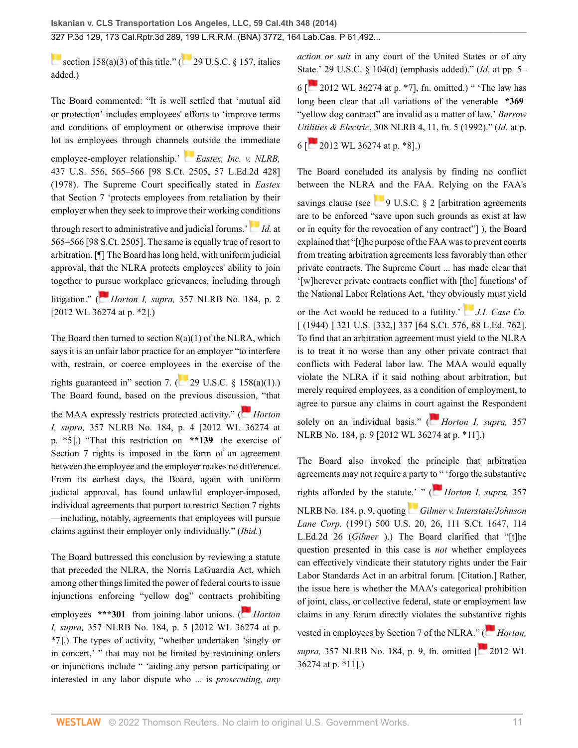section 158(a)(3) of this title." (29 U.S.C. § 157, italics added.)

The Board commented: "It is well settled that 'mutual aid or protection' includes employees' efforts to 'improve terms and conditions of employment or otherwise improve their lot as employees through channels outside the immediate employee-employer relationship.' *Eastex, Inc. v. NLRB,* 437 U.S. 556, 565–566 [98 S.Ct. 2505, 57 L.Ed.2d 428] (1978). The Supreme Court specifically stated in *Eastex* that Section 7 'protects employees from retaliation by their employer when they seek to improve their working conditions through resort to administrative and judicial forums.' *Id.* at 565–566 [98 S.Ct. 2505]. The same is equally true of resort to arbitration. [¶] The Board has long held, with uniform judicial approval, that the NLRA protects employees' ability to join together to pursue workplace grievances, including through litigation." (*Horton I, supra,* 357 NLRB No. 184, p. 2 [2012 WL 36274 at p. *2].)

The Board then turned to section 8(a)(1) of the NLRA, which says it is an unfair labor practice for an employer "to interfere with, restrain, or coerce employees in the exercise of the rights guaranteed in" section 7. (29 U.S.C. § 158(a)(1).) The Board found, based on the previous discussion, "that the MAA expressly restricts protected activity." (*Horton I, supra,* 357 NLRB No. 184, p. 4 [2012 WL 36274 at p. *5].) "That this restriction on **\*\*139** the exercise of Section 7 rights is imposed in the form of an agreement between the employee and the employer makes no difference. From its earliest days, the Board, again with uniform judicial approval, has found unlawful employer-imposed, individual agreements that purport to restrict Section 7 rights —including, notably, agreements that employees will pursue claims against their employer only individually." (*Ibid.*)

The Board buttressed this conclusion by reviewing a statute that preceded the NLRA, the Norris LaGuardia Act, which among other things limited the power of federal courts to issue injunctions enforcing "yellow dog" contracts prohibiting employees **\*\*\*301** from joining labor unions. (*Horton I, supra,* 357 NLRB No. 184, p. 5 [2012 WL 36274 at p. *7].) The types of activity, "whether undertaken 'singly or in concert,' " that may not be limited by restraining orders or injunctions include " 'aiding any person participating or interested in any labor dispute who ... is *prosecuting, any action or suit* in any court of the United States or of any State.' 29 U.S.C. § 104(d) (emphasis added)." (*Id.* at pp. 5–6 [2012 WL 36274 at p. *7], fn. omitted.) " 'The law has long been clear that all variations of the venerable **\*369** "yellow dog contract" are invalid as a matter of law.' *Barrow Utilities & Electric*, 308 NLRB 4, 11, fn. 5 (1992)." (*Id.* at p. 6 [2012 WL 36274 at p. *8].)

The Board concluded its analysis by finding no conflict between the NLRA and the FAA. Relying on the FAA's savings clause (see 9 U.S.C. § 2 [arbitration agreements are to be enforced "save upon such grounds as exist at law or in equity for the revocation of any contract"] ), the Board explained that "[t]he purpose of the FAA was to prevent courts from treating arbitration agreements less favorably than other private contracts. The Supreme Court ... has made clear that '[w]herever private contracts conflict with [the] functions' of the National Labor Relations Act, 'they obviously must yield or the Act would be reduced to a futility.' *J.I. Case Co.* [ (1944) ] 321 U.S. [332,] 337 [64 S.Ct. 576, 88 L.Ed. 762]. To find that an arbitration agreement must yield to the NLRA is to treat it no worse than any other private contract that conflicts with Federal labor law. The MAA would equally violate the NLRA if it said nothing about arbitration, but merely required employees, as a condition of employment, to agree to pursue any claims in court against the Respondent solely on an individual basis." (*Horton I, supra,* 357 NLRB No. 184, p. 9 [2012 WL 36274 at p. *11].)

The Board also invoked the principle that arbitration agreements may not require a party to " 'forgo the substantive rights afforded by the statute.' " (*Horton I, supra,* 357 NLRB No. 184, p. 9, quoting *Gilmer v. Interstate/Johnson Lane Corp.* (1991) 500 U.S. 20, 26, 111 S.Ct. 1647, 114 L.Ed.2d 26 (*Gilmer* ).) The Board clarified that "[t]he question presented in this case is *not* whether employees can effectively vindicate their statutory rights under the Fair Labor Standards Act in an arbitral forum. [Citation.] Rather, the issue here is whether the MAA's categorical prohibition of joint, class, or collective federal, state or employment law claims in any forum directly violates the substantive rights vested in employees by Section 7 of the NLRA." (*Horton, supra,* 357 NLRB No. 184, p. 9, fn. omitted [2012 WL 36274 at p. *11].)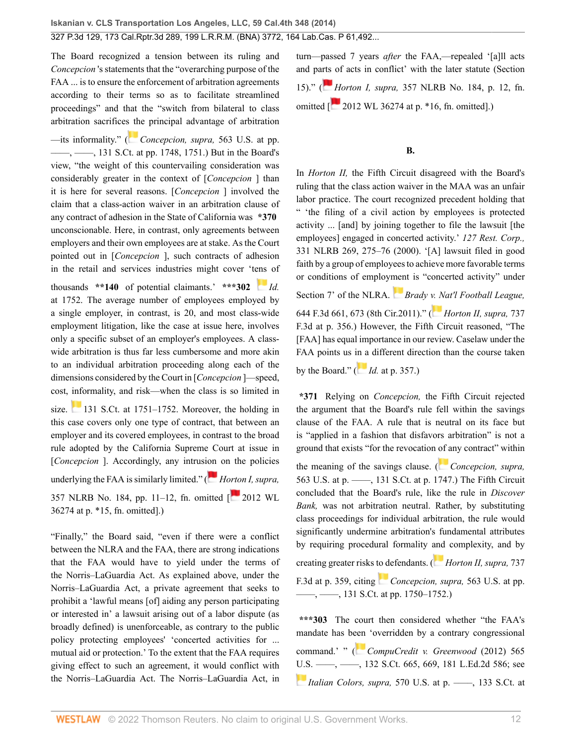The Board recognized a tension between its ruling and *Concepcion*'s statements that the "overarching purpose of the FAA ... is to ensure the enforcement of arbitration agreements according to their terms so as to facilitate streamlined proceedings" and that the "switch from bilateral to class arbitration sacrifices the principal advantage of arbitration—its informality." (*Concepcion, supra,* 563 U.S. at pp. ——, ——, 131 S.Ct. at pp. 1748, 1751.) But in the Board's view, "the weight of this countervailing consideration was considerably greater in the context of [*Concepcion* ] than it is here for several reasons. [*Concepcion* ] involved the claim that a class-action waiver in an arbitration clause of any contract of adhesion in the State of California was **\*370** unconscionable. Here, in contrast, only agreements between employers and their own employees are at stake. As the Court pointed out in [*Concepcion* ], such contracts of adhesion in the retail and services industries might cover 'tens of thousands **\*\*140** of potential claimants.' **\*\*\*302** *Id.* at 1752. The average number of employees employed by a single employer, in contrast, is 20, and most class-wide employment litigation, like the case at issue here, involves only a specific subset of an employer's employees. A class-wide arbitration is thus far less cumbersome and more akin to an individual arbitration proceeding along each of the dimensions considered by the Court in [*Concepcion* ]—speed, cost, informality, and risk—when the class is so limited in size. 131 S.Ct. at 1751–1752. Moreover, the holding in this case covers only one type of contract, that between an employer and its covered employees, in contrast to the broad rule adopted by the California Supreme Court at issue in [*Concepcion* ]. Accordingly, any intrusion on the policies underlying the FAA is similarly limited." (*Horton I, supra,* 357 NLRB No. 184, pp. 11–12, fn. omitted [2012 WL 36274 at p. \*15, fn. omitted].)

"Finally," the Board said, "even if there were a conflict between the NLRA and the FAA, there are strong indications that the FAA would have to yield under the terms of the Norris–LaGuardia Act. As explained above, under the Norris–LaGuardia Act, a private agreement that seeks to prohibit a 'lawful means [of] aiding any person participating or interested in' a lawsuit arising out of a labor dispute (as broadly defined) is unenforceable, as contrary to the public policy protecting employees' 'concerted activities for ... mutual aid or protection.' To the extent that the FAA requires giving effect to such an agreement, it would conflict with the Norris–LaGuardia Act. The Norris–LaGuardia Act, in turn—passed 7 years *after* the FAA,—repealed '[a]ll acts and parts of acts in conflict' with the later statute (Section 15)." (*Horton I, supra,* 357 NLRB No. 184, p. 12, fn. omitted [2012 WL 36274 at p. \*16, fn. omitted].)

## B.

In *Horton II,* the Fifth Circuit disagreed with the Board's ruling that the class action waiver in the MAA was an unfair labor practice. The court recognized precedent holding that " 'the filing of a civil action by employees is protected activity ... [and] by joining together to file the lawsuit [the employees] engaged in concerted activity.' *127 Rest. Corp.,* 331 NLRB 269, 275–76 (2000). '[A] lawsuit filed in good faith by a group of employees to achieve more favorable terms or conditions of employment is "concerted activity" under Section 7' of the NLRA. *Brady v. Nat'l Football League,* 644 F.3d 661, 673 (8th Cir.2011)." (*Horton II, supra,* 737 F.3d at p. 356.) However, the Fifth Circuit reasoned, "The [FAA] has equal importance in our review. Caselaw under the FAA points us in a different direction than the course taken by the Board." (*Id.* at p. 357.)

**\*371** Relying on *Concepcion,* the Fifth Circuit rejected the argument that the Board's rule fell within the savings clause of the FAA. A rule that is neutral on its face but is "applied in a fashion that disfavors arbitration" is not a ground that exists "for the revocation of any contract" within the meaning of the savings clause. (*Concepcion, supra,* 563 U.S. at p. ——, 131 S.Ct. at p. 1747.) The Fifth Circuit concluded that the Board's rule, like the rule in *Discover Bank,* was not arbitration neutral. Rather, by substituting class proceedings for individual arbitration, the rule would significantly undermine arbitration's fundamental attributes by requiring procedural formality and complexity, and by creating greater risks to defendants. (*Horton II, supra,* 737 F.3d at p. 359, citing *Concepcion, supra,* 563 U.S. at pp. ——, ——, 131 S.Ct. at pp. 1750–1752.)

**\*\*\*303** The court then considered whether "the FAA's mandate has been 'overridden by a contrary congressional command.' " (*CompuCredit v. Greenwood* (2012) 565 U.S. ——, ——, 132 S.Ct. 665, 669, 181 L.Ed.2d 586; see *Italian Colors, supra,* 570 U.S. at p. ——, 133 S.Ct. at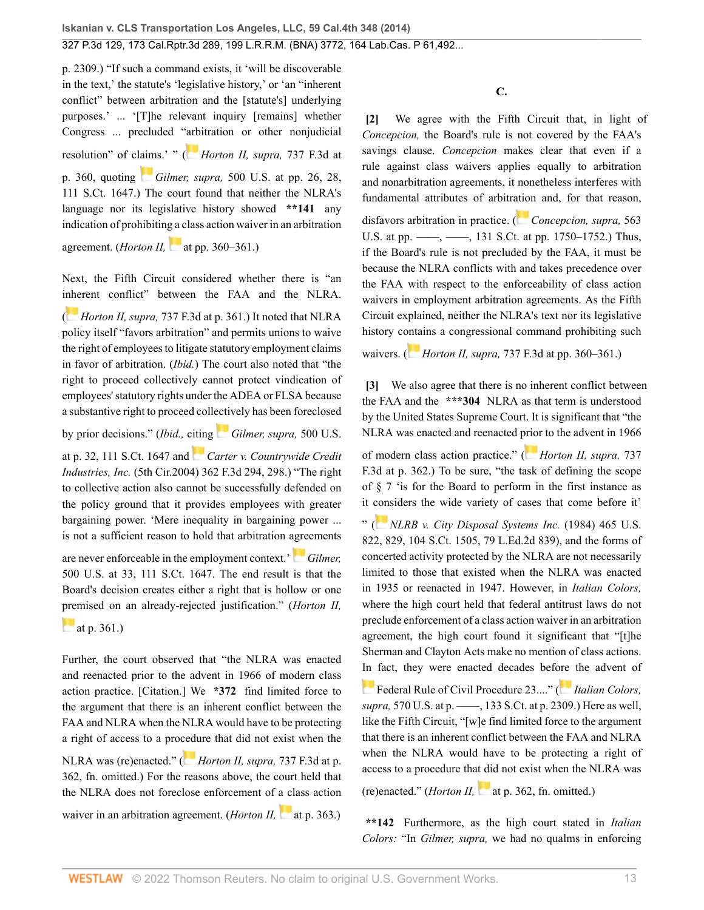p. 2309.) "If such a command exists, it 'will be discoverable in the text,' the statute's 'legislative history,' or 'an "inherent conflict" between arbitration and the [statute's] underlying purposes.' ... '[T]he relevant inquiry [remains] whether Congress ... precluded "arbitration or other nonjudicial resolution" of claims.' " (*Horton II, supra,* 737 F.3d at p. 360, quoting *Gilmer, supra,* 500 U.S. at pp. 26, 28, 111 S.Ct. 1647.) The court found that neither the NLRA's language nor its legislative history showed **\*\*141** any indication of prohibiting a class action waiver in an arbitration agreement. (*Horton II,* at pp. 360–361.)

Next, the Fifth Circuit considered whether there is "an inherent conflict" between the FAA and the NLRA. (*Horton II, supra,* 737 F.3d at p. 361.) It noted that NLRA policy itself "favors arbitration" and permits unions to waive the right of employees to litigate statutory employment claims in favor of arbitration. (*Ibid.*) The court also noted that "the right to proceed collectively cannot protect vindication of employees' statutory rights under the ADEA or FLSA because a substantive right to proceed collectively has been foreclosed by prior decisions." (*Ibid.,* citing *Gilmer, supra,* 500 U.S. at p. 32, 111 S.Ct. 1647 and *Carter v. Countrywide Credit Industries, Inc.* (5th Cir.2004) 362 F.3d 294, 298.) "The right to collective action also cannot be successfully defended on the policy ground that it provides employees with greater bargaining power. 'Mere inequality in bargaining power ... is not a sufficient reason to hold that arbitration agreements are never enforceable in the employment context.' *Gilmer,* 500 U.S. at 33, 111 S.Ct. 1647. The end result is that the Board's decision creates either a right that is hollow or one premised on an already-rejected justification." (*Horton II,* at p. 361.)

Further, the court observed that "the NLRA was enacted and reenacted prior to the advent in 1966 of modern class action practice. [Citation.] We **\*372** find limited force to the argument that there is an inherent conflict between the FAA and NLRA when the NLRA would have to be protecting a right of access to a procedure that did not exist when the NLRA was (re)enacted." (*Horton II, supra,* 737 F.3d at p. 362, fn. omitted.) For the reasons above, the court held that the NLRA does not foreclose enforcement of a class action waiver in an arbitration agreement. (*Horton II,* at p. 363.)

## C.

**[2]** We agree with the Fifth Circuit that, in light of *Concepcion,* the Board's rule is not covered by the FAA's savings clause. *Concepcion* makes clear that even if a rule against class waivers applies equally to arbitration and nonarbitration agreements, it nonetheless interferes with fundamental attributes of arbitration and, for that reason, disfavors arbitration in practice. (*Concepcion, supra,* 563 U.S. at pp. ––––, ––––, 131 S.Ct. at pp. 1750–1752.) Thus, if the Board's rule is not precluded by the FAA, it must be because the NLRA conflicts with and takes precedence over the FAA with respect to the enforceability of class action waivers in employment arbitration agreements. As the Fifth Circuit explained, neither the NLRA's text nor its legislative history contains a congressional command prohibiting such waivers. (*Horton II, supra,* 737 F.3d at pp. 360–361.)

**[3]** We also agree that there is no inherent conflict between the FAA and the **\*\*\*304** NLRA as that term is understood by the United States Supreme Court. It is significant that "the NLRA was enacted and reenacted prior to the advent in 1966 of modern class action practice." (*Horton II, supra,* 737 F.3d at p. 362.) To be sure, "the task of defining the scope of § 7 'is for the Board to perform in the first instance as it considers the wide variety of cases that come before it' " (*NLRB v. City Disposal Systems Inc.* (1984) 465 U.S. 822, 829, 104 S.Ct. 1505, 79 L.Ed.2d 839), and the forms of concerted activity protected by the NLRA are not necessarily limited to those that existed when the NLRA was enacted in 1935 or reenacted in 1947. However, in *Italian Colors,* where the high court held that federal antitrust laws do not preclude enforcement of a class action waiver in an arbitration agreement, the high court found it significant that "[t]he Sherman and Clayton Acts make no mention of class actions. In fact, they were enacted decades before the advent of Federal Rule of Civil Procedure 23...." (*Italian Colors, supra,* 570 U.S. at p. ––––, 133 S.Ct. at p. 2309.) Here as well, like the Fifth Circuit, "[w]e find limited force to the argument that there is an inherent conflict between the FAA and NLRA when the NLRA would have to be protecting a right of access to a procedure that did not exist when the NLRA was (re)enacted." (*Horton II,* at p. 362, fn. omitted.)

**\*\*142** Furthermore, as the high court stated in *Italian Colors:* "In *Gilmer, supra,* we had no qualms in enforcing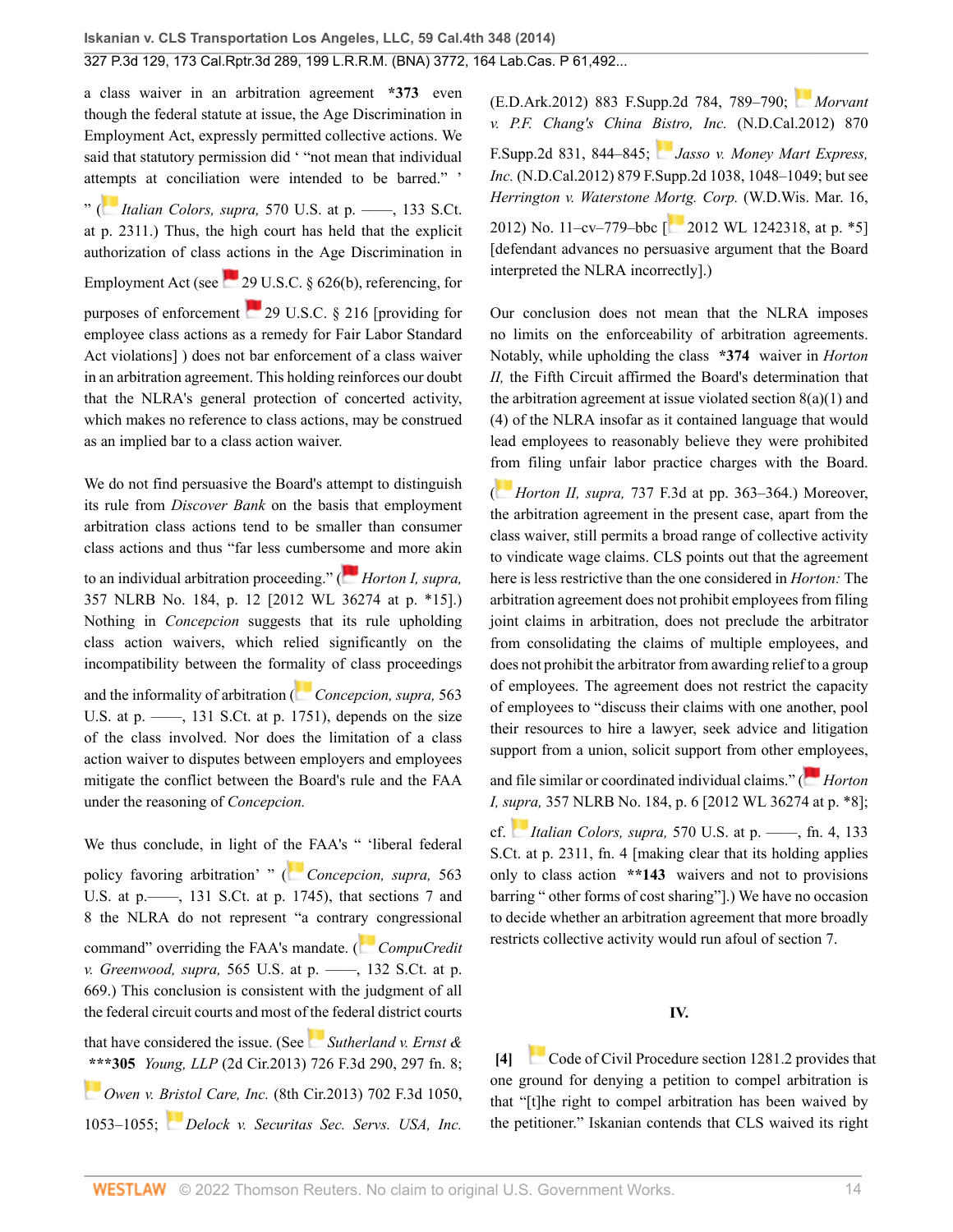a class waiver in an arbitration agreement **\*373** even though the federal statute at issue, the Age Discrimination in Employment Act, expressly permitted collective actions. We said that statutory permission did ' "not mean that individual attempts at conciliation were intended to be barred." ' " (*Italian Colors, supra,* 570 U.S. at p. ——, 133 S.Ct. at p. 2311.) Thus, the high court has held that the explicit authorization of class actions in the Age Discrimination in Employment Act (see 29 U.S.C. § 626(b), referencing, for purposes of enforcement 29 U.S.C. § 216 [providing for employee class actions as a remedy for Fair Labor Standard Act violations] ) does not bar enforcement of a class waiver in an arbitration agreement. This holding reinforces our doubt that the NLRA's general protection of concerted activity, which makes no reference to class actions, may be construed as an implied bar to a class action waiver.

We do not find persuasive the Board's attempt to distinguish its rule from *Discover Bank* on the basis that employment arbitration class actions tend to be smaller than consumer class actions and thus "far less cumbersome and more akin to an individual arbitration proceeding." (*Horton I, supra,* 357 NLRB No. 184, p. 12 [2012 WL 36274 at p. \*15].) Nothing in *Concepcion* suggests that its rule upholding class action waivers, which relied significantly on the incompatibility between the formality of class proceedings and the informality of arbitration (*Concepcion, supra,* 563 U.S. at p. ——, 131 S.Ct. at p. 1751), depends on the size of the class involved. Nor does the limitation of a class action waiver to disputes between employers and employees mitigate the conflict between the Board's rule and the FAA under the reasoning of *Concepcion.*

We thus conclude, in light of the FAA's " 'liberal federal policy favoring arbitration' " (*Concepcion, supra,* 563 U.S. at p.——, 131 S.Ct. at p. 1745), that sections 7 and 8 the NLRA do not represent "a contrary congressional command" overriding the FAA's mandate. (*CompuCredit v. Greenwood, supra,* 565 U.S. at p. ——, 132 S.Ct. at p. 669.) This conclusion is consistent with the judgment of all the federal circuit courts and most of the federal district courts that have considered the issue. (See *Sutherland v. Ernst &* **\*\*\*305** *Young, LLP* (2d Cir.2013) 726 F.3d 290, 297 fn. 8; *Owen v. Bristol Care, Inc.* (8th Cir.2013) 702 F.3d 1050, 1053–1055; *Delock v. Securitas Sec. Servs. USA, Inc.* (E.D.Ark.2012) 883 F.Supp.2d 784, 789–790; *Morvant v. P.F. Chang's China Bistro, Inc.* (N.D.Cal.2012) 870 F.Supp.2d 831, 844–845; *Jasso v. Money Mart Express, Inc.* (N.D.Cal.2012) 879 F.Supp.2d 1038, 1048–1049; but see *Herrington v. Waterstone Mortg. Corp.* (W.D.Wis. Mar. 16, 2012) No. 11–cv–779–bbc [2012 WL 1242318, at p. \*5] [defendant advances no persuasive argument that the Board interpreted the NLRA incorrectly].)

Our conclusion does not mean that the NLRA imposes no limits on the enforceability of arbitration agreements. Notably, while upholding the class **\*374** waiver in *Horton II,* the Fifth Circuit affirmed the Board's determination that the arbitration agreement at issue violated section 8(a)(1) and (4) of the NLRA insofar as it contained language that would lead employees to reasonably believe they were prohibited from filing unfair labor practice charges with the Board. (*Horton II, supra,* 737 F.3d at pp. 363–364.) Moreover, the arbitration agreement in the present case, apart from the class waiver, still permits a broad range of collective activity to vindicate wage claims. CLS points out that the agreement here is less restrictive than the one considered in *Horton:* The arbitration agreement does not prohibit employees from filing joint claims in arbitration, does not preclude the arbitrator from consolidating the claims of multiple employees, and does not prohibit the arbitrator from awarding relief to a group of employees. The agreement does not restrict the capacity of employees to "discuss their claims with one another, pool their resources to hire a lawyer, seek advice and litigation support from a union, solicit support from other employees, and file similar or coordinated individual claims." (*Horton I, supra,* 357 NLRB No. 184, p. 6 [2012 WL 36274 at p. \*8]; cf. *Italian Colors, supra,* 570 U.S. at p. ——, fn. 4, 133 S.Ct. at p. 2311, fn. 4 [making clear that its holding applies only to class action **\*\*143** waivers and not to provisions barring " other forms of cost sharing"].) We have no occasion to decide whether an arbitration agreement that more broadly restricts collective activity would run afoul of section 7.

## IV.

**[4]** Code of Civil Procedure section 1281.2 provides that one ground for denying a petition to compel arbitration is that "[t]he right to compel arbitration has been waived by the petitioner." Iskanian contends that CLS waived its right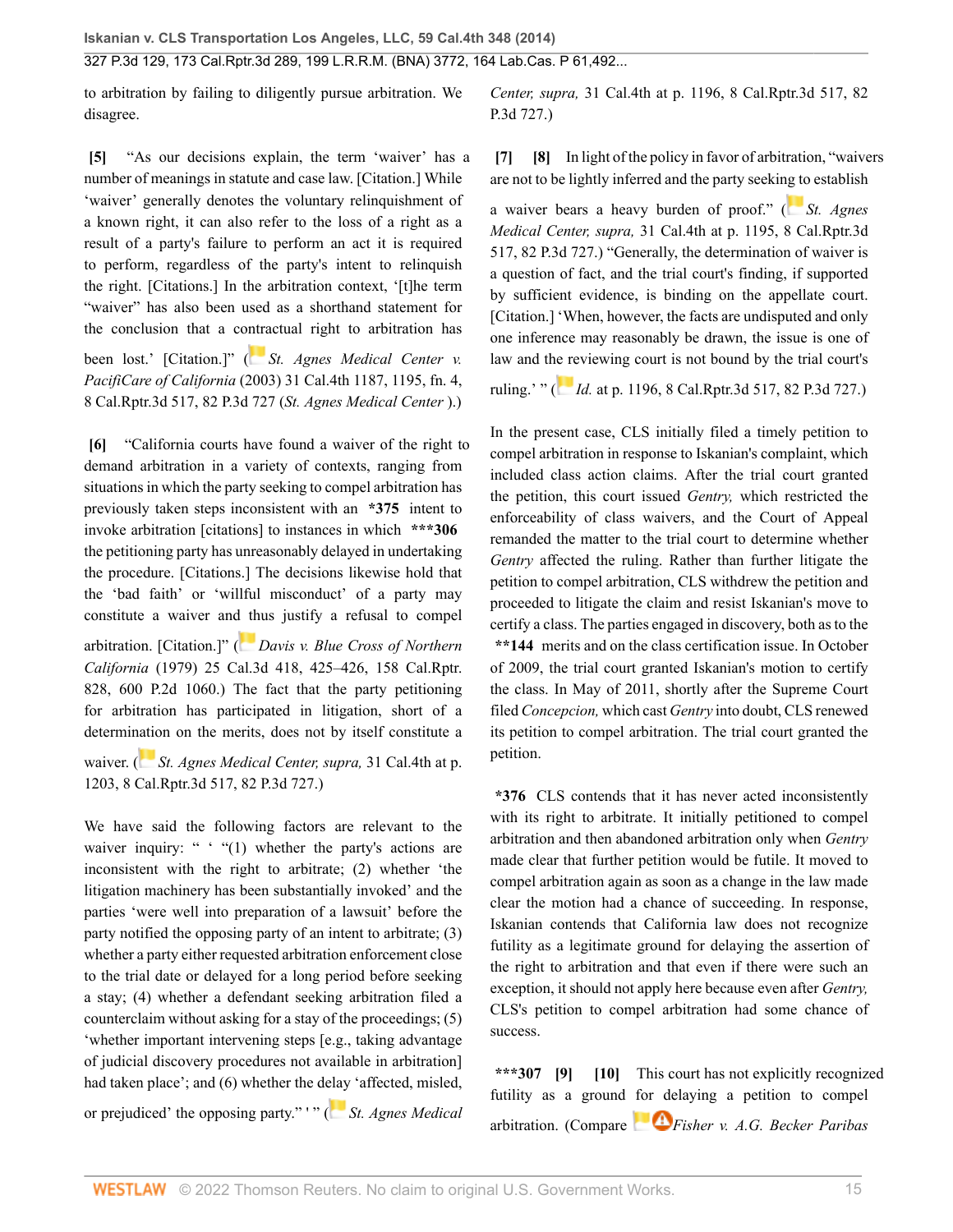to arbitration by failing to diligently pursue arbitration. We disagree.

**[5]** "As our decisions explain, the term 'waiver' has a number of meanings in statute and case law. [Citation.] While 'waiver' generally denotes the voluntary relinquishment of a known right, it can also refer to the loss of a right as a result of a party's failure to perform an act it is required to perform, regardless of the party's intent to relinquish the right. [Citations.] In the arbitration context, '[t]he term "waiver" has also been used as a shorthand statement for the conclusion that a contractual right to arbitration has been lost.' [Citation.]" (*St. Agnes Medical Center v. PacifiCare of California* (2003) 31 Cal.4th 1187, 1195, fn. 4, 8 Cal.Rptr.3d 517, 82 P.3d 727 (*St. Agnes Medical Center* ).)

**[6]** "California courts have found a waiver of the right to demand arbitration in a variety of contexts, ranging from situations in which the party seeking to compel arbitration has previously taken steps inconsistent with an **\*375** intent to invoke arbitration [citations] to instances in which **\*\*\*306** the petitioning party has unreasonably delayed in undertaking the procedure. [Citations.] The decisions likewise hold that the 'bad faith' or 'willful misconduct' of a party may constitute a waiver and thus justify a refusal to compel arbitration. [Citation.]" (*Davis v. Blue Cross of Northern California* (1979) 25 Cal.3d 418, 425–426, 158 Cal.Rptr. 828, 600 P.2d 1060.) The fact that the party petitioning for arbitration has participated in litigation, short of a determination on the merits, does not by itself constitute a waiver. (*St. Agnes Medical Center, supra,* 31 Cal.4th at p. 1203, 8 Cal.Rptr.3d 517, 82 P.3d 727.)

We have said the following factors are relevant to the waiver inquiry: " ' "(1) whether the party's actions are inconsistent with the right to arbitrate; (2) whether 'the litigation machinery has been substantially invoked' and the parties 'were well into preparation of a lawsuit' before the party notified the opposing party of an intent to arbitrate; (3) whether a party either requested arbitration enforcement close to the trial date or delayed for a long period before seeking a stay; (4) whether a defendant seeking arbitration filed a counterclaim without asking for a stay of the proceedings; (5) 'whether important intervening steps [e.g., taking advantage of judicial discovery procedures not available in arbitration] had taken place'; and (6) whether the delay 'affected, misled, or prejudiced' the opposing party." ' " (*St. Agnes Medical Center, supra,* 31 Cal.4th at p. 1196, 8 Cal.Rptr.3d 517, 82 P.3d 727.)

**[7]** **[8]** In light of the policy in favor of arbitration, "waivers are not to be lightly inferred and the party seeking to establish a waiver bears a heavy burden of proof." (*St. Agnes Medical Center, supra,* 31 Cal.4th at p. 1195, 8 Cal.Rptr.3d 517, 82 P.3d 727.) "Generally, the determination of waiver is a question of fact, and the trial court's finding, if supported by sufficient evidence, is binding on the appellate court. [Citation.] 'When, however, the facts are undisputed and only one inference may reasonably be drawn, the issue is one of law and the reviewing court is not bound by the trial court's ruling.' " (*Id.* at p. 1196, 8 Cal.Rptr.3d 517, 82 P.3d 727.)

In the present case, CLS initially filed a timely petition to compel arbitration in response to Iskanian's complaint, which included class action claims. After the trial court granted the petition, this court issued *Gentry,* which restricted the enforceability of class waivers, and the Court of Appeal remanded the matter to the trial court to determine whether *Gentry* affected the ruling. Rather than further litigate the petition to compel arbitration, CLS withdrew the petition and proceeded to litigate the claim and resist Iskanian's move to certify a class. The parties engaged in discovery, both as to the **\*\*144** merits and on the class certification issue. In October of 2009, the trial court granted Iskanian's motion to certify the class. In May of 2011, shortly after the Supreme Court filed *Concepcion,* which cast *Gentry* into doubt, CLS renewed its petition to compel arbitration. The trial court granted the petition.

**\*376** CLS contends that it has never acted inconsistently with its right to arbitrate. It initially petitioned to compel arbitration and then abandoned arbitration only when *Gentry* made clear that further petition would be futile. It moved to compel arbitration again as soon as a change in the law made clear the motion had a chance of succeeding. In response, Iskanian contends that California law does not recognize futility as a legitimate ground for delaying the assertion of the right to arbitration and that even if there were such an exception, it should not apply here because even after *Gentry,* CLS's petition to compel arbitration had some chance of success.

**\*\*\*307** **[9]** **[10]** This court has not explicitly recognized futility as a ground for delaying a petition to compel arbitration. (Compare *Fisher v. A.G. Becker Paribas*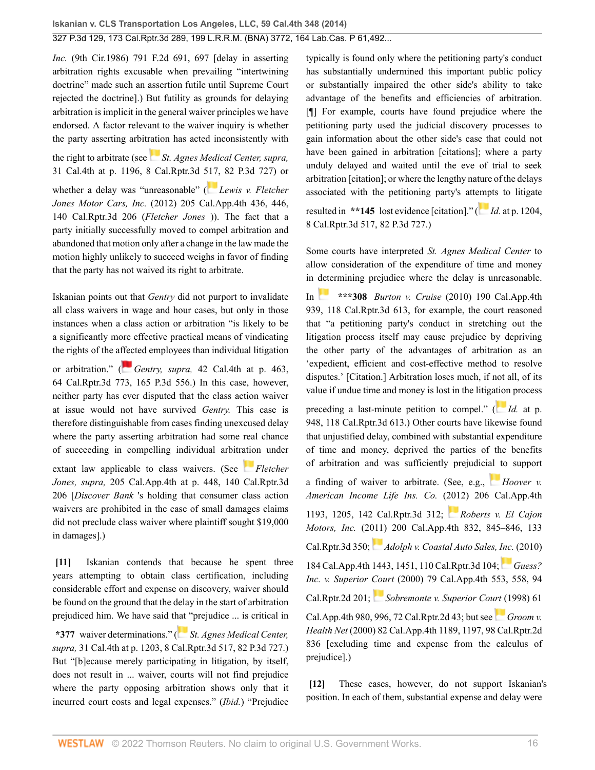*Inc.* (9th Cir.1986) 791 F.2d 691, 697 [delay in asserting arbitration rights excusable when prevailing "intertwining doctrine" made such an assertion futile until Supreme Court rejected the doctrine].) But futility as grounds for delaying arbitration is implicit in the general waiver principles we have endorsed. A factor relevant to the waiver inquiry is whether the party asserting arbitration has acted inconsistently with the right to arbitrate (see *St. Agnes Medical Center, supra,* 31 Cal.4th at p. 1196, 8 Cal.Rptr.3d 517, 82 P.3d 727) or whether a delay was "unreasonable" (*Lewis v. Fletcher Jones Motor Cars, Inc.* (2012) 205 Cal.App.4th 436, 446, 140 Cal.Rptr.3d 206 (*Fletcher Jones* )). The fact that a party initially successfully moved to compel arbitration and abandoned that motion only after a change in the law made the motion highly unlikely to succeed weighs in favor of finding that the party has not waived its right to arbitrate.

Iskanian points out that *Gentry* did not purport to invalidate all class waivers in wage and hour cases, but only in those instances when a class action or arbitration "is likely to be a significantly more effective practical means of vindicating the rights of the affected employees than individual litigation or arbitration." (*Gentry, supra,* 42 Cal.4th at p. 463, 64 Cal.Rptr.3d 773, 165 P.3d 556.) In this case, however, neither party has ever disputed that the class action waiver at issue would not have survived *Gentry.* This case is therefore distinguishable from cases finding unexcused delay where the party asserting arbitration had some real chance of succeeding in compelling individual arbitration under extant law applicable to class waivers. (See *Fletcher Jones, supra,* 205 Cal.App.4th at p. 448, 140 Cal.Rptr.3d 206 [*Discover Bank* 's holding that consumer class action waivers are prohibited in the case of small damages claims did not preclude class waiver where plaintiff sought $19,000 in damages].)

**[11]** Iskanian contends that because he spent three years attempting to obtain class certification, including considerable effort and expense on discovery, waiver should be found on the ground that the delay in the start of arbitration prejudiced him. We have said that "prejudice ... is critical in **\*377** waiver determinations." (*St. Agnes Medical Center, supra,* 31 Cal.4th at p. 1203, 8 Cal.Rptr.3d 517, 82 P.3d 727.) But "[b]ecause merely participating in litigation, by itself, does not result in ... waiver, courts will not find prejudice where the party opposing arbitration shows only that it incurred court costs and legal expenses." (*Ibid.*) "Prejudice typically is found only where the petitioning party's conduct has substantially undermined this important public policy or substantially impaired the other side's ability to take advantage of the benefits and efficiencies of arbitration. [¶] For example, courts have found prejudice where the petitioning party used the judicial discovery processes to gain information about the other side's case that could not have been gained in arbitration [citations]; where a party unduly delayed and waited until the eve of trial to seek arbitration [citation]; or where the lengthy nature of the delays associated with the petitioning party's attempts to litigate resulted in **\*\*145** lost evidence [citation]." (*Id.* at p. 1204, 8 Cal.Rptr.3d 517, 82 P.3d 727.)

Some courts have interpreted *St. Agnes Medical Center* to allow consideration of the expenditure of time and money in determining prejudice where the delay is unreasonable. In **\*\*\*308** *Burton v. Cruise* (2010) 190 Cal.App.4th 939, 118 Cal.Rptr.3d 613, for example, the court reasoned that "a petitioning party's conduct in stretching out the litigation process itself may cause prejudice by depriving the other party of the advantages of arbitration as an 'expedient, efficient and cost-effective method to resolve disputes.' [Citation.] Arbitration loses much, if not all, of its value if undue time and money is lost in the litigation process preceding a last-minute petition to compel." (*Id.* at p. 948, 118 Cal.Rptr.3d 613.) Other courts have likewise found that unjustified delay, combined with substantial expenditure of time and money, deprived the parties of the benefits of arbitration and was sufficiently prejudicial to support a finding of waiver to arbitrate. (See, e.g., *Hoover v. American Income Life Ins. Co.* (2012) 206 Cal.App.4th 1193, 1205, 142 Cal.Rptr.3d 312; *Roberts v. El Cajon Motors, Inc.* (2011) 200 Cal.App.4th 832, 845–846, 133 Cal.Rptr.3d 350; *Adolph v. Coastal Auto Sales, Inc.* (2010) 184 Cal.App.4th 1443, 1451, 110 Cal.Rptr.3d 104; *Guess? Inc. v. Superior Court* (2000) 79 Cal.App.4th 553, 558, 94 Cal.Rptr.2d 201; *Sobremonte v. Superior Court* (1998) 61 Cal.App.4th 980, 996, 72 Cal.Rptr.2d 43; but see *Groom v. Health Net* (2000) 82 Cal.App.4th 1189, 1197, 98 Cal.Rptr.2d 836 [excluding time and expense from the calculus of prejudice].)

**[12]** These cases, however, do not support Iskanian's position. In each of them, substantial expense and delay were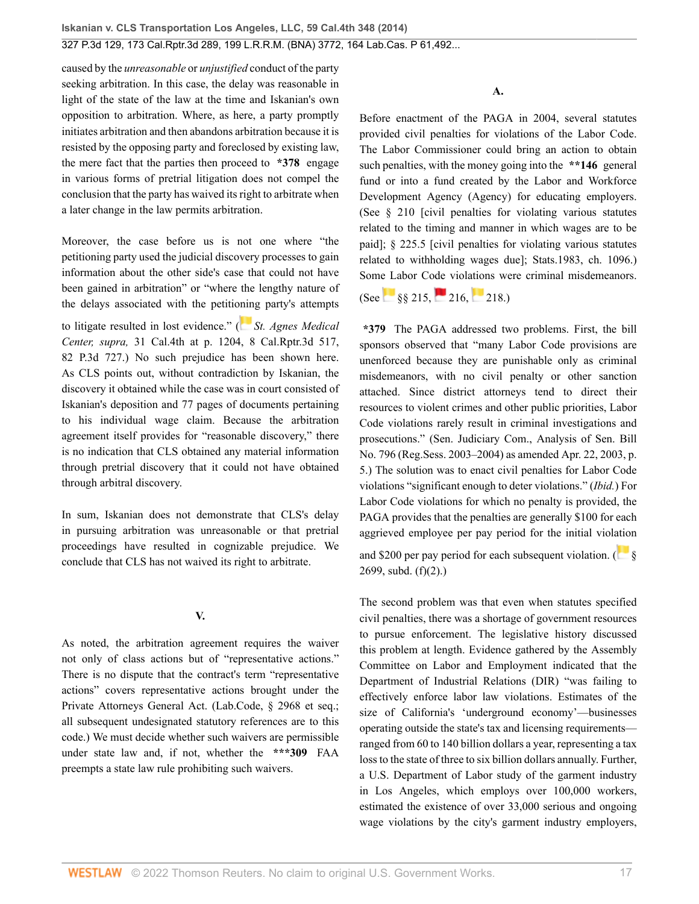caused by the *unreasonable* or *unjustified* conduct of the party seeking arbitration. In this case, the delay was reasonable in light of the state of the law at the time and Iskanian's own opposition to arbitration. Where, as here, a party promptly initiates arbitration and then abandons arbitration because it is resisted by the opposing party and foreclosed by existing law, the mere fact that the parties then proceed to **\*378** engage in various forms of pretrial litigation does not compel the conclusion that the party has waived its right to arbitrate when a later change in the law permits arbitration.

Moreover, the case before us is not one where "the petitioning party used the judicial discovery processes to gain information about the other side's case that could not have been gained in arbitration" or "where the lengthy nature of the delays associated with the petitioning party's attempts to litigate resulted in lost evidence." (*St. Agnes Medical Center, supra,* 31 Cal.4th at p. 1204, 8 Cal.Rptr.3d 517, 82 P.3d 727.) No such prejudice has been shown here. As CLS points out, without contradiction by Iskanian, the discovery it obtained while the case was in court consisted of Iskanian's deposition and 77 pages of documents pertaining to his individual wage claim. Because the arbitration agreement itself provides for "reasonable discovery," there is no indication that CLS obtained any material information through pretrial discovery that it could not have obtained through arbitral discovery.

In sum, Iskanian does not demonstrate that CLS's delay in pursuing arbitration was unreasonable or that pretrial proceedings have resulted in cognizable prejudice. We conclude that CLS has not waived its right to arbitrate.

## V.

As noted, the arbitration agreement requires the waiver not only of class actions but of "representative actions." There is no dispute that the contract's term "representative actions" covers representative actions brought under the Private Attorneys General Act. (Lab.Code, § 2968 et seq.; all subsequent undesignated statutory references are to this code.) We must decide whether such waivers are permissible under state law and, if not, whether the **\*\*\*309** FAA preempts a state law rule prohibiting such waivers.

### A.

Before enactment of the PAGA in 2004, several statutes provided civil penalties for violations of the Labor Code. The Labor Commissioner could bring an action to obtain such penalties, with the money going into the **\*\*146** general fund or into a fund created by the Labor and Workforce Development Agency (Agency) for educating employers. (See § 210 [civil penalties for violating various statutes related to the timing and manner in which wages are to be paid]; § 225.5 [civil penalties for violating various statutes related to withholding wages due]; Stats.1983, ch. 1096.) Some Labor Code violations were criminal misdemeanors. (See §§ 215, 216, 218.)

**\*379** The PAGA addressed two problems. First, the bill sponsors observed that "many Labor Code provisions are unenforced because they are punishable only as criminal misdemeanors, with no civil penalty or other sanction attached. Since district attorneys tend to direct their resources to violent crimes and other public priorities, Labor Code violations rarely result in criminal investigations and prosecutions." (Sen. Judiciary Com., Analysis of Sen. Bill No. 796 (Reg.Sess. 2003–2004) as amended Apr. 22, 2003, p. 5.) The solution was to enact civil penalties for Labor Code violations "significant enough to deter violations." (*Ibid.*) For Labor Code violations for which no penalty is provided, the PAGA provides that the penalties are generally $100 for each aggrieved employee per pay period for the initial violation and $200 per pay period for each subsequent violation. (§ 2699, subd. (f)(2).)

The second problem was that even when statutes specified civil penalties, there was a shortage of government resources to pursue enforcement. The legislative history discussed this problem at length. Evidence gathered by the Assembly Committee on Labor and Employment indicated that the Department of Industrial Relations (DIR) "was failing to effectively enforce labor law violations. Estimates of the size of California's 'underground economy'—businesses operating outside the state's tax and licensing requirements—ranged from 60 to 140 billion dollars a year, representing a tax loss to the state of three to six billion dollars annually. Further, a U.S. Department of Labor study of the garment industry in Los Angeles, which employs over 100,000 workers, estimated the existence of over 33,000 serious and ongoing wage violations by the city's garment industry employers,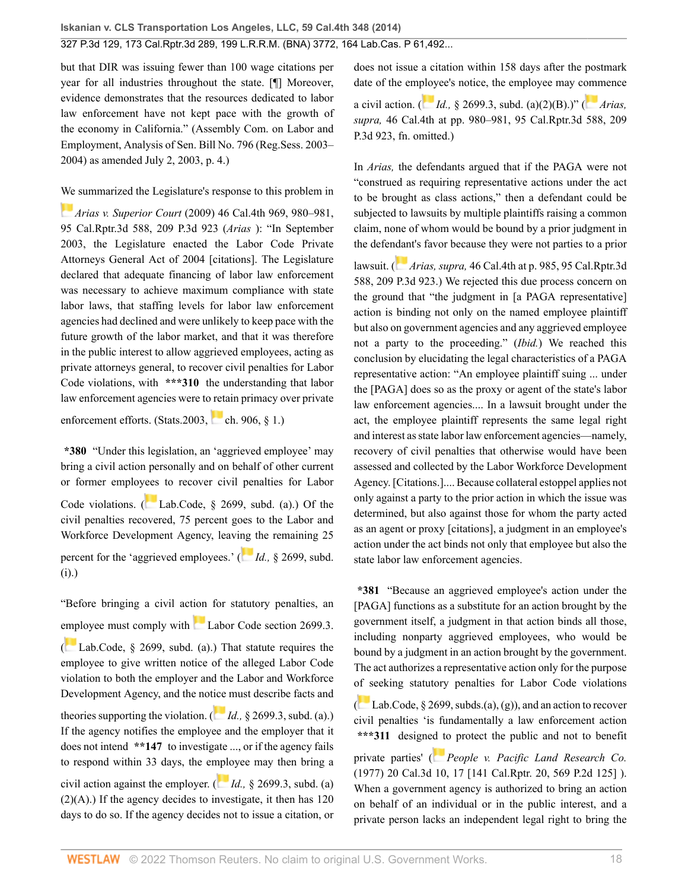but that DIR was issuing fewer than 100 wage citations per year for all industries throughout the state. [¶] Moreover, evidence demonstrates that the resources dedicated to labor law enforcement have not kept pace with the growth of the economy in California." (Assembly Com. on Labor and Employment, Analysis of Sen. Bill No. 796 (Reg.Sess. 2003–2004) as amended July 2, 2003, p. 4.)

We summarized the Legislature's response to this problem in *Arias v. Superior Court* (2009) 46 Cal.4th 969, 980–981, 95 Cal.Rptr.3d 588, 209 P.3d 923 (*Arias* ): "In September 2003, the Legislature enacted the Labor Code Private Attorneys General Act of 2004 [citations]. The Legislature declared that adequate financing of labor law enforcement was necessary to achieve maximum compliance with state labor laws, that staffing levels for labor law enforcement agencies had declined and were unlikely to keep pace with the future growth of the labor market, and that it was therefore in the public interest to allow aggrieved employees, acting as private attorneys general, to recover civil penalties for Labor Code violations, with **\*\*\*310** the understanding that labor law enforcement agencies were to retain primacy over private enforcement efforts. (Stats.2003, ch. 906, § 1.)

**\*380** "Under this legislation, an 'aggrieved employee' may bring a civil action personally and on behalf of other current or former employees to recover civil penalties for Labor Code violations. (Lab.Code, § 2699, subd. (a).) Of the civil penalties recovered, 75 percent goes to the Labor and Workforce Development Agency, leaving the remaining 25 percent for the 'aggrieved employees.' (*Id.,* § 2699, subd. (i).)

"Before bringing a civil action for statutory penalties, an employee must comply with Labor Code section 2699.3. (Lab.Code, § 2699, subd. (a).) That statute requires the employee to give written notice of the alleged Labor Code violation to both the employer and the Labor and Workforce Development Agency, and the notice must describe facts and theories supporting the violation. (*Id.,* § 2699.3, subd. (a).) If the agency notifies the employee and the employer that it does not intend **\*\*147** to investigate ..., or if the agency fails to respond within 33 days, the employee may then bring a civil action against the employer. (*Id.,* § 2699.3, subd. (a)(2)(A).) If the agency decides to investigate, it then has 120 days to do so. If the agency decides not to issue a citation, or does not issue a citation within 158 days after the postmark date of the employee's notice, the employee may commence a civil action. (*Id.,* § 2699.3, subd. (a)(2)(B).)" (*Arias, supra,* 46 Cal.4th at pp. 980–981, 95 Cal.Rptr.3d 588, 209 P.3d 923, fn. omitted.)

In *Arias,* the defendants argued that if the PAGA were not "construed as requiring representative actions under the act to be brought as class actions," then a defendant could be subjected to lawsuits by multiple plaintiffs raising a common claim, none of whom would be bound by a prior judgment in the defendant's favor because they were not parties to a prior lawsuit. (*Arias, supra,* 46 Cal.4th at p. 985, 95 Cal.Rptr.3d 588, 209 P.3d 923.) We rejected this due process concern on the ground that "the judgment in [a PAGA representative] action is binding not only on the named employee plaintiff but also on government agencies and any aggrieved employee not a party to the proceeding." (*Ibid.*) We reached this conclusion by elucidating the legal characteristics of a PAGA representative action: "An employee plaintiff suing ... under the [PAGA] does so as the proxy or agent of the state's labor law enforcement agencies.... In a lawsuit brought under the act, the employee plaintiff represents the same legal right and interest as state labor law enforcement agencies—namely, recovery of civil penalties that otherwise would have been assessed and collected by the Labor Workforce Development Agency. [Citations.].... Because collateral estoppel applies not only against a party to the prior action in which the issue was determined, but also against those for whom the party acted as an agent or proxy [citations], a judgment in an employee's action under the act binds not only that employee but also the state labor law enforcement agencies.

**\*381** "Because an aggrieved employee's action under the [PAGA] functions as a substitute for an action brought by the government itself, a judgment in that action binds all those, including nonparty aggrieved employees, who would be bound by a judgment in an action brought by the government. The act authorizes a representative action only for the purpose of seeking statutory penalties for Labor Code violations (Lab.Code, § 2699, subds.(a), (g)), and an action to recover civil penalties 'is fundamentally a law enforcement action **\*\*\*311** designed to protect the public and not to benefit private parties' (*People v. Pacific Land Research Co.* (1977) 20 Cal.3d 10, 17 [141 Cal.Rptr. 20, 569 P.2d 125] ). When a government agency is authorized to bring an action on behalf of an individual or in the public interest, and a private person lacks an independent legal right to bring the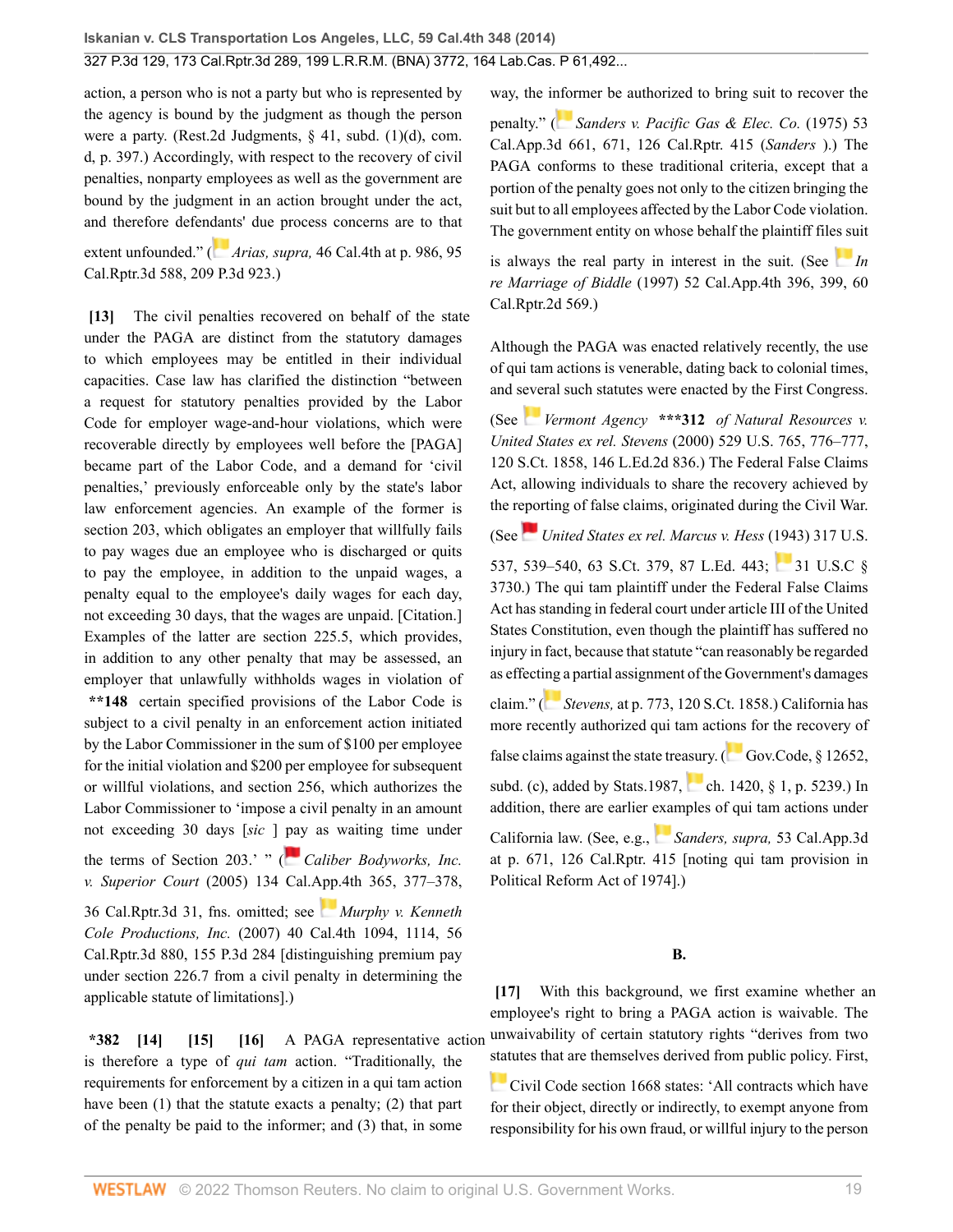action, a person who is not a party but who is represented by the agency is bound by the judgment as though the person were a party. (Rest.2d Judgments, § 41, subd. (1)(d), com. d, p. 397.) Accordingly, with respect to the recovery of civil penalties, nonparty employees as well as the government are bound by the judgment in an action brought under the act, and therefore defendants' due process concerns are to that extent unfounded." (*Arias, supra,* 46 Cal.4th at p. 986, 95 Cal.Rptr.3d 588, 209 P.3d 923.)

**[13]** The civil penalties recovered on behalf of the state under the PAGA are distinct from the statutory damages to which employees may be entitled in their individual capacities. Case law has clarified the distinction "between a request for statutory penalties provided by the Labor Code for employer wage-and-hour violations, which were recoverable directly by employees well before the [PAGA] became part of the Labor Code, and a demand for 'civil penalties,' previously enforceable only by the state's labor law enforcement agencies. An example of the former is section 203, which obligates an employer that willfully fails to pay wages due an employee who is discharged or quits to pay the employee, in addition to the unpaid wages, a penalty equal to the employee's daily wages for each day, not exceeding 30 days, that the wages are unpaid. [Citation.] Examples of the latter are section 225.5, which provides, in addition to any other penalty that may be assessed, an employer that unlawfully withholds wages in violation of **\*\*148** certain specified provisions of the Labor Code is subject to a civil penalty in an enforcement action initiated by the Labor Commissioner in the sum of $100 per employee for the initial violation and $200 per employee for subsequent or willful violations, and section 256, which authorizes the Labor Commissioner to 'impose a civil penalty in an amount not exceeding 30 days [*sic* ] pay as waiting time under the terms of Section 203.' " (*Caliber Bodyworks, Inc. v. Superior Court* (2005) 134 Cal.App.4th 365, 377–378, 36 Cal.Rptr.3d 31, fns. omitted; see *Murphy v. Kenneth Cole Productions, Inc.* (2007) 40 Cal.4th 1094, 1114, 56 Cal.Rptr.3d 880, 155 P.3d 284 [distinguishing premium pay under section 226.7 from a civil penalty in determining the applicable statute of limitations].)

**\*382 [14] [15] [16]** A PAGA representative action is therefore a type of *qui tam* action. "Traditionally, the requirements for enforcement by a citizen in a qui tam action have been (1) that the statute exacts a penalty; (2) that part of the penalty be paid to the informer; and (3) that, in some way, the informer be authorized to bring suit to recover the penalty." (*Sanders v. Pacific Gas & Elec. Co.* (1975) 53 Cal.App.3d 661, 671, 126 Cal.Rptr. 415 (*Sanders* ).) The PAGA conforms to these traditional criteria, except that a portion of the penalty goes not only to the citizen bringing the suit but to all employees affected by the Labor Code violation. The government entity on whose behalf the plaintiff files suit is always the real party in interest in the suit. (See *In re Marriage of Biddle* (1997) 52 Cal.App.4th 396, 399, 60 Cal.Rptr.2d 569.)

Although the PAGA was enacted relatively recently, the use of qui tam actions is venerable, dating back to colonial times, and several such statutes were enacted by the First Congress. (See *Vermont Agency* **\*\*\*312** *of Natural Resources v. United States ex rel. Stevens* (2000) 529 U.S. 765, 776–777, 120 S.Ct. 1858, 146 L.Ed.2d 836.) The Federal False Claims Act, allowing individuals to share the recovery achieved by the reporting of false claims, originated during the Civil War. (See *United States ex rel. Marcus v. Hess* (1943) 317 U.S. 537, 539–540, 63 S.Ct. 379, 87 L.Ed. 443; 31 U.S.C § 3730.) The qui tam plaintiff under the Federal False Claims Act has standing in federal court under article III of the United States Constitution, even though the plaintiff has suffered no injury in fact, because that statute "can reasonably be regarded as effecting a partial assignment of the Government's damages claim." (*Stevens,* at p. 773, 120 S.Ct. 1858.) California has more recently authorized qui tam actions for the recovery of false claims against the state treasury. (Gov.Code, § 12652, subd. (c), added by Stats.1987, ch. 1420, § 1, p. 5239.) In addition, there are earlier examples of qui tam actions under California law. (See, e.g., *Sanders, supra,* 53 Cal.App.3d at p. 671, 126 Cal.Rptr. 415 [noting qui tam provision in Political Reform Act of 1974].)

### B.

**[17]** With this background, we first examine whether an employee's right to bring a PAGA action is waivable. The unwaivability of certain statutory rights "derives from two statutes that are themselves derived from public policy. First, Civil Code section 1668 states: 'All contracts which have for their object, directly or indirectly, to exempt anyone from responsibility for his own fraud, or willful injury to the person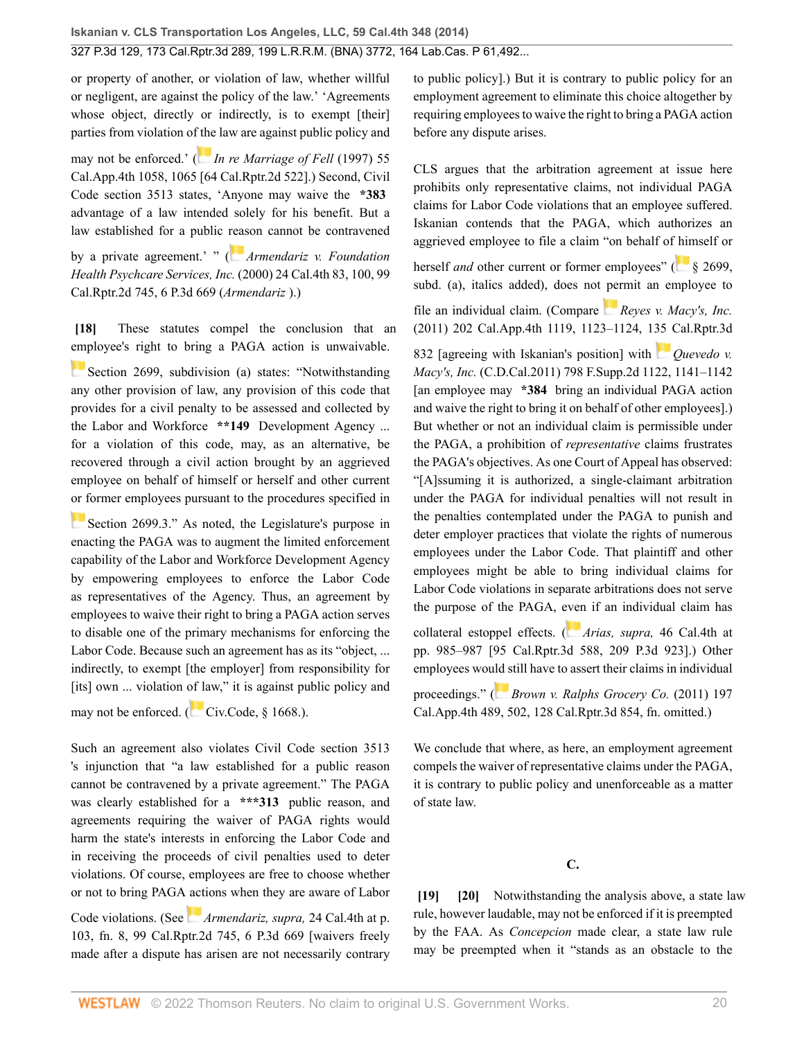or property of another, or violation of law, whether willful or negligent, are against the policy of the law.' 'Agreements whose object, directly or indirectly, is to exempt [their] parties from violation of the law are against public policy and may not be enforced.' (*In re Marriage of Fell* (1997) 55 Cal.App.4th 1058, 1065 [64 Cal.Rptr.2d 522].) Second, Civil Code section 3513 states, 'Anyone may waive the **\*383** advantage of a law intended solely for his benefit. But a law established for a public reason cannot be contravened by a private agreement.' " (*Armendariz v. Foundation Health Psychcare Services, Inc.* (2000) 24 Cal.4th 83, 100, 99 Cal.Rptr.2d 745, 6 P.3d 669 (*Armendariz* ).)

**[18]** These statutes compel the conclusion that an employee's right to bring a PAGA action is unwaivable. Section 2699, subdivision (a) states: "Notwithstanding any other provision of law, any provision of this code that provides for a civil penalty to be assessed and collected by the Labor and Workforce **\*\*149** Development Agency ... for a violation of this code, may, as an alternative, be recovered through a civil action brought by an aggrieved employee on behalf of himself or herself and other current or former employees pursuant to the procedures specified in Section 2699.3." As noted, the Legislature's purpose in enacting the PAGA was to augment the limited enforcement capability of the Labor and Workforce Development Agency by empowering employees to enforce the Labor Code as representatives of the Agency. Thus, an agreement by employees to waive their right to bring a PAGA action serves to disable one of the primary mechanisms for enforcing the Labor Code. Because such an agreement has as its "object, ... indirectly, to exempt [the employer] from responsibility for [its] own ... violation of law," it is against public policy and may not be enforced. (Civ.Code, § 1668.).

Such an agreement also violates Civil Code section 3513 's injunction that "a law established for a public reason cannot be contravened by a private agreement." The PAGA was clearly established for a **\*\*\*313** public reason, and agreements requiring the waiver of PAGA rights would harm the state's interests in enforcing the Labor Code and in receiving the proceeds of civil penalties used to deter violations. Of course, employees are free to choose whether or not to bring PAGA actions when they are aware of Labor Code violations. (See *Armendariz, supra,* 24 Cal.4th at p. 103, fn. 8, 99 Cal.Rptr.2d 745, 6 P.3d 669 [waivers freely made after a dispute has arisen are not necessarily contrary to public policy].) But it is contrary to public policy for an employment agreement to eliminate this choice altogether by requiring employees to waive the right to bring a PAGA action before any dispute arises.

CLS argues that the arbitration agreement at issue here prohibits only representative claims, not individual PAGA claims for Labor Code violations that an employee suffered. Iskanian contends that the PAGA, which authorizes an aggrieved employee to file a claim "on behalf of himself or herself *and* other current or former employees" (§ 2699, subd. (a), italics added), does not permit an employee to file an individual claim. (Compare *Reyes v. Macy's, Inc.* (2011) 202 Cal.App.4th 1119, 1123–1124, 135 Cal.Rptr.3d 832 [agreeing with Iskanian's position] with *Quevedo v. Macy's, Inc.* (C.D.Cal.2011) 798 F.Supp.2d 1122, 1141–1142 [an employee may **\*384** bring an individual PAGA action and waive the right to bring it on behalf of other employees].) But whether or not an individual claim is permissible under the PAGA, a prohibition of *representative* claims frustrates the PAGA's objectives. As one Court of Appeal has observed: "[A]ssuming it is authorized, a single-claimant arbitration under the PAGA for individual penalties will not result in the penalties contemplated under the PAGA to punish and deter employer practices that violate the rights of numerous employees under the Labor Code. That plaintiff and other employees might be able to bring individual claims for Labor Code violations in separate arbitrations does not serve the purpose of the PAGA, even if an individual claim has collateral estoppel effects. (*Arias, supra,* 46 Cal.4th at pp. 985–987 [95 Cal.Rptr.3d 588, 209 P.3d 923].) Other employees would still have to assert their claims in individual proceedings." (*Brown v. Ralphs Grocery Co.* (2011) 197 Cal.App.4th 489, 502, 128 Cal.Rptr.3d 854, fn. omitted.)

We conclude that where, as here, an employment agreement compels the waiver of representative claims under the PAGA, it is contrary to public policy and unenforceable as a matter of state law.

### C.

**[19]** **[20]** Notwithstanding the analysis above, a state law rule, however laudable, may not be enforced if it is preempted by the FAA. As *Concepcion* made clear, a state law rule may be preempted when it "stands as an obstacle to the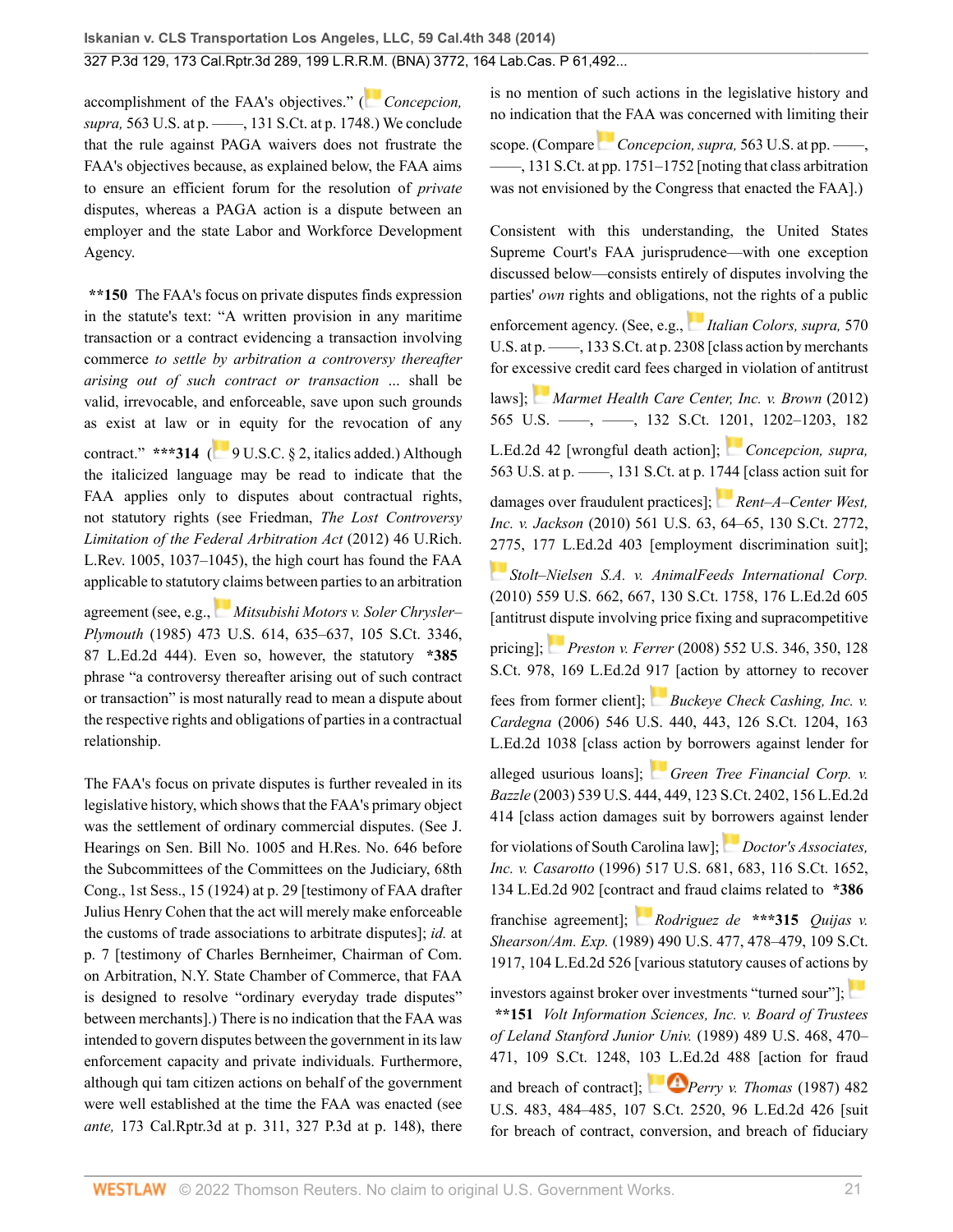accomplishment of the FAA's objectives." (*Concepcion, supra,* 563 U.S. at p. ——, 131 S.Ct. at p. 1748.) We conclude that the rule against PAGA waivers does not frustrate the FAA's objectives because, as explained below, the FAA aims to ensure an efficient forum for the resolution of *private* disputes, whereas a PAGA action is a dispute between an employer and the state Labor and Workforce Development Agency.

**\*\*150** The FAA's focus on private disputes finds expression in the statute's text: "A written provision in any maritime transaction or a contract evidencing a transaction involving commerce *to settle by arbitration a controversy thereafter arising out of such contract or transaction* ... shall be valid, irrevocable, and enforceable, save upon such grounds as exist at law or in equity for the revocation of any contract." **\*\*\*314** (9 U.S.C. § 2, italics added.) Although the italicized language may be read to indicate that the FAA applies only to disputes about contractual rights, not statutory rights (see Friedman, *The Lost Controversy Limitation of the Federal Arbitration Act* (2012) 46 U.Rich. L.Rev. 1005, 1037–1045), the high court has found the FAA applicable to statutory claims between parties to an arbitration agreement (see, e.g., *Mitsubishi Motors v. Soler Chrysler–Plymouth* (1985) 473 U.S. 614, 635–637, 105 S.Ct. 3346, 87 L.Ed.2d 444). Even so, however, the statutory **\*385** phrase "a controversy thereafter arising out of such contract or transaction" is most naturally read to mean a dispute about the respective rights and obligations of parties in a contractual relationship.

The FAA's focus on private disputes is further revealed in its legislative history, which shows that the FAA's primary object was the settlement of ordinary commercial disputes. (See J. Hearings on Sen. Bill No. 1005 and H.Res. No. 646 before the Subcommittees of the Committees on the Judiciary, 68th Cong., 1st Sess., 15 (1924) at p. 29 [testimony of FAA drafter Julius Henry Cohen that the act will merely make enforceable the customs of trade associations to arbitrate disputes]; *id.* at p. 7 [testimony of Charles Bernheimer, Chairman of Com. on Arbitration, N.Y. State Chamber of Commerce, that FAA is designed to resolve "ordinary everyday trade disputes" between merchants].) There is no indication that the FAA was intended to govern disputes between the government in its law enforcement capacity and private individuals. Furthermore, although qui tam citizen actions on behalf of the government were well established at the time the FAA was enacted (see *ante,* 173 Cal.Rptr.3d at p. 311, 327 P.3d at p. 148), there is no mention of such actions in the legislative history and no indication that the FAA was concerned with limiting their scope. (Compare *Concepcion, supra,* 563 U.S. at pp. ——, ——, 131 S.Ct. at pp. 1751–1752 [noting that class arbitration was not envisioned by the Congress that enacted the FAA].)

Consistent with this understanding, the United States Supreme Court's FAA jurisprudence—with one exception discussed below—consists entirely of disputes involving the parties' *own* rights and obligations, not the rights of a public enforcement agency. (See, e.g., *Italian Colors, supra,* 570 U.S. at p. ——, 133 S.Ct. at p. 2308 [class action by merchants for excessive credit card fees charged in violation of antitrust laws]; *Marmet Health Care Center, Inc. v. Brown* (2012) 565 U.S. ——, ——, 132 S.Ct. 1201, 1202–1203, 182 L.Ed.2d 42 [wrongful death action]; *Concepcion, supra,* 563 U.S. at p. ——, 131 S.Ct. at p. 1744 [class action suit for damages over fraudulent practices]; *Rent–A–Center West, Inc. v. Jackson* (2010) 561 U.S. 63, 64–65, 130 S.Ct. 2772, 2775, 177 L.Ed.2d 403 [employment discrimination suit]; *Stolt–Nielsen S.A. v. AnimalFeeds International Corp.* (2010) 559 U.S. 662, 667, 130 S.Ct. 1758, 176 L.Ed.2d 605 [antitrust dispute involving price fixing and supracompetitive pricing]; *Preston v. Ferrer* (2008) 552 U.S. 346, 350, 128 S.Ct. 978, 169 L.Ed.2d 917 [action by attorney to recover fees from former client]; *Buckeye Check Cashing, Inc. v. Cardegna* (2006) 546 U.S. 440, 443, 126 S.Ct. 1204, 163 L.Ed.2d 1038 [class action by borrowers against lender for alleged usurious loans]; *Green Tree Financial Corp. v. Bazzle* (2003) 539 U.S. 444, 449, 123 S.Ct. 2402, 156 L.Ed.2d 414 [class action damages suit by borrowers against lender for violations of South Carolina law]; *Doctor's Associates, Inc. v. Casarotto* (1996) 517 U.S. 681, 683, 116 S.Ct. 1652, 134 L.Ed.2d 902 [contract and fraud claims related to **\*386** franchise agreement]; *Rodriguez de* **\*\*\*315** *Quijas v. Shearson/Am. Exp.* (1989) 490 U.S. 477, 478–479, 109 S.Ct. 1917, 104 L.Ed.2d 526 [various statutory causes of actions by investors against broker over investments "turned sour"]; **\*\*151** *Volt Information Sciences, Inc. v. Board of Trustees of Leland Stanford Junior Univ.* (1989) 489 U.S. 468, 470–471, 109 S.Ct. 1248, 103 L.Ed.2d 488 [action for fraud and breach of contract]; *Perry v. Thomas* (1987) 482 U.S. 483, 484–485, 107 S.Ct. 2520, 96 L.Ed.2d 426 [suit for breach of contract, conversion, and breach of fiduciary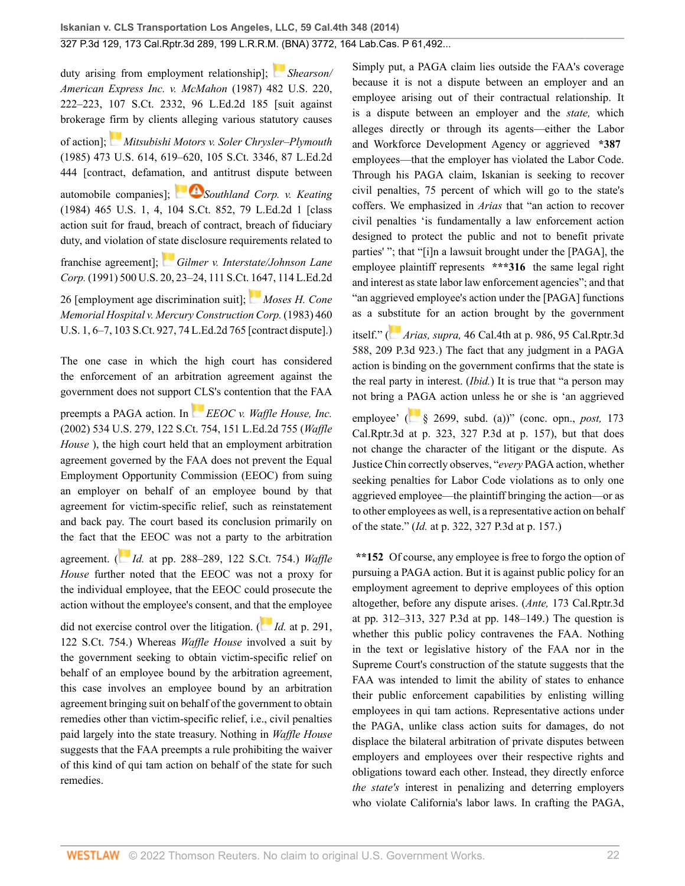duty arising from employment relationship]; *Shearson/American Express Inc. v. McMahon* (1987) 482 U.S. 220, 222–223, 107 S.Ct. 2332, 96 L.Ed.2d 185 [suit against brokerage firm by clients alleging various statutory causes of action]; *Mitsubishi Motors v. Soler Chrysler–Plymouth* (1985) 473 U.S. 614, 619–620, 105 S.Ct. 3346, 87 L.Ed.2d 444 [contract, defamation, and antitrust dispute between automobile companies]; *Southland Corp. v. Keating* (1984) 465 U.S. 1, 4, 104 S.Ct. 852, 79 L.Ed.2d 1 [class action suit for fraud, breach of contract, breach of fiduciary duty, and violation of state disclosure requirements related to franchise agreement]; *Gilmer v. Interstate/Johnson Lane Corp.* (1991) 500 U.S. 20, 23–24, 111 S.Ct. 1647, 114 L.Ed.2d 26 [employment age discrimination suit]; *Moses H. Cone Memorial Hospital v. Mercury Construction Corp.* (1983) 460 U.S. 1, 6–7, 103 S.Ct. 927, 74 L.Ed.2d 765 [contract dispute].)

The one case in which the high court has considered the enforcement of an arbitration agreement against the government does not support CLS's contention that the FAA preempts a PAGA action. In *EEOC v. Waffle House, Inc.* (2002) 534 U.S. 279, 122 S.Ct. 754, 151 L.Ed.2d 755 (*Waffle House* ), the high court held that an employment arbitration agreement governed by the FAA does not prevent the Equal Employment Opportunity Commission (EEOC) from suing an employer on behalf of an employee bound by that agreement for victim-specific relief, such as reinstatement and back pay. The court based its conclusion primarily on the fact that the EEOC was not a party to the arbitration agreement. (*Id.* at pp. 288–289, 122 S.Ct. 754.) *Waffle House* further noted that the EEOC was not a proxy for the individual employee, that the EEOC could prosecute the action without the employee's consent, and that the employee did not exercise control over the litigation. (*Id.* at p. 291, 122 S.Ct. 754.) Whereas *Waffle House* involved a suit by the government seeking to obtain victim-specific relief on behalf of an employee bound by the arbitration agreement, this case involves an employee bound by an arbitration agreement bringing suit on behalf of the government to obtain remedies other than victim-specific relief, i.e., civil penalties paid largely into the state treasury. Nothing in *Waffle House* suggests that the FAA preempts a rule prohibiting the waiver of this kind of qui tam action on behalf of the state for such remedies.

Simply put, a PAGA claim lies outside the FAA's coverage because it is not a dispute between an employer and an employee arising out of their contractual relationship. It is a dispute between an employer and the *state,* which alleges directly or through its agents—either the Labor and Workforce Development Agency or aggrieved **\*387** employees—that the employer has violated the Labor Code. Through his PAGA claim, Iskanian is seeking to recover civil penalties, 75 percent of which will go to the state's coffers. We emphasized in *Arias* that "an action to recover civil penalties 'is fundamentally a law enforcement action designed to protect the public and not to benefit private parties' "; that "[i]n a lawsuit brought under the [PAGA], the employee plaintiff represents **\*\*\*316** the same legal right and interest as state labor law enforcement agencies"; and that "an aggrieved employee's action under the [PAGA] functions as a substitute for an action brought by the government itself." (*Arias, supra,* 46 Cal.4th at p. 986, 95 Cal.Rptr.3d 588, 209 P.3d 923.) The fact that any judgment in a PAGA action is binding on the government confirms that the state is the real party in interest. (*Ibid.*) It is true that "a person may not bring a PAGA action unless he or she is 'an aggrieved employee' (§ 2699, subd. (a))" (conc. opn., *post,* 173 Cal.Rptr.3d at p. 323, 327 P.3d at p. 157), but that does not change the character of the litigant or the dispute. As Justice Chin correctly observes, "*every* PAGA action, whether seeking penalties for Labor Code violations as to only one aggrieved employee—the plaintiff bringing the action—or as to other employees as well, is a representative action on behalf of the state." (*Id.* at p. 322, 327 P.3d at p. 157.)

**\*\*152** Of course, any employee is free to forgo the option of pursuing a PAGA action. But it is against public policy for an employment agreement to deprive employees of this option altogether, before any dispute arises. (*Ante,* 173 Cal.Rptr.3d at pp. 312–313, 327 P.3d at pp. 148–149.) The question is whether this public policy contravenes the FAA. Nothing in the text or legislative history of the FAA nor in the Supreme Court's construction of the statute suggests that the FAA was intended to limit the ability of states to enhance their public enforcement capabilities by enlisting willing employees in qui tam actions. Representative actions under the PAGA, unlike class action suits for damages, do not displace the bilateral arbitration of private disputes between employers and employees over their respective rights and obligations toward each other. Instead, they directly enforce *the state's* interest in penalizing and deterring employers who violate California's labor laws. In crafting the PAGA,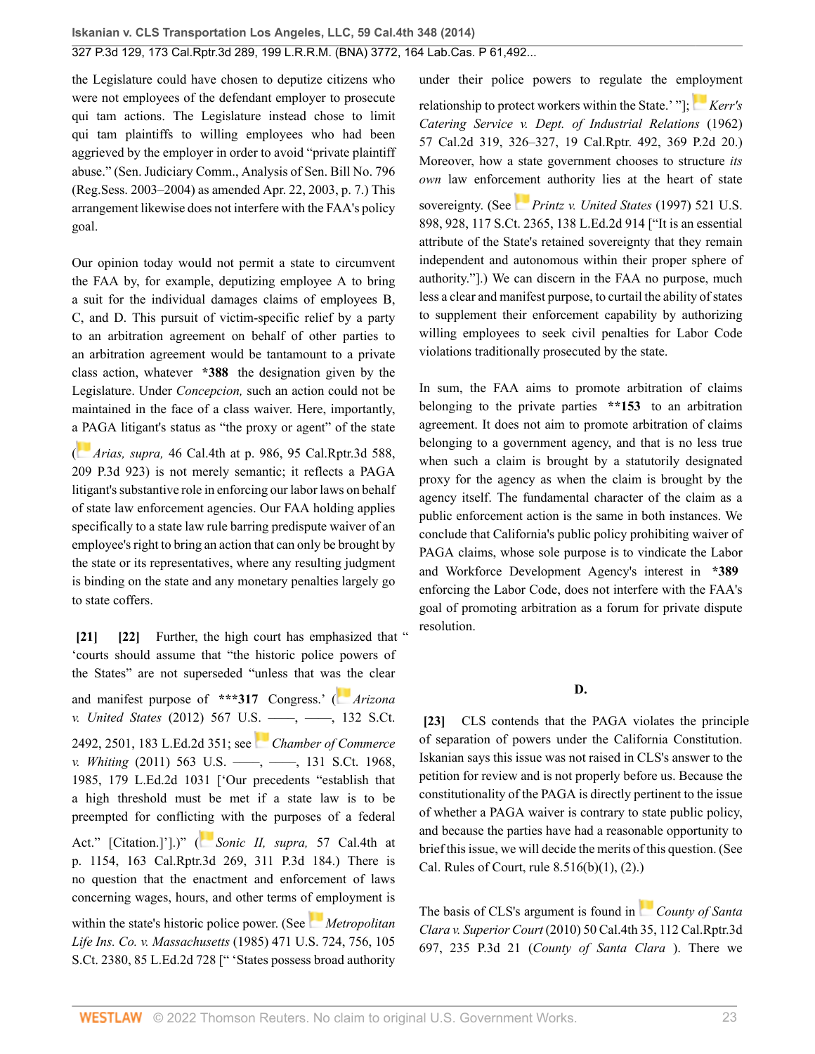the Legislature could have chosen to deputize citizens who were not employees of the defendant employer to prosecute qui tam actions. The Legislature instead chose to limit qui tam plaintiffs to willing employees who had been aggrieved by the employer in order to avoid "private plaintiff abuse." (Sen. Judiciary Comm., Analysis of Sen. Bill No. 796 (Reg.Sess. 2003–2004) as amended Apr. 22, 2003, p. 7.) This arrangement likewise does not interfere with the FAA's policy goal.

Our opinion today would not permit a state to circumvent the FAA by, for example, deputizing employee A to bring a suit for the individual damages claims of employees B, C, and D. This pursuit of victim-specific relief by a party to an arbitration agreement on behalf of other parties to an arbitration agreement would be tantamount to a private class action, whatever **\*388** the designation given by the Legislature. Under *Concepcion,* such an action could not be maintained in the face of a class waiver. Here, importantly, a PAGA litigant's status as "the proxy or agent" of the state (*Arias, supra,* 46 Cal.4th at p. 986, 95 Cal.Rptr.3d 588, 209 P.3d 923) is not merely semantic; it reflects a PAGA litigant's substantive role in enforcing our labor laws on behalf of state law enforcement agencies. Our FAA holding applies specifically to a state law rule barring predispute waiver of an employee's right to bring an action that can only be brought by the state or its representatives, where any resulting judgment is binding on the state and any monetary penalties largely go to state coffers.

**[21]** **[22]** Further, the high court has emphasized that " 'courts should assume that "the historic police powers of the States" are not superseded "unless that was the clear and manifest purpose of **\*\*\*317** Congress.' (*Arizona v. United States* (2012) 567 U.S. ––––, ––––, 132 S.Ct. 2492, 2501, 183 L.Ed.2d 351; see *Chamber of Commerce v. Whiting* (2011) 563 U.S. ––––, ––––, 131 S.Ct. 1968, 1985, 179 L.Ed.2d 1031 ['Our precedents "establish that a high threshold must be met if a state law is to be preempted for conflicting with the purposes of a federal Act." [Citation.]'].)" (*Sonic II, supra,* 57 Cal.4th at p. 1154, 163 Cal.Rptr.3d 269, 311 P.3d 184.) There is no question that the enactment and enforcement of laws concerning wages, hours, and other terms of employment is within the state's historic police power. (See *Metropolitan Life Ins. Co. v. Massachusetts* (1985) 471 U.S. 724, 756, 105 S.Ct. 2380, 85 L.Ed.2d 728 [" 'States possess broad authority under their police powers to regulate the employment relationship to protect workers within the State.' "]; *Kerr's Catering Service v. Dept. of Industrial Relations* (1962) 57 Cal.2d 319, 326–327, 19 Cal.Rptr. 492, 369 P.2d 20.) Moreover, how a state government chooses to structure *its own* law enforcement authority lies at the heart of state sovereignty. (See *Printz v. United States* (1997) 521 U.S. 898, 928, 117 S.Ct. 2365, 138 L.Ed.2d 914 ["It is an essential attribute of the State's retained sovereignty that they remain independent and autonomous within their proper sphere of authority."].) We can discern in the FAA no purpose, much less a clear and manifest purpose, to curtail the ability of states to supplement their enforcement capability by authorizing willing employees to seek civil penalties for Labor Code violations traditionally prosecuted by the state.

In sum, the FAA aims to promote arbitration of claims belonging to the private parties **\*\*153** to an arbitration agreement. It does not aim to promote arbitration of claims belonging to a government agency, and that is no less true when such a claim is brought by a statutorily designated proxy for the agency as when the claim is brought by the agency itself. The fundamental character of the claim as a public enforcement action is the same in both instances. We conclude that California's public policy prohibiting waiver of PAGA claims, whose sole purpose is to vindicate the Labor and Workforce Development Agency's interest in **\*389** enforcing the Labor Code, does not interfere with the FAA's goal of promoting arbitration as a forum for private dispute resolution.

### D.

**[23]** CLS contends that the PAGA violates the principle of separation of powers under the California Constitution. Iskanian says this issue was not raised in CLS's answer to the petition for review and is not properly before us. Because the constitutionality of the PAGA is directly pertinent to the issue of whether a PAGA waiver is contrary to state public policy, and because the parties have had a reasonable opportunity to brief this issue, we will decide the merits of this question. (See Cal. Rules of Court, rule 8.516(b)(1), (2).)

The basis of CLS's argument is found in *County of Santa Clara v. Superior Court* (2010) 50 Cal.4th 35, 112 Cal.Rptr.3d 697, 235 P.3d 21 (*County of Santa Clara* ). There we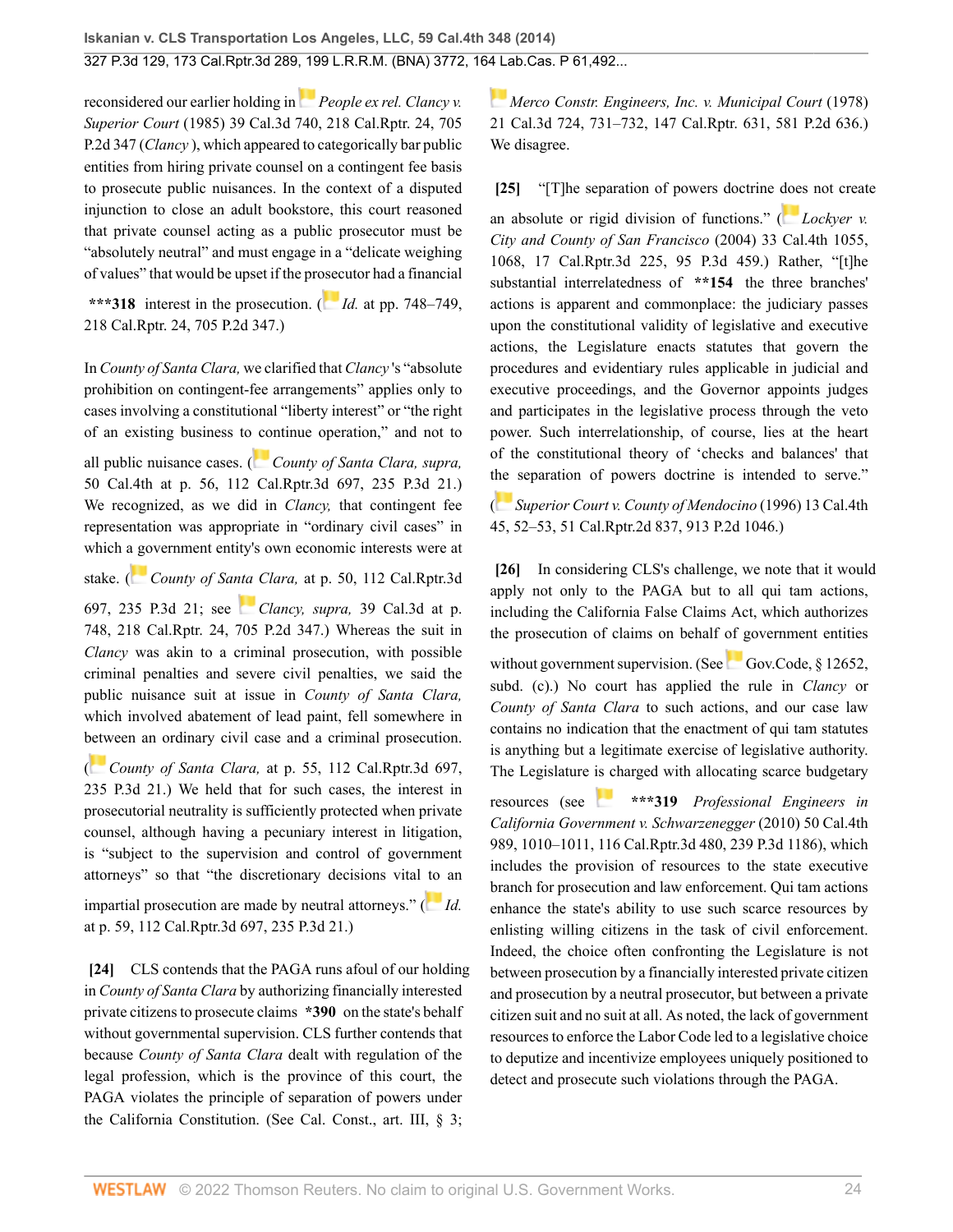reconsidered our earlier holding in *People ex rel. Clancy v. Superior Court* (1985) 39 Cal.3d 740, 218 Cal.Rptr. 24, 705 P.2d 347 (*Clancy* ), which appeared to categorically bar public entities from hiring private counsel on a contingent fee basis to prosecute public nuisances. In the context of a disputed injunction to close an adult bookstore, this court reasoned that private counsel acting as a public prosecutor must be "absolutely neutral" and must engage in a "delicate weighing of values" that would be upset if the prosecutor had a financial **\*\*\*318** interest in the prosecution. (*Id.* at pp. 748–749, 218 Cal.Rptr. 24, 705 P.2d 347.)

In *County of Santa Clara,* we clarified that *Clancy* 's "absolute prohibition on contingent-fee arrangements" applies only to cases involving a constitutional "liberty interest" or "the right of an existing business to continue operation," and not to all public nuisance cases. (*County of Santa Clara, supra,* 50 Cal.4th at p. 56, 112 Cal.Rptr.3d 697, 235 P.3d 21.) We recognized, as we did in *Clancy,* that contingent fee representation was appropriate in "ordinary civil cases" in which a government entity's own economic interests were at stake. (*County of Santa Clara,* at p. 50, 112 Cal.Rptr.3d 697, 235 P.3d 21; see *Clancy, supra,* 39 Cal.3d at p. 748, 218 Cal.Rptr. 24, 705 P.2d 347.) Whereas the suit in *Clancy* was akin to a criminal prosecution, with possible criminal penalties and severe civil penalties, we said the public nuisance suit at issue in *County of Santa Clara,* which involved abatement of lead paint, fell somewhere in between an ordinary civil case and a criminal prosecution. (*County of Santa Clara,* at p. 55, 112 Cal.Rptr.3d 697, 235 P.3d 21.) We held that for such cases, the interest in prosecutorial neutrality is sufficiently protected when private counsel, although having a pecuniary interest in litigation, is "subject to the supervision and control of government attorneys" so that "the discretionary decisions vital to an impartial prosecution are made by neutral attorneys." (*Id.* at p. 59, 112 Cal.Rptr.3d 697, 235 P.3d 21.)

**[24]** CLS contends that the PAGA runs afoul of our holding in *County of Santa Clara* by authorizing financially interested private citizens to prosecute claims **\*390** on the state's behalf without governmental supervision. CLS further contends that because *County of Santa Clara* dealt with regulation of the legal profession, which is the province of this court, the PAGA violates the principle of separation of powers under the California Constitution. (See Cal. Const., art. III, § 3; *Merco Constr. Engineers, Inc. v. Municipal Court* (1978) 21 Cal.3d 724, 731–732, 147 Cal.Rptr. 631, 581 P.2d 636.) We disagree.

**[25]** "[T]he separation of powers doctrine does not create an absolute or rigid division of functions." (*Lockyer v. City and County of San Francisco* (2004) 33 Cal.4th 1055, 1068, 17 Cal.Rptr.3d 225, 95 P.3d 459.) Rather, "[t]he substantial interrelatedness of **\*\*154** the three branches' actions is apparent and commonplace: the judiciary passes upon the constitutional validity of legislative and executive actions, the Legislature enacts statutes that govern the procedures and evidentiary rules applicable in judicial and executive proceedings, and the Governor appoints judges and participates in the legislative process through the veto power. Such interrelationship, of course, lies at the heart of the constitutional theory of 'checks and balances' that the separation of powers doctrine is intended to serve." (*Superior Court v. County of Mendocino* (1996) 13 Cal.4th 45, 52–53, 51 Cal.Rptr.2d 837, 913 P.2d 1046.)

**[26]** In considering CLS's challenge, we note that it would apply not only to the PAGA but to all qui tam actions, including the California False Claims Act, which authorizes the prosecution of claims on behalf of government entities without government supervision. (See Gov.Code, § 12652, subd. (c).) No court has applied the rule in *Clancy* or *County of Santa Clara* to such actions, and our case law contains no indication that the enactment of qui tam statutes is anything but a legitimate exercise of legislative authority. The Legislature is charged with allocating scarce budgetary resources (see **\*\*\*319** *Professional Engineers in California Government v. Schwarzenegger* (2010) 50 Cal.4th 989, 1010–1011, 116 Cal.Rptr.3d 480, 239 P.3d 1186), which includes the provision of resources to the state executive branch for prosecution and law enforcement. Qui tam actions enhance the state's ability to use such scarce resources by enlisting willing citizens in the task of civil enforcement. Indeed, the choice often confronting the Legislature is not between prosecution by a financially interested private citizen and prosecution by a neutral prosecutor, but between a private citizen suit and no suit at all. As noted, the lack of government resources to enforce the Labor Code led to a legislative choice to deputize and incentivize employees uniquely positioned to detect and prosecute such violations through the PAGA.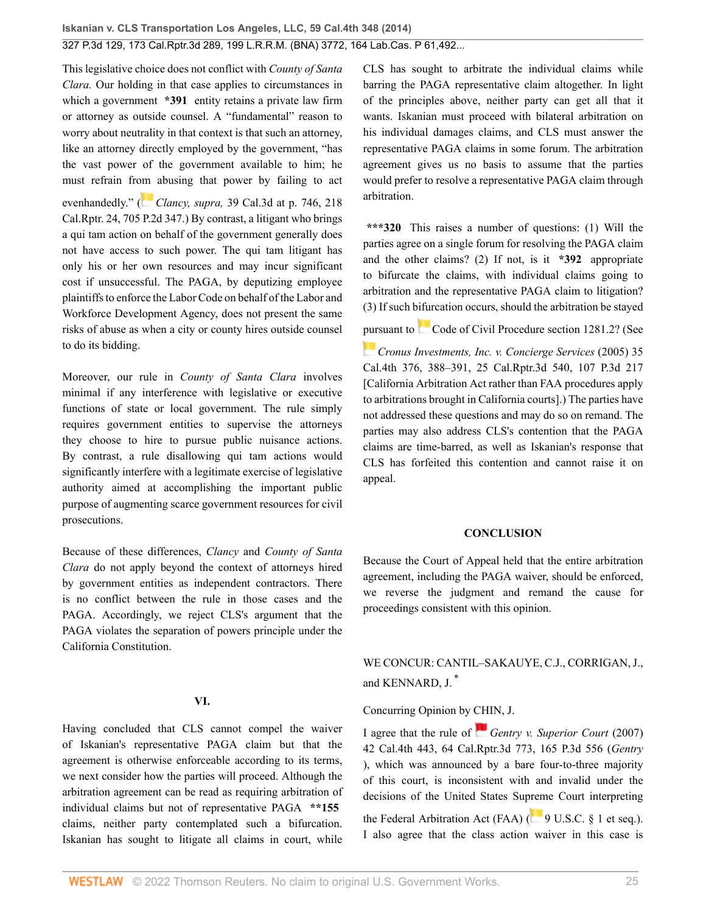This legislative choice does not conflict with *County of Santa Clara.* Our holding in that case applies to circumstances in which a government **\*391** entity retains a private law firm or attorney as outside counsel. A "fundamental" reason to worry about neutrality in that context is that such an attorney, like an attorney directly employed by the government, "has the vast power of the government available to him; he must refrain from abusing that power by failing to act evenhandedly." (*Clancy, supra,* 39 Cal.3d at p. 746, 218 Cal.Rptr. 24, 705 P.2d 347.) By contrast, a litigant who brings a qui tam action on behalf of the government generally does not have access to such power. The qui tam litigant has only his or her own resources and may incur significant cost if unsuccessful. The PAGA, by deputizing employee plaintiffs to enforce the Labor Code on behalf of the Labor and Workforce Development Agency, does not present the same risks of abuse as when a city or county hires outside counsel to do its bidding.

Moreover, our rule in *County of Santa Clara* involves minimal if any interference with legislative or executive functions of state or local government. The rule simply requires government entities to supervise the attorneys they choose to hire to pursue public nuisance actions. By contrast, a rule disallowing qui tam actions would significantly interfere with a legitimate exercise of legislative authority aimed at accomplishing the important public purpose of augmenting scarce government resources for civil prosecutions.

Because of these differences, *Clancy* and *County of Santa Clara* do not apply beyond the context of attorneys hired by government entities as independent contractors. There is no conflict between the rule in those cases and the PAGA. Accordingly, we reject CLS's argument that the PAGA violates the separation of powers principle under the California Constitution.

## VI.

Having concluded that CLS cannot compel the waiver of Iskanian's representative PAGA claim but that the agreement is otherwise enforceable according to its terms, we next consider how the parties will proceed. Although the arbitration agreement can be read as requiring arbitration of individual claims but not of representative PAGA **\*\*155** claims, neither party contemplated such a bifurcation. Iskanian has sought to litigate all claims in court, while CLS has sought to arbitrate the individual claims while barring the PAGA representative claim altogether. In light of the principles above, neither party can get all that it wants. Iskanian must proceed with bilateral arbitration on his individual damages claims, and CLS must answer the representative PAGA claims in some forum. The arbitration agreement gives us no basis to assume that the parties would prefer to resolve a representative PAGA claim through arbitration.

**\*\*\*320** This raises a number of questions: (1) Will the parties agree on a single forum for resolving the PAGA claim and the other claims? (2) If not, is it **\*392** appropriate to bifurcate the claims, with individual claims going to arbitration and the representative PAGA claim to litigation? (3) If such bifurcation occurs, should the arbitration be stayed pursuant to Code of Civil Procedure section 1281.2? (See *Cronus Investments, Inc. v. Concierge Services* (2005) 35 Cal.4th 376, 388–391, 25 Cal.Rptr.3d 540, 107 P.3d 217 [California Arbitration Act rather than FAA procedures apply to arbitrations brought in California courts].) The parties have not addressed these questions and may do so on remand. The parties may also address CLS's contention that the PAGA claims are time-barred, as well as Iskanian's response that CLS has forfeited this contention and cannot raise it on appeal.

## CONCLUSION

Because the Court of Appeal held that the entire arbitration agreement, including the PAGA waiver, should be enforced, we reverse the judgment and remand the cause for proceedings consistent with this opinion.

WE CONCUR: CANTIL–SAKAUYE, C.J., CORRIGAN, J., and KENNARD, J.[*]

Concurring Opinion by CHIN, J.

I agree that the rule of *Gentry v. Superior Court* (2007) 42 Cal.4th 443, 64 Cal.Rptr.3d 773, 165 P.3d 556 (*Gentry*), which was announced by a bare four-to-three majority of this court, is inconsistent with and invalid under the decisions of the United States Supreme Court interpreting the Federal Arbitration Act (FAA) (9 U.S.C. § 1 et seq.). I also agree that the class action waiver in this case is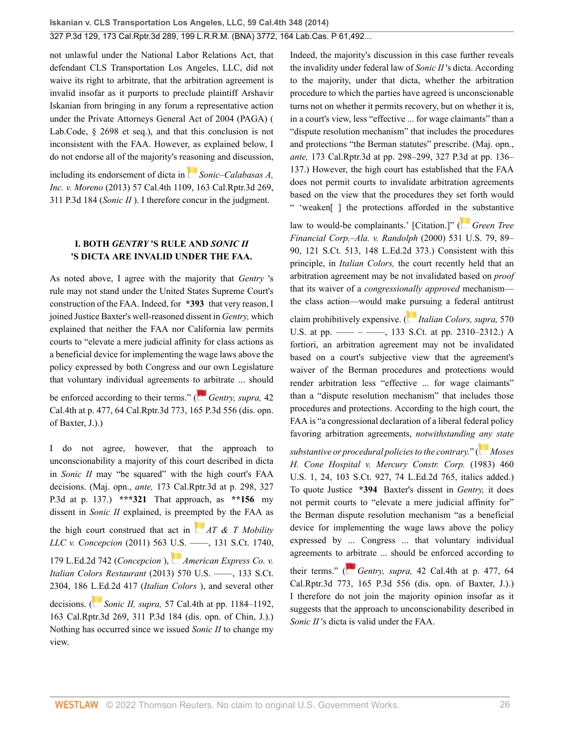not unlawful under the National Labor Relations Act, that defendant CLS Transportation Los Angeles, LLC, did not waive its right to arbitrate, that the arbitration agreement is invalid insofar as it purports to preclude plaintiff Arshavir Iskanian from bringing in any forum a representative action under the Private Attorneys General Act of 2004 (PAGA) ( Lab.Code, § 2698 et seq.), and that this conclusion is not inconsistent with the FAA. However, as explained below, I do not endorse all of the majority's reasoning and discussion, including its endorsement of dicta in *Sonic–Calabasas A, Inc. v. Moreno* (2013) 57 Cal.4th 1109, 163 Cal.Rptr.3d 269, 311 P.3d 184 (*Sonic II* ). I therefore concur in the judgment.

## I. BOTH *GENTRY* 'S RULE AND *SONIC II* 'S DICTA ARE INVALID UNDER THE FAA.

As noted above, I agree with the majority that *Gentry* 's rule may not stand under the United States Supreme Court's construction of the FAA. Indeed, for **\*393** that very reason, I joined Justice Baxter's well-reasoned dissent in *Gentry,* which explained that neither the FAA nor California law permits courts to "elevate a mere judicial affinity for class actions as a beneficial device for implementing the wage laws above the policy expressed by both Congress and our own Legislature that voluntary individual agreements to arbitrate ... should be enforced according to their terms." (*Gentry, supra,* 42 Cal.4th at p. 477, 64 Cal.Rptr.3d 773, 165 P.3d 556 (dis. opn. of Baxter, J.).)

I do not agree, however, that the approach to unconscionability a majority of this court described in dicta in *Sonic II* may "be squared" with the high court's FAA decisions. (Maj. opn., *ante,* 173 Cal.Rptr.3d at p. 298, 327 P.3d at p. 137.) **\*\*\*321** That approach, as **\*\*156** my dissent in *Sonic II* explained, is preempted by the FAA as the high court construed that act in *AT & T Mobility LLC v. Concepcion* (2011) 563 U.S. ––––, 131 S.Ct. 1740, 179 L.Ed.2d 742 (*Concepcion* ), *American Express Co. v. Italian Colors Restaurant* (2013) 570 U.S. ––––, 133 S.Ct. 2304, 186 L.Ed.2d 417 (*Italian Colors* ), and several other decisions. (*Sonic II, supra,* 57 Cal.4th at pp. 1184–1192, 163 Cal.Rptr.3d 269, 311 P.3d 184 (dis. opn. of Chin, J.).) Nothing has occurred since we issued *Sonic II* to change my view.

Indeed, the majority's discussion in this case further reveals the invalidity under federal law of *Sonic II* 's dicta. According to the majority, under that dicta, whether the arbitration procedure to which the parties have agreed is unconscionable turns not on whether it permits recovery, but on whether it is, in a court's view, less "effective ... for wage claimants" than a "dispute resolution mechanism" that includes the procedures and protections "the Berman statutes" prescribe. (Maj. opn., *ante,* 173 Cal.Rptr.3d at pp. 298–299, 327 P.3d at pp. 136–137.) However, the high court has established that the FAA does not permit courts to invalidate arbitration agreements based on the view that the procedures they set forth would " 'weaken[ ] the protections afforded in the substantive law to would-be complainants.' [Citation.]" (*Green Tree Financial Corp.–Ala. v. Randolph* (2000) 531 U.S. 79, 89–90, 121 S.Ct. 513, 148 L.Ed.2d 373.) Consistent with this principle, in *Italian Colors,* the court recently held that an arbitration agreement may be not invalidated based on *proof* that its waiver of a *congressionally approved* mechanism—the class action—would make pursuing a federal antitrust claim prohibitively expensive. (*Italian Colors, supra,* 570 U.S. at pp. –––– – ––––, 133 S.Ct. at pp. 2310–2312.) A fortiori, an arbitration agreement may not be invalidated based on a court's subjective view that the agreement's waiver of the Berman procedures and protections would render arbitration less "effective ... for wage claimants" than a "dispute resolution mechanism" that includes those procedures and protections. According to the high court, the FAA is "a congressional declaration of a liberal federal policy favoring arbitration agreements, *notwithstanding any state substantive or procedural policies to the contrary.*" (*Moses H. Cone Hospital v. Mercury Constr. Corp.* (1983) 460 U.S. 1, 24, 103 S.Ct. 927, 74 L.Ed.2d 765, italics added.) To quote Justice **\*394** Baxter's dissent in *Gentry,* it does not permit courts to "elevate a mere judicial affinity for" the Berman dispute resolution mechanism "as a beneficial device for implementing the wage laws above the policy expressed by ... Congress ... that voluntary individual agreements to arbitrate ... should be enforced according to their terms." (*Gentry, supra,* 42 Cal.4th at p. 477, 64 Cal.Rptr.3d 773, 165 P.3d 556 (dis. opn. of Baxter, J.).) I therefore do not join the majority opinion insofar as it suggests that the approach to unconscionability described in *Sonic II* 's dicta is valid under the FAA.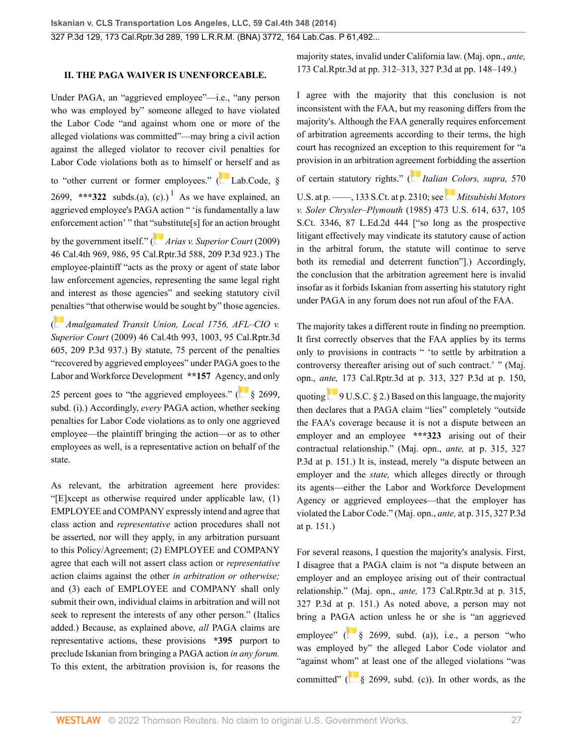## II. THE PAGA WAIVER IS UNENFORCEABLE.

Under PAGA, an "aggrieved employee"—i.e., "any person who was employed by" someone alleged to have violated the Labor Code "and against whom one or more of the alleged violations was committed"—may bring a civil action against the alleged violator to recover civil penalties for Labor Code violations both as to himself or herself and as to "other current or former employees." (Lab.Code, § 2699, ***322 subds.(a), (c).)[1] As we have explained, an aggrieved employee's PAGA action " 'is fundamentally a law enforcement action' " that "substitute[s] for an action brought by the government itself." (*Arias v. Superior Court* (2009) 46 Cal.4th 969, 986, 95 Cal.Rptr.3d 588, 209 P.3d 923.) The employee-plaintiff "acts as the proxy or agent of state labor law enforcement agencies, representing the same legal right and interest as those agencies" and seeking statutory civil penalties "that otherwise would be sought by" those agencies. (*Amalgamated Transit Union, Local 1756, AFL–CIO v. Superior Court* (2009) 46 Cal.4th 993, 1003, 95 Cal.Rptr.3d 605, 209 P.3d 937.) By statute, 75 percent of the penalties "recovered by aggrieved employees" under PAGA goes to the Labor and Workforce Development **157 Agency, and only 25 percent goes to "the aggrieved employees." (§ 2699, subd. (i).) Accordingly, *every* PAGA action, whether seeking penalties for Labor Code violations as to only one aggrieved employee—the plaintiff bringing the action—or as to other employees as well, is a representative action on behalf of the state.

As relevant, the arbitration agreement here provides: "[E]xcept as otherwise required under applicable law, (1) EMPLOYEE and COMPANY expressly intend and agree that class action and *representative* action procedures shall not be asserted, nor will they apply, in any arbitration pursuant to this Policy/Agreement; (2) EMPLOYEE and COMPANY agree that each will not assert class action or *representative* action claims against the other *in arbitration or otherwise;* and (3) each of EMPLOYEE and COMPANY shall only submit their own, individual claims in arbitration and will not seek to represent the interests of any other person." (Italics added.) Because, as explained above, *all* PAGA claims are representative actions, these provisions *395 purport to preclude Iskanian from bringing a PAGA action *in any forum.* To this extent, the arbitration provision is, for reasons the majority states, invalid under California law. (Maj. opn., *ante,* 173 Cal.Rptr.3d at pp. 312–313, 327 P.3d at pp. 148–149.)

I agree with the majority that this conclusion is not inconsistent with the FAA, but my reasoning differs from the majority's. Although the FAA generally requires enforcement of arbitration agreements according to their terms, the high court has recognized an exception to this requirement for "a provision in an arbitration agreement forbidding the assertion of certain statutory rights." (*Italian Colors, supra,* 570 U.S. at p. ––––, 133 S.Ct. at p. 2310; see *Mitsubishi Motors v. Soler Chrysler–Plymouth* (1985) 473 U.S. 614, 637, 105 S.Ct. 3346, 87 L.Ed.2d 444 ["so long as the prospective litigant effectively may vindicate its statutory cause of action in the arbitral forum, the statute will continue to serve both its remedial and deterrent function"].) Accordingly, the conclusion that the arbitration agreement here is invalid insofar as it forbids Iskanian from asserting his statutory right under PAGA in any forum does not run afoul of the FAA.

The majority takes a different route in finding no preemption. It first correctly observes that the FAA applies by its terms only to provisions in contracts " 'to settle by arbitration a controversy thereafter arising out of such contract.' " (Maj. opn., *ante,* 173 Cal.Rptr.3d at p. 313, 327 P.3d at p. 150, quoting 9 U.S.C. § 2.) Based on this language, the majority then declares that a PAGA claim "lies" completely "outside the FAA's coverage because it is not a dispute between an employer and an employee ***323 arising out of their contractual relationship." (Maj. opn., *ante,* at p. 315, 327 P.3d at p. 151.) It is, instead, merely "a dispute between an employer and the *state,* which alleges directly or through its agents—either the Labor and Workforce Development Agency or aggrieved employees—that the employer has violated the Labor Code." (Maj. opn., *ante,* at p. 315, 327 P.3d at p. 151.)

For several reasons, I question the majority's analysis. First, I disagree that a PAGA claim is not "a dispute between an employer and an employee arising out of their contractual relationship." (Maj. opn., *ante,* 173 Cal.Rptr.3d at p. 315, 327 P.3d at p. 151.) As noted above, a person may not bring a PAGA action unless he or she is "an aggrieved employee" (§ 2699, subd. (a)), i.e., a person "who was employed by" the alleged Labor Code violator and "against whom" at least one of the alleged violations "was committed" (§ 2699, subd. (c)). In other words, as the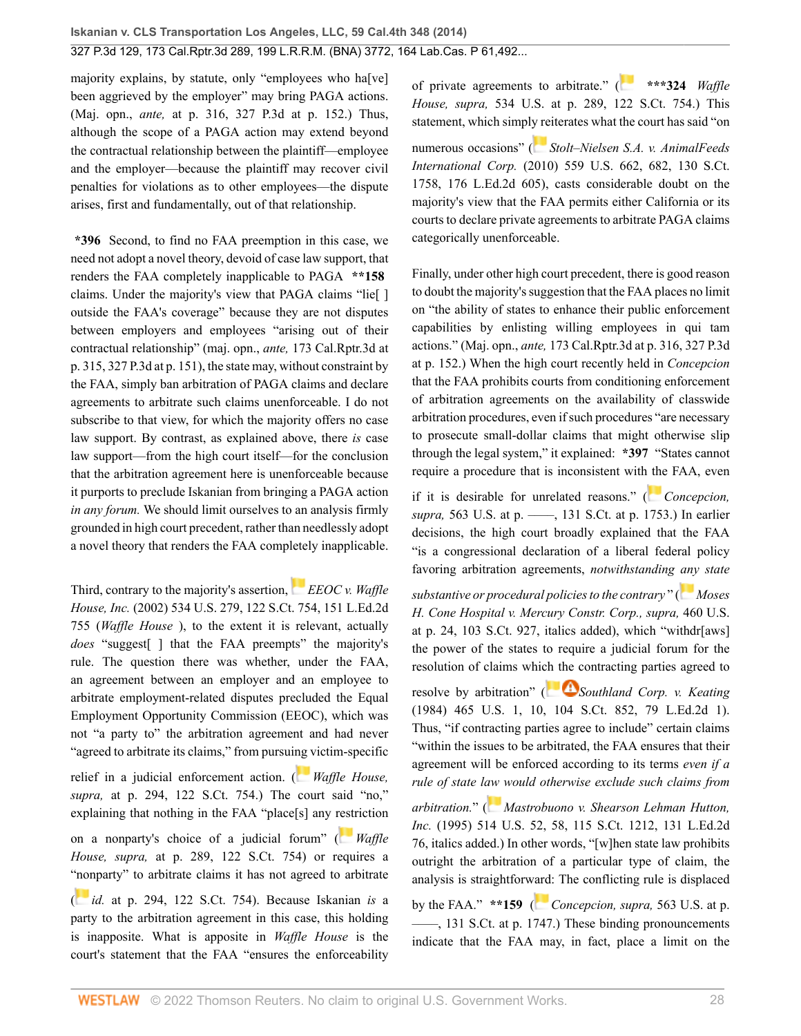majority explains, by statute, only "employees who ha[ve] been aggrieved by the employer" may bring PAGA actions. (Maj. opn., *ante,* at p. 316, 327 P.3d at p. 152.) Thus, although the scope of a PAGA action may extend beyond the contractual relationship between the plaintiff—employee and the employer—because the plaintiff may recover civil penalties for violations as to other employees—the dispute arises, first and fundamentally, out of that relationship.

**\*396** Second, to find no FAA preemption in this case, we need not adopt a novel theory, devoid of case law support, that renders the FAA completely inapplicable to PAGA **\*\*158** claims. Under the majority's view that PAGA claims "lie[ ] outside the FAA's coverage" because they are not disputes between employers and employees "arising out of their contractual relationship" (maj. opn., *ante,* 173 Cal.Rptr.3d at p. 315, 327 P.3d at p. 151), the state may, without constraint by the FAA, simply ban arbitration of PAGA claims and declare agreements to arbitrate such claims unenforceable. I do not subscribe to that view, for which the majority offers no case law support. By contrast, as explained above, there *is* case law support—from the high court itself—for the conclusion that the arbitration agreement here is unenforceable because it purports to preclude Iskanian from bringing a PAGA action *in any forum.* We should limit ourselves to an analysis firmly grounded in high court precedent, rather than needlessly adopt a novel theory that renders the FAA completely inapplicable.

Third, contrary to the majority's assertion, *EEOC v. Waffle House, Inc.* (2002) 534 U.S. 279, 122 S.Ct. 754, 151 L.Ed.2d 755 (*Waffle House* ), to the extent it is relevant, actually *does* "suggest[ ] that the FAA preempts" the majority's rule. The question there was whether, under the FAA, an agreement between an employer and an employee to arbitrate employment-related disputes precluded the Equal Employment Opportunity Commission (EEOC), which was not "a party to" the arbitration agreement and had never "agreed to arbitrate its claims," from pursuing victim-specific relief in a judicial enforcement action. (*Waffle House, supra,* at p. 294, 122 S.Ct. 754.) The court said "no," explaining that nothing in the FAA "place[s] any restriction on a nonparty's choice of a judicial forum" (*Waffle House, supra,* at p. 289, 122 S.Ct. 754) or requires a "nonparty" to arbitrate claims it has not agreed to arbitrate (*id.* at p. 294, 122 S.Ct. 754). Because Iskanian *is* a party to the arbitration agreement in this case, this holding is inapposite. What is apposite in *Waffle House* is the court's statement that the FAA "ensures the enforceability of private agreements to arbitrate." ( **\*\*\*324** *Waffle House, supra,* 534 U.S. at p. 289, 122 S.Ct. 754.) This statement, which simply reiterates what the court has said "on numerous occasions" (*Stolt–Nielsen S.A. v. AnimalFeeds International Corp.* (2010) 559 U.S. 662, 682, 130 S.Ct. 1758, 176 L.Ed.2d 605), casts considerable doubt on the majority's view that the FAA permits either California or its courts to declare private agreements to arbitrate PAGA claims categorically unenforceable.

Finally, under other high court precedent, there is good reason to doubt the majority's suggestion that the FAA places no limit on "the ability of states to enhance their public enforcement capabilities by enlisting willing employees in qui tam actions." (Maj. opn., *ante,* 173 Cal.Rptr.3d at p. 316, 327 P.3d at p. 152.) When the high court recently held in *Concepcion* that the FAA prohibits courts from conditioning enforcement of arbitration agreements on the availability of classwide arbitration procedures, even if such procedures "are necessary to prosecute small-dollar claims that might otherwise slip through the legal system," it explained: **\*397** "States cannot require a procedure that is inconsistent with the FAA, even if it is desirable for unrelated reasons." (*Concepcion, supra,* 563 U.S. at p. ——, 131 S.Ct. at p. 1753.) In earlier decisions, the high court broadly explained that the FAA "is a congressional declaration of a liberal federal policy favoring arbitration agreements, *notwithstanding any state substantive or procedural policies to the contrary*" (*Moses H. Cone Hospital v. Mercury Constr. Corp., supra,* 460 U.S. at p. 24, 103 S.Ct. 927, italics added), which "withdr[aws] the power of the states to require a judicial forum for the resolution of claims which the contracting parties agreed to resolve by arbitration" (*Southland Corp. v. Keating* (1984) 465 U.S. 1, 10, 104 S.Ct. 852, 79 L.Ed.2d 1). Thus, "if contracting parties agree to include" certain claims "within the issues to be arbitrated, the FAA ensures that their agreement will be enforced according to its terms *even if a rule of state law would otherwise exclude such claims from arbitration.*" (*Mastrobuono v. Shearson Lehman Hutton, Inc.* (1995) 514 U.S. 52, 58, 115 S.Ct. 1212, 131 L.Ed.2d 76, italics added.) In other words, "[w]hen state law prohibits outright the arbitration of a particular type of claim, the analysis is straightforward: The conflicting rule is displaced by the FAA." **\*\*159** (*Concepcion, supra,* 563 U.S. at p. ——, 131 S.Ct. at p. 1747.) These binding pronouncements indicate that the FAA may, in fact, place a limit on the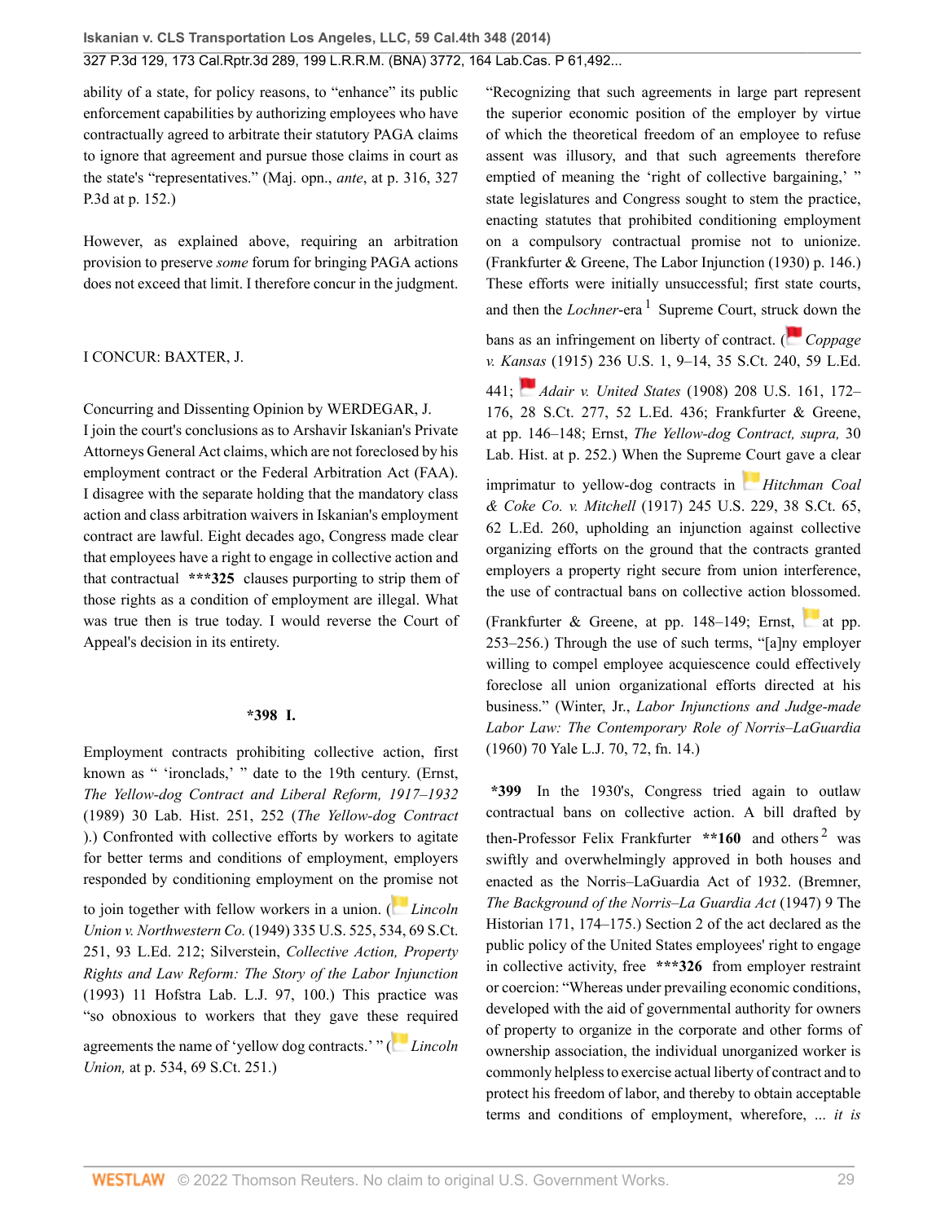ability of a state, for policy reasons, to "enhance" its public enforcement capabilities by authorizing employees who have contractually agreed to arbitrate their statutory PAGA claims to ignore that agreement and pursue those claims in court as the state's "representatives." (Maj. opn., *ante*, at p. 316, 327 P.3d at p. 152.)

However, as explained above, requiring an arbitration provision to preserve *some* forum for bringing PAGA actions does not exceed that limit. I therefore concur in the judgment.

I CONCUR: BAXTER, J.

Concurring and Dissenting Opinion by WERDEGAR, J.

I join the court's conclusions as to Arshavir Iskanian's Private Attorneys General Act claims, which are not foreclosed by his employment contract or the Federal Arbitration Act (FAA). I disagree with the separate holding that the mandatory class action and class arbitration waivers in Iskanian's employment contract are lawful. Eight decades ago, Congress made clear that employees have a right to engage in collective action and that contractual **\*\*\*325** clauses purporting to strip them of those rights as a condition of employment are illegal. What was true then is true today. I would reverse the Court of Appeal's decision in its entirety.

**\*398 I.**

Employment contracts prohibiting collective action, first known as " 'ironclads,' " date to the 19th century. (Ernst, *The Yellow-dog Contract and Liberal Reform, 1917–1932* (1989) 30 Lab. Hist. 251, 252 (*The Yellow-dog Contract*).) Confronted with collective efforts by workers to agitate for better terms and conditions of employment, employers responded by conditioning employment on the promise not to join together with fellow workers in a union. (*Lincoln Union v. Northwestern Co.* (1949) 335 U.S. 525, 534, 69 S.Ct. 251, 93 L.Ed. 212; Silverstein, *Collective Action, Property Rights and Law Reform: The Story of the Labor Injunction* (1993) 11 Hofstra Lab. L.J. 97, 100.) This practice was "so obnoxious to workers that they gave these required agreements the name of 'yellow dog contracts.' " (*Lincoln Union,* at p. 534, 69 S.Ct. 251.)

"Recognizing that such agreements in large part represent the superior economic position of the employer by virtue of which the theoretical freedom of an employee to refuse assent was illusory, and that such agreements therefore emptied of meaning the 'right of collective bargaining,' " state legislatures and Congress sought to stem the practice, enacting statutes that prohibited conditioning employment on a compulsory contractual promise not to unionize. (Frankfurter & Greene, The Labor Injunction (1930) p. 146.) These efforts were initially unsuccessful; first state courts, and then the *Lochner*-era [1] Supreme Court, struck down the bans as an infringement on liberty of contract. (*Coppage v. Kansas* (1915) 236 U.S. 1, 9–14, 35 S.Ct. 240, 59 L.Ed. 441; *Adair v. United States* (1908) 208 U.S. 161, 172–176, 28 S.Ct. 277, 52 L.Ed. 436; Frankfurter & Greene, at pp. 146–148; Ernst, *The Yellow-dog Contract, supra,* 30 Lab. Hist. at p. 252.) When the Supreme Court gave a clear imprimatur to yellow-dog contracts in *Hitchman Coal & Coke Co. v. Mitchell* (1917) 245 U.S. 229, 38 S.Ct. 65, 62 L.Ed. 260, upholding an injunction against collective organizing efforts on the ground that the contracts granted employers a property right secure from union interference, the use of contractual bans on collective action blossomed. (Frankfurter & Greene, at pp. 148–149; Ernst, at pp. 253–256.) Through the use of such terms, "[a]ny employer willing to compel employee acquiescence could effectively foreclose all union organizational efforts directed at his business." (Winter, Jr., *Labor Injunctions and Judge-made Labor Law: The Contemporary Role of Norris–LaGuardia* (1960) 70 Yale L.J. 70, 72, fn. 14.)

**\*399** In the 1930's, Congress tried again to outlaw contractual bans on collective action. A bill drafted by then-Professor Felix Frankfurter **\*\*160** and others [2] was swiftly and overwhelmingly approved in both houses and enacted as the Norris–LaGuardia Act of 1932. (Bremner, *The Background of the Norris–La Guardia Act* (1947) 9 The Historian 171, 174–175.) Section 2 of the act declared as the public policy of the United States employees' right to engage in collective activity, free **\*\*\*326** from employer restraint or coercion: "Whereas under prevailing economic conditions, developed with the aid of governmental authority for owners of property to organize in the corporate and other forms of ownership association, the individual unorganized worker is commonly helpless to exercise actual liberty of contract and to protect his freedom of labor, and thereby to obtain acceptable terms and conditions of employment, wherefore, ... *it is*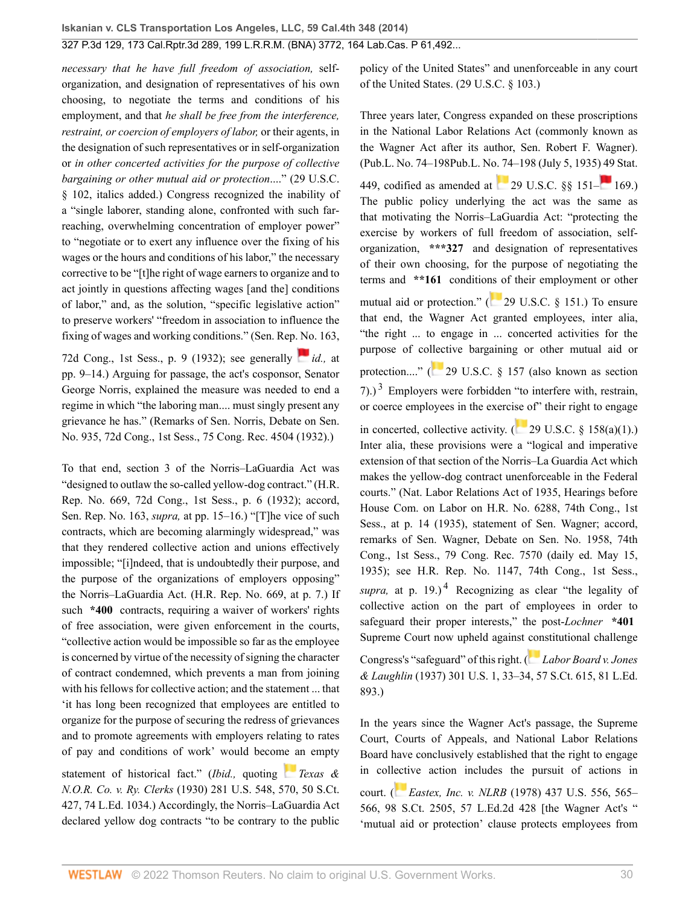*necessary that he have full freedom of association,* self-organization, and designation of representatives of his own choosing, to negotiate the terms and conditions of his employment, and that *he shall be free from the interference, restraint, or coercion of employers of labor,* or their agents, in the designation of such representatives or in self-organization or *in other concerted activities for the purpose of collective bargaining or other mutual aid or protection....*" (29 U.S.C. § 102, italics added.) Congress recognized the inability of a "single laborer, standing alone, confronted with such far-reaching, overwhelming concentration of employer power" to "negotiate or to exert any influence over the fixing of his wages or the hours and conditions of his labor," the necessary corrective to be "[t]he right of wage earners to organize and to act jointly in questions affecting wages [and the] conditions of labor," and, as the solution, "specific legislative action" to preserve workers' "freedom in association to influence the fixing of wages and working conditions." (Sen. Rep. No. 163, 72d Cong., 1st Sess., p. 9 (1932); see generally *id.,* at pp. 9–14.) Arguing for passage, the act's cosponsor, Senator George Norris, explained the measure was needed to end a regime in which "the laboring man.... must singly present any grievance he has." (Remarks of Sen. Norris, Debate on Sen. No. 935, 72d Cong., 1st Sess., 75 Cong. Rec. 4504 (1932).)

To that end, section 3 of the Norris–LaGuardia Act was "designed to outlaw the so-called yellow-dog contract." (H.R. Rep. No. 669, 72d Cong., 1st Sess., p. 6 (1932); accord, Sen. Rep. No. 163, *supra,* at pp. 15–16.) "[T]he vice of such contracts, which are becoming alarmingly widespread," was that they rendered collective action and unions effectively impossible; "[i]ndeed, that is undoubtedly their purpose, and the purpose of the organizations of employers opposing" the Norris–LaGuardia Act. (H.R. Rep. No. 669, at p. 7.) If such **\*400** contracts, requiring a waiver of workers' rights of free association, were given enforcement in the courts, "collective action would be impossible so far as the employee is concerned by virtue of the necessity of signing the character of contract condemned, which prevents a man from joining with his fellows for collective action; and the statement ... that 'it has long been recognized that employees are entitled to organize for the purpose of securing the redress of grievances and to promote agreements with employers relating to rates of pay and conditions of work' would become an empty statement of historical fact." (*Ibid.,* quoting *Texas & N.O.R. Co. v. Ry. Clerks* (1930) 281 U.S. 548, 570, 50 S.Ct. 427, 74 L.Ed. 1034.) Accordingly, the Norris–LaGuardia Act declared yellow dog contracts "to be contrary to the public policy of the United States" and unenforceable in any court of the United States. (29 U.S.C. § 103.)

Three years later, Congress expanded on these proscriptions in the National Labor Relations Act (commonly known as the Wagner Act after its author, Sen. Robert F. Wagner). (Pub.L. No. 74–198Pub.L. No. 74–198 (July 5, 1935) 49 Stat. 449, codified as amended at 29 U.S.C. §§ 151–169.) The public policy underlying the act was the same as that motivating the Norris–LaGuardia Act: "protecting the exercise by workers of full freedom of association, self-organization, **\*\*\*327** and designation of representatives of their own choosing, for the purpose of negotiating the terms and **\*\*161** conditions of their employment or other mutual aid or protection." (29 U.S.C. § 151.) To ensure that end, the Wagner Act granted employees, inter alia, "the right ... to engage in ... concerted activities for the purpose of collective bargaining or other mutual aid or protection...." (29 U.S.C. § 157 (also known as section 7).)[3] Employers were forbidden "to interfere with, restrain, or coerce employees in the exercise of" their right to engage in concerted, collective activity. (29 U.S.C. § 158(a)(1).) Inter alia, these provisions were a "logical and imperative extension of that section of the Norris–La Guardia Act which makes the yellow-dog contract unenforceable in the Federal courts." (Nat. Labor Relations Act of 1935, Hearings before House Com. on Labor on H.R. No. 6288, 74th Cong., 1st Sess., at p. 14 (1935), statement of Sen. Wagner; accord, remarks of Sen. Wagner, Debate on Sen. No. 1958, 74th Cong., 1st Sess., 79 Cong. Rec. 7570 (daily ed. May 15, 1935); see H.R. Rep. No. 1147, 74th Cong., 1st Sess., *supra,* at p. 19.)[4] Recognizing as clear "the legality of collective action on the part of employees in order to safeguard their proper interests," the post-*Lochner* **\*401** Supreme Court now upheld against constitutional challenge Congress's "safeguard" of this right. (*Labor Board v. Jones & Laughlin* (1937) 301 U.S. 1, 33–34, 57 S.Ct. 615, 81 L.Ed. 893.)

In the years since the Wagner Act's passage, the Supreme Court, Courts of Appeals, and National Labor Relations Board have conclusively established that the right to engage in collective action includes the pursuit of actions in court. (*Eastex, Inc. v. NLRB* (1978) 437 U.S. 556, 565–566, 98 S.Ct. 2505, 57 L.Ed.2d 428 [the Wagner Act's " 'mutual aid or protection' clause protects employees from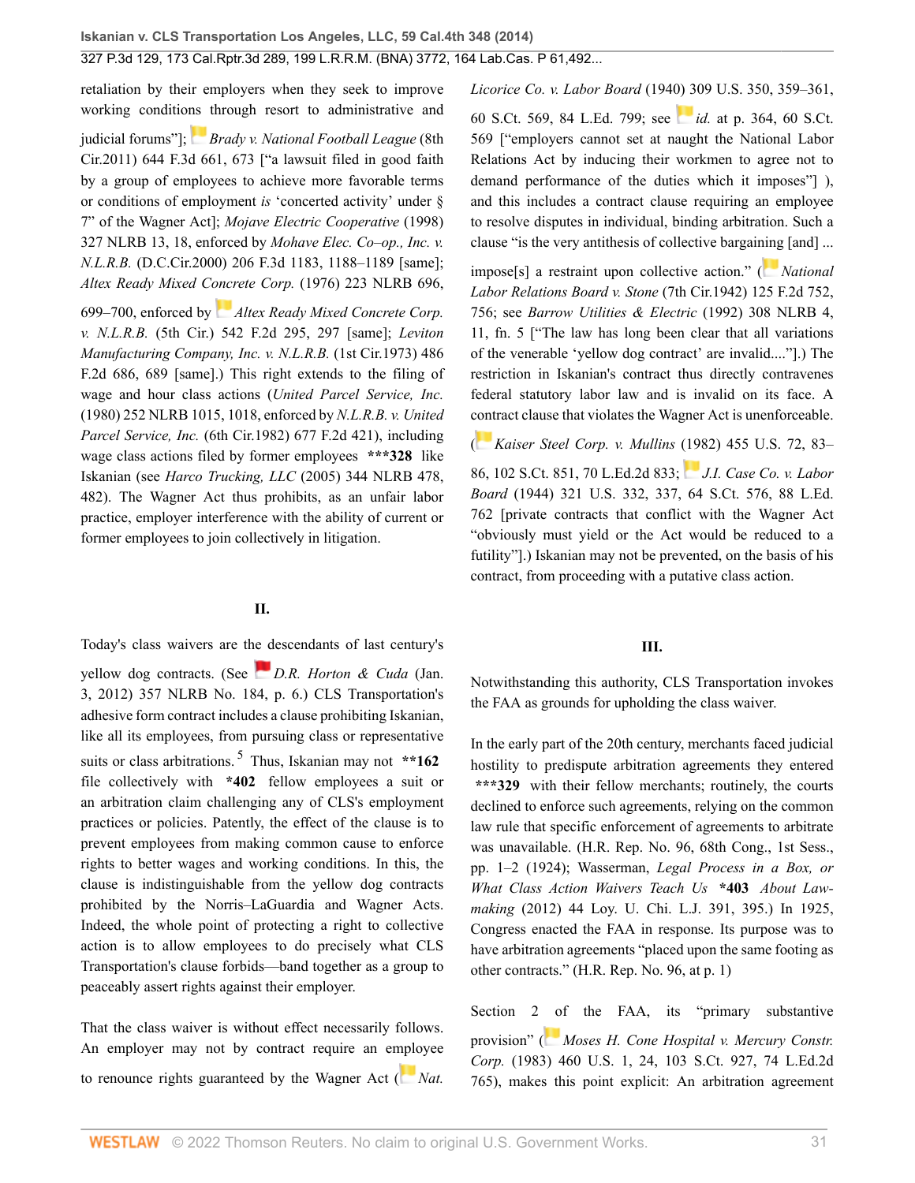retaliation by their employers when they seek to improve working conditions through resort to administrative and judicial forums"]; *Brady v. National Football League* (8th Cir.2011) 644 F.3d 661, 673 ["a lawsuit filed in good faith by a group of employees to achieve more favorable terms or conditions of employment *is* 'concerted activity' under § 7" of the Wagner Act]; *Mojave Electric Cooperative* (1998) 327 NLRB 13, 18, enforced by *Mohave Elec. Co–op., Inc. v. N.L.R.B.* (D.C.Cir.2000) 206 F.3d 1183, 1188–1189 [same]; *Altex Ready Mixed Concrete Corp.* (1976) 223 NLRB 696, 699–700, enforced by *Altex Ready Mixed Concrete Corp. v. N.L.R.B.* (5th Cir.) 542 F.2d 295, 297 [same]; *Leviton Manufacturing Company, Inc. v. N.L.R.B.* (1st Cir.1973) 486 F.2d 686, 689 [same].) This right extends to the filing of wage and hour class actions (*United Parcel Service, Inc.* (1980) 252 NLRB 1015, 1018, enforced by *N.L.R.B. v. United Parcel Service, Inc.* (6th Cir.1982) 677 F.2d 421), including wage class actions filed by former employees **\*\*\*328** like Iskanian (see *Harco Trucking, LLC* (2005) 344 NLRB 478, 482). The Wagner Act thus prohibits, as an unfair labor practice, employer interference with the ability of current or former employees to join collectively in litigation.

## II.

Today's class waivers are the descendants of last century's yellow dog contracts. (See *D.R. Horton & Cuda* (Jan. 3, 2012) 357 NLRB No. 184, p. 6.) CLS Transportation's adhesive form contract includes a clause prohibiting Iskanian, like all its employees, from pursuing class or representative suits or class arbitrations.[5] Thus, Iskanian may not **\*\*162** file collectively with **\*402** fellow employees a suit or an arbitration claim challenging any of CLS's employment practices or policies. Patently, the effect of the clause is to prevent employees from making common cause to enforce rights to better wages and working conditions. In this, the clause is indistinguishable from the yellow dog contracts prohibited by the Norris–LaGuardia and Wagner Acts. Indeed, the whole point of protecting a right to collective action is to allow employees to do precisely what CLS Transportation's clause forbids—band together as a group to peaceably assert rights against their employer.

That the class waiver is without effect necessarily follows. An employer may not by contract require an employee to renounce rights guaranteed by the Wagner Act (*Nat. Licorice Co. v. Labor Board* (1940) 309 U.S. 350, 359–361, 60 S.Ct. 569, 84 L.Ed. 799; see *id.* at p. 364, 60 S.Ct. 569 ["employers cannot set at naught the National Labor Relations Act by inducing their workmen to agree not to demand performance of the duties which it imposes"] ), and this includes a contract clause requiring an employee to resolve disputes in individual, binding arbitration. Such a clause "is the very antithesis of collective bargaining [and] ... impose[s] a restraint upon collective action." (*National Labor Relations Board v. Stone* (7th Cir.1942) 125 F.2d 752, 756; see *Barrow Utilities & Electric* (1992) 308 NLRB 4, 11, fn. 5 ["The law has long been clear that all variations of the venerable 'yellow dog contract' are invalid...."].) The restriction in Iskanian's contract thus directly contravenes federal statutory labor law and is invalid on its face. A contract clause that violates the Wagner Act is unenforceable. (*Kaiser Steel Corp. v. Mullins* (1982) 455 U.S. 72, 83–86, 102 S.Ct. 851, 70 L.Ed.2d 833; *J.I. Case Co. v. Labor Board* (1944) 321 U.S. 332, 337, 64 S.Ct. 576, 88 L.Ed. 762 [private contracts that conflict with the Wagner Act "obviously must yield or the Act would be reduced to a futility"].) Iskanian may not be prevented, on the basis of his contract, from proceeding with a putative class action.

## III.

Notwithstanding this authority, CLS Transportation invokes the FAA as grounds for upholding the class waiver.

In the early part of the 20th century, merchants faced judicial hostility to predispute arbitration agreements they entered **\*\*\*329** with their fellow merchants; routinely, the courts declined to enforce such agreements, relying on the common law rule that specific enforcement of agreements to arbitrate was unavailable. (H.R. Rep. No. 96, 68th Cong., 1st Sess., pp. 1–2 (1924); Wasserman, *Legal Process in a Box, or What Class Action Waivers Teach Us* **\*403** *About Law-making* (2012) 44 Loy. U. Chi. L.J. 391, 395.) In 1925, Congress enacted the FAA in response. Its purpose was to have arbitration agreements "placed upon the same footing as other contracts." (H.R. Rep. No. 96, at p. 1)

Section 2 of the FAA, its "primary substantive provision" (*Moses H. Cone Hospital v. Mercury Constr. Corp.* (1983) 460 U.S. 1, 24, 103 S.Ct. 927, 74 L.Ed.2d 765), makes this point explicit: An arbitration agreement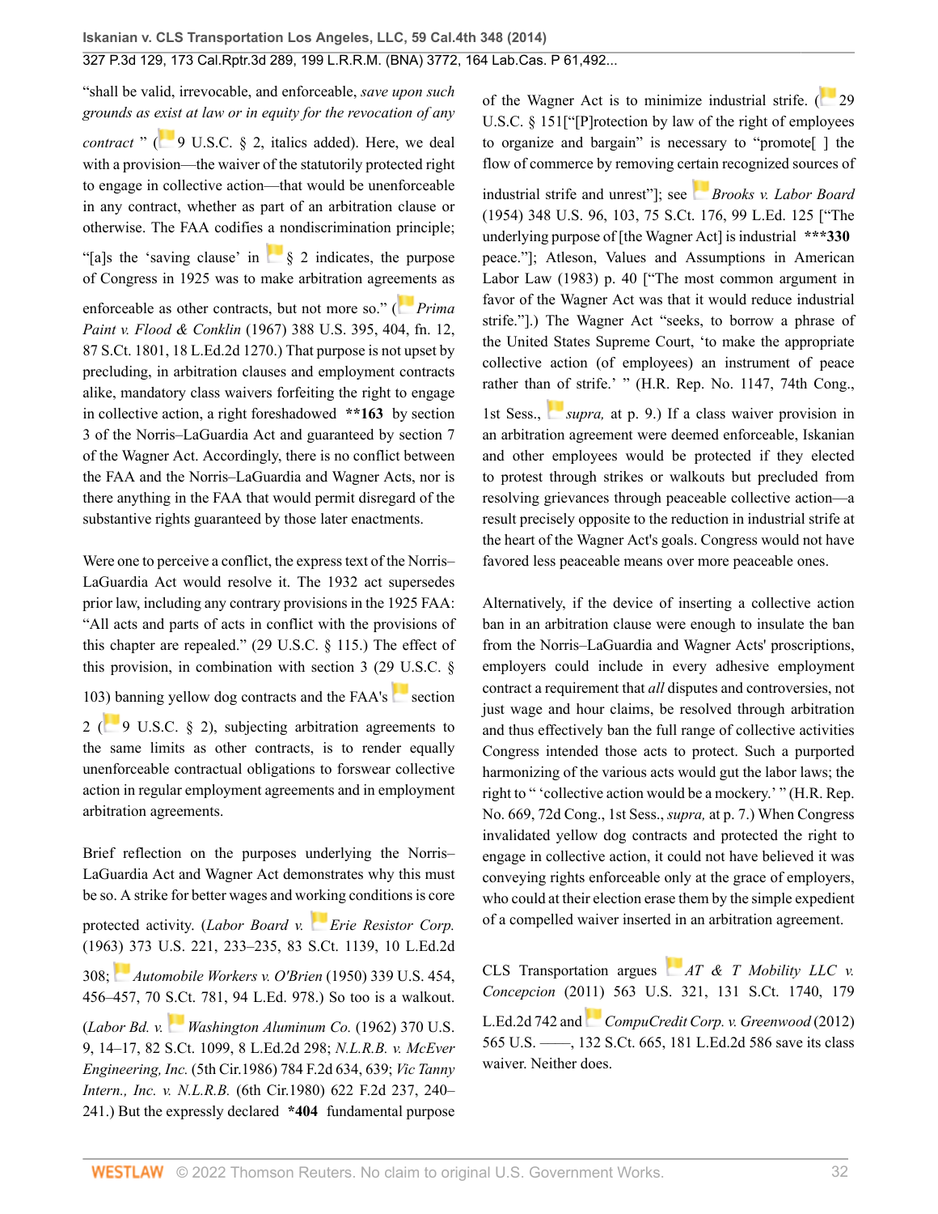"shall be valid, irrevocable, and enforceable, *save upon such grounds as exist at law or in equity for the revocation of any contract* " (9 U.S.C. § 2, italics added). Here, we deal with a provision—the waiver of the statutorily protected right to engage in collective action—that would be unenforceable in any contract, whether as part of an arbitration clause or otherwise. The FAA codifies a nondiscrimination principle; "[a]s the 'saving clause' in § 2 indicates, the purpose of Congress in 1925 was to make arbitration agreements as enforceable as other contracts, but not more so." (*Prima Paint v. Flood & Conklin* (1967) 388 U.S. 395, 404, fn. 12, 87 S.Ct. 1801, 18 L.Ed.2d 1270.) That purpose is not upset by precluding, in arbitration clauses and employment contracts alike, mandatory class waivers forfeiting the right to engage in collective action, a right foreshadowed **\*\*163** by section 3 of the Norris–LaGuardia Act and guaranteed by section 7 of the Wagner Act. Accordingly, there is no conflict between the FAA and the Norris–LaGuardia and Wagner Acts, nor is there anything in the FAA that would permit disregard of the substantive rights guaranteed by those later enactments.

Were one to perceive a conflict, the express text of the Norris–LaGuardia Act would resolve it. The 1932 act supersedes prior law, including any contrary provisions in the 1925 FAA: "All acts and parts of acts in conflict with the provisions of this chapter are repealed." (29 U.S.C. § 115.) The effect of this provision, in combination with section 3 (29 U.S.C. § 103) banning yellow dog contracts and the FAA's section 2 (9 U.S.C. § 2), subjecting arbitration agreements to the same limits as other contracts, is to render equally unenforceable contractual obligations to forswear collective action in regular employment agreements and in employment arbitration agreements.

Brief reflection on the purposes underlying the Norris–LaGuardia Act and Wagner Act demonstrates why this must be so. A strike for better wages and working conditions is core protected activity. (*Labor Board v. Erie Resistor Corp.* (1963) 373 U.S. 221, 233–235, 83 S.Ct. 1139, 10 L.Ed.2d 308; *Automobile Workers v. O'Brien* (1950) 339 U.S. 454, 456–457, 70 S.Ct. 781, 94 L.Ed. 978.) So too is a walkout. (*Labor Bd. v. Washington Aluminum Co.* (1962) 370 U.S. 9, 14–17, 82 S.Ct. 1099, 8 L.Ed.2d 298; *N.L.R.B. v. McEver Engineering, Inc.* (5th Cir.1986) 784 F.2d 634, 639; *Vic Tanny Intern., Inc. v. N.L.R.B.* (6th Cir.1980) 622 F.2d 237, 240–241.) But the expressly declared **\*404** fundamental purpose of the Wagner Act is to minimize industrial strife. (29 U.S.C. § 151["[P]rotection by law of the right of employees to organize and bargain" is necessary to "promote[ ] the flow of commerce by removing certain recognized sources of industrial strife and unrest"]; see *Brooks v. Labor Board* (1954) 348 U.S. 96, 103, 75 S.Ct. 176, 99 L.Ed. 125 ["The underlying purpose of [the Wagner Act] is industrial **\*\*\*330** peace."]; Atleson, Values and Assumptions in American Labor Law (1983) p. 40 ["The most common argument in favor of the Wagner Act was that it would reduce industrial strife."].) The Wagner Act "seeks, to borrow a phrase of the United States Supreme Court, 'to make the appropriate collective action (of employees) an instrument of peace rather than of strife.' " (H.R. Rep. No. 1147, 74th Cong., 1st Sess., *supra,* at p. 9.) If a class waiver provision in an arbitration agreement were deemed enforceable, Iskanian and other employees would be protected if they elected to protest through strikes or walkouts but precluded from resolving grievances through peaceable collective action—a result precisely opposite to the reduction in industrial strife at the heart of the Wagner Act's goals. Congress would not have favored less peaceable means over more peaceable ones.

Alternatively, if the device of inserting a collective action ban in an arbitration clause were enough to insulate the ban from the Norris–LaGuardia and Wagner Acts' proscriptions, employers could include in every adhesive employment contract a requirement that *all* disputes and controversies, not just wage and hour claims, be resolved through arbitration and thus effectively ban the full range of collective activities Congress intended those acts to protect. Such a purported harmonizing of the various acts would gut the labor laws; the right to " 'collective action would be a mockery.' " (H.R. Rep. No. 669, 72d Cong., 1st Sess., *supra,* at p. 7.) When Congress invalidated yellow dog contracts and protected the right to engage in collective action, it could not have believed it was conveying rights enforceable only at the grace of employers, who could at their election erase them by the simple expedient of a compelled waiver inserted in an arbitration agreement.

CLS Transportation argues *AT & T Mobility LLC v. Concepcion* (2011) 563 U.S. 321, 131 S.Ct. 1740, 179 L.Ed.2d 742 and *CompuCredit Corp. v. Greenwood* (2012) 565 U.S. ––––, 132 S.Ct. 665, 181 L.Ed.2d 586 save its class waiver. Neither does.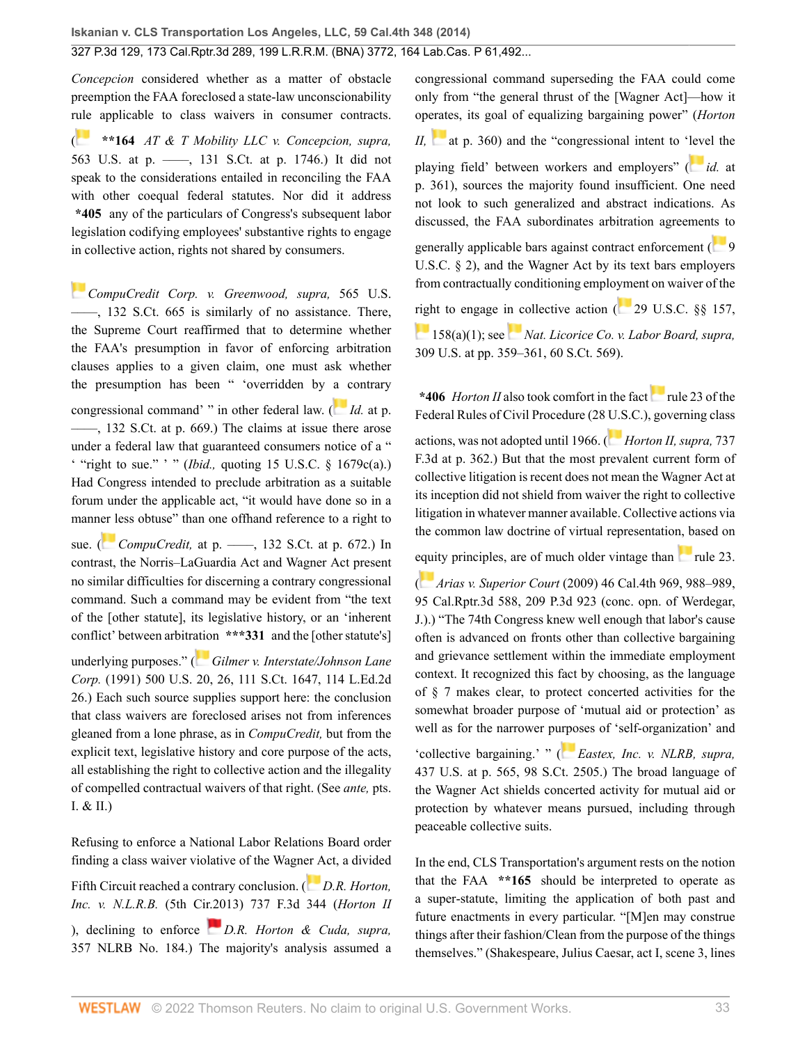*Concepcion* considered whether as a matter of obstacle preemption the FAA foreclosed a state-law unconscionability rule applicable to class waivers in consumer contracts. ( **\*\*164** *AT & T Mobility LLC v. Concepcion, supra,* 563 U.S. at p. ——, 131 S.Ct. at p. 1746.) It did not speak to the considerations entailed in reconciling the FAA with other coequal federal statutes. Nor did it address **\*405** any of the particulars of Congress's subsequent labor legislation codifying employees' substantive rights to engage in collective action, rights not shared by consumers.

*CompuCredit Corp. v. Greenwood, supra,* 565 U.S. ——, 132 S.Ct. 665 is similarly of no assistance. There, the Supreme Court reaffirmed that to determine whether the FAA's presumption in favor of enforcing arbitration clauses applies to a given claim, one must ask whether the presumption has been " 'overridden by a contrary congressional command' " in other federal law. (*Id.* at p. ——, 132 S.Ct. at p. 669.) The claims at issue there arose under a federal law that guaranteed consumers notice of a " ' "right to sue." ' " (*Ibid.,* quoting 15 U.S.C. § 1679c(a).) Had Congress intended to preclude arbitration as a suitable forum under the applicable act, "it would have done so in a manner less obtuse" than one offhand reference to a right to sue. (*CompuCredit,* at p. ——, 132 S.Ct. at p. 672.) In contrast, the Norris–LaGuardia Act and Wagner Act present no similar difficulties for discerning a contrary congressional command. Such a command may be evident from "the text of the [other statute], its legislative history, or an 'inherent conflict' between arbitration **\*\*\*331** and the [other statute's] underlying purposes." (*Gilmer v. Interstate/Johnson Lane Corp.* (1991) 500 U.S. 20, 26, 111 S.Ct. 1647, 114 L.Ed.2d 26.) Each such source supplies support here: the conclusion that class waivers are foreclosed arises not from inferences gleaned from a lone phrase, as in *CompuCredit,* but from the explicit text, legislative history and core purpose of the acts, all establishing the right to collective action and the illegality of compelled contractual waivers of that right. (See *ante,* pts. I. & II.)

Refusing to enforce a National Labor Relations Board order finding a class waiver violative of the Wagner Act, a divided Fifth Circuit reached a contrary conclusion. (*D.R. Horton, Inc. v. N.L.R.B.* (5th Cir.2013) 737 F.3d 344 (*Horton II*), declining to enforce *D.R. Horton & Cuda, supra,* 357 NLRB No. 184.) The majority's analysis assumed a congressional command superseding the FAA could come only from "the general thrust of the [Wagner Act]—how it operates, its goal of equalizing bargaining power" (*Horton II,* at p. 360) and the "congressional intent to 'level the playing field' between workers and employers" (*id.* at p. 361), sources the majority found insufficient. One need not look to such generalized and abstract indications. As discussed, the FAA subordinates arbitration agreements to generally applicable bars against contract enforcement (9 U.S.C. § 2), and the Wagner Act by its text bars employers from contractually conditioning employment on waiver of the right to engage in collective action (29 U.S.C. §§ 157, 158(a)(1); see *Nat. Licorice Co. v. Labor Board, supra,* 309 U.S. at pp. 359–361, 60 S.Ct. 569).

**\*406** *Horton II* also took comfort in the fact rule 23 of the Federal Rules of Civil Procedure (28 U.S.C.), governing class actions, was not adopted until 1966. (*Horton II, supra,* 737 F.3d at p. 362.) But that the most prevalent current form of collective litigation is recent does not mean the Wagner Act at its inception did not shield from waiver the right to collective litigation in whatever manner available. Collective actions via the common law doctrine of virtual representation, based on equity principles, are of much older vintage than rule 23. (*Arias v. Superior Court* (2009) 46 Cal.4th 969, 988–989, 95 Cal.Rptr.3d 588, 209 P.3d 923 (conc. opn. of Werdegar, J.).) "The 74th Congress knew well enough that labor's cause often is advanced on fronts other than collective bargaining and grievance settlement within the immediate employment context. It recognized this fact by choosing, as the language of § 7 makes clear, to protect concerted activities for the somewhat broader purpose of 'mutual aid or protection' as well as for the narrower purposes of 'self-organization' and 'collective bargaining.' " (*Eastex, Inc. v. NLRB, supra,* 437 U.S. at p. 565, 98 S.Ct. 2505.) The broad language of the Wagner Act shields concerted activity for mutual aid or protection by whatever means pursued, including through peaceable collective suits.

In the end, CLS Transportation's argument rests on the notion that the FAA **\*\*165** should be interpreted to operate as a super-statute, limiting the application of both past and future enactments in every particular. "[M]en may construe things after their fashion/Clean from the purpose of the things themselves." (Shakespeare, Julius Caesar, act I, scene 3, lines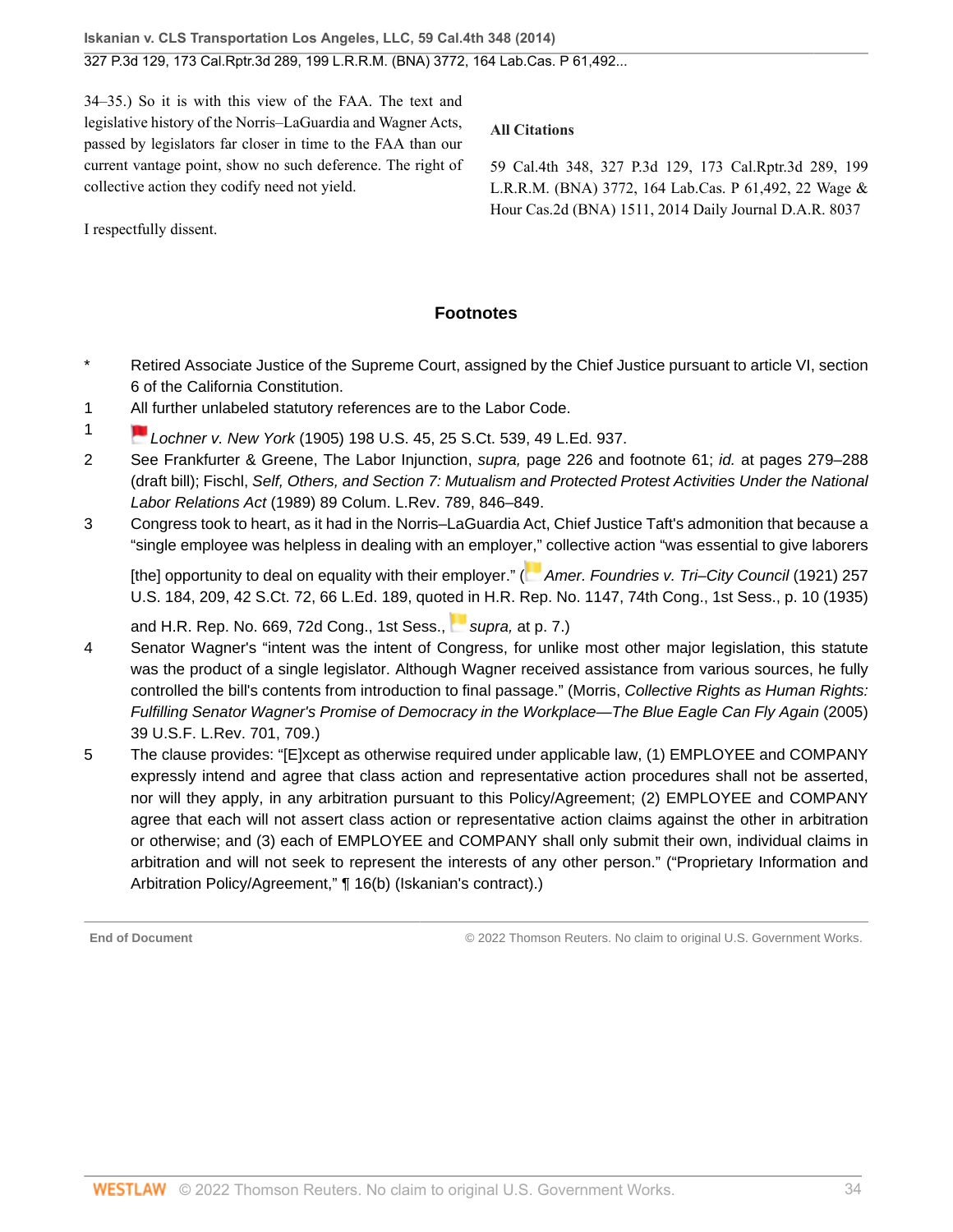34–35.) So it is with this view of the FAA. The text and legislative history of the Norris–LaGuardia and Wagner Acts, passed by legislators far closer in time to the FAA than our current vantage point, show no such deference. The right of collective action they codify need not yield.

I respectfully dissent.

**All Citations**

59 Cal.4th 348, 327 P.3d 129, 173 Cal.Rptr.3d 289, 199 L.R.R.M. (BNA) 3772, 164 Lab.Cas. P 61,492, 22 Wage & Hour Cas.2d (BNA) 1511, 2014 Daily Journal D.A.R. 8037

## Footnotes

\* Retired Associate Justice of the Supreme Court, assigned by the Chief Justice pursuant to article VI, section 6 of the California Constitution.

1 All further unlabeled statutory references are to the Labor Code.

1 *Lochner v. New York* (1905) 198 U.S. 45, 25 S.Ct. 539, 49 L.Ed. 937.

2 See Frankfurter & Greene, The Labor Injunction, *supra,* page 226 and footnote 61; *id.* at pages 279–288 (draft bill); Fischl, *Self, Others, and Section 7: Mutualism and Protected Protest Activities Under the National Labor Relations Act* (1989) 89 Colum. L.Rev. 789, 846–849.

3 Congress took to heart, as it had in the Norris–LaGuardia Act, Chief Justice Taft's admonition that because a "single employee was helpless in dealing with an employer," collective action "was essential to give laborers [the] opportunity to deal on equality with their employer." (*Amer. Foundries v. Tri–City Council* (1921) 257 U.S. 184, 209, 42 S.Ct. 72, 66 L.Ed. 189, quoted in H.R. Rep. No. 1147, 74th Cong., 1st Sess., p. 10 (1935) and H.R. Rep. No. 669, 72d Cong., 1st Sess., *supra,* at p. 7.)

4 Senator Wagner's "intent was the intent of Congress, for unlike most other major legislation, this statute was the product of a single legislator. Although Wagner received assistance from various sources, he fully controlled the bill's contents from introduction to final passage." (Morris, *Collective Rights as Human Rights: Fulfilling Senator Wagner's Promise of Democracy in the Workplace—The Blue Eagle Can Fly Again* (2005) 39 U.S.F. L.Rev. 701, 709.)

5 The clause provides: "[E]xcept as otherwise required under applicable law, (1) EMPLOYEE and COMPANY expressly intend and agree that class action and representative action procedures shall not be asserted, nor will they apply, in any arbitration pursuant to this Policy/Agreement; (2) EMPLOYEE and COMPANY agree that each will not assert class action or representative action claims against the other in arbitration or otherwise; and (3) each of EMPLOYEE and COMPANY shall only submit their own, individual claims in arbitration and will not seek to represent the interests of any other person." ("Proprietary Information and Arbitration Policy/Agreement," ¶ 16(b) (Iskanian's contract).)

End of Document © 2022 Thomson Reuters. No claim to original U.S. Government Works.